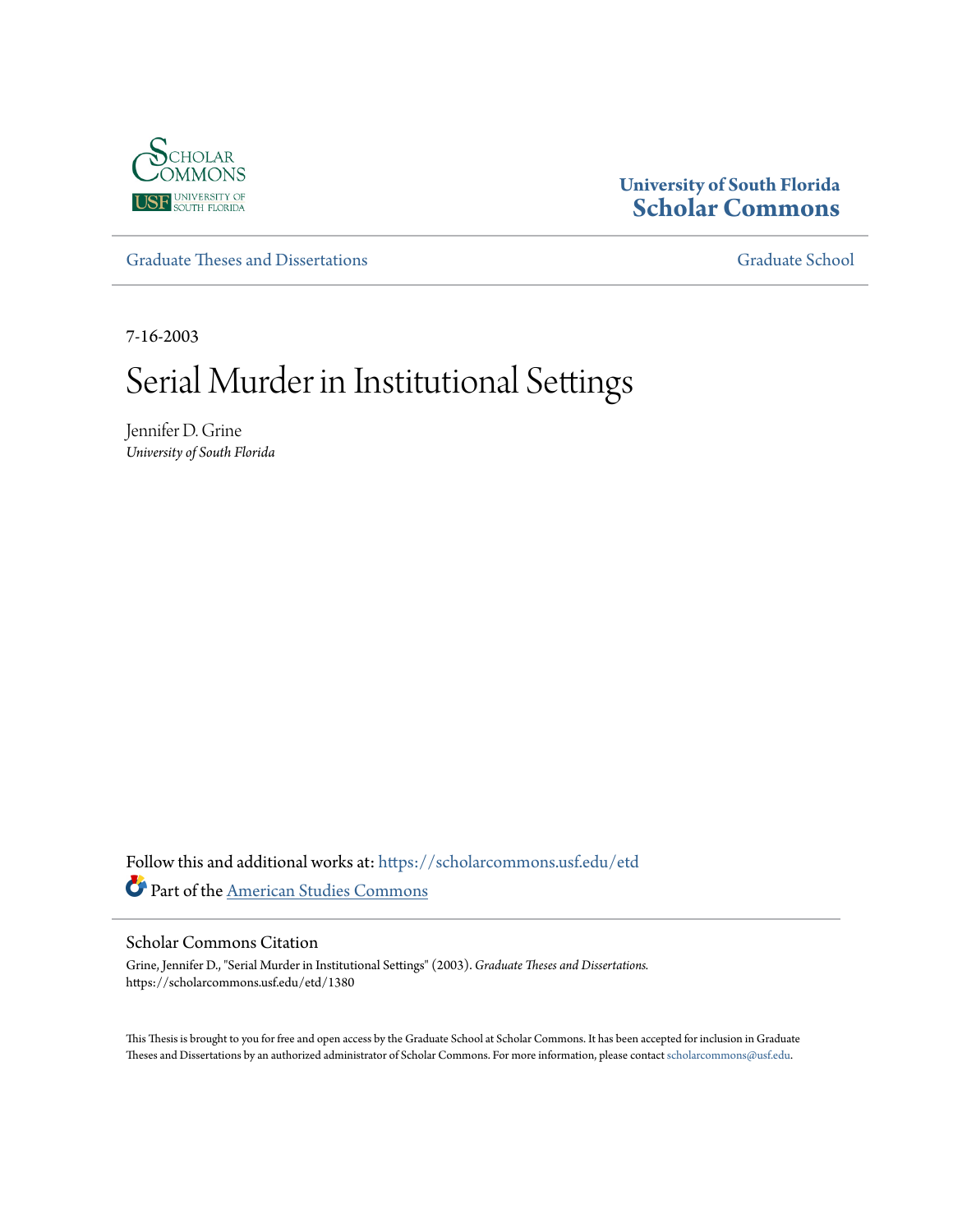University of South Florida
Scholar Commons

Graduate Theses and Dissertations

Graduate School

7-16-2003

# Serial Murder in Institutional Settings

Jennifer D. Grine
*University of South Florida*

Follow this and additional works at: https://scholarcommons.usf.edu/etd

Part of the American Studies Commons

## Scholar Commons Citation

Grine, Jennifer D., "Serial Murder in Institutional Settings" (2003). *Graduate Theses and Dissertations.* https://scholarcommons.usf.edu/etd/1380

This Thesis is brought to you for free and open access by the Graduate School at Scholar Commons. It has been accepted for inclusion in Graduate Theses and Dissertations by an authorized administrator of Scholar Commons. For more information, please contact scholarcommons@usf.edu.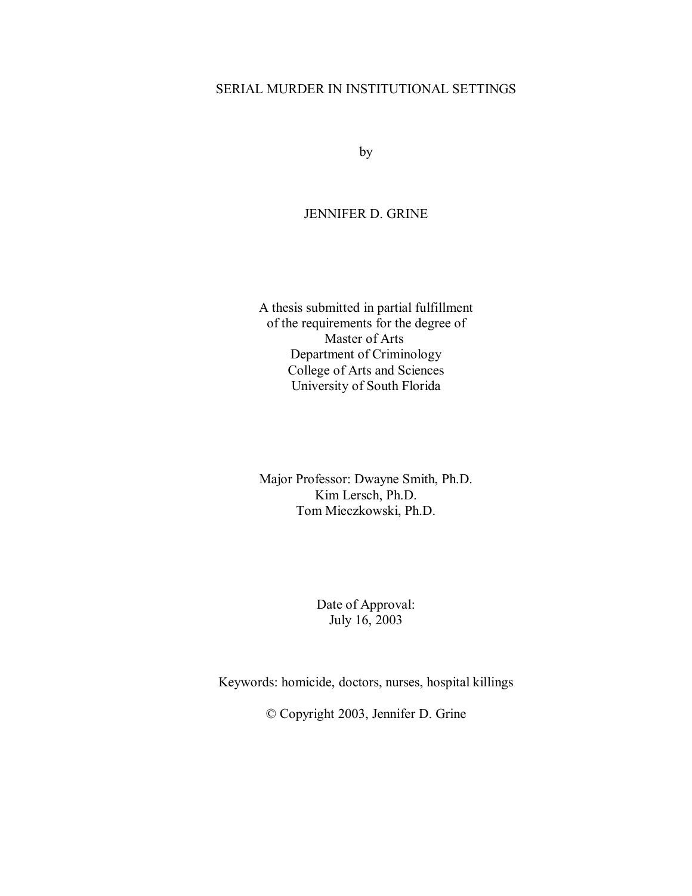# SERIAL MURDER IN INSTITUTIONAL SETTINGS

by

JENNIFER D. GRINE

A thesis submitted in partial fulfillment
of the requirements for the degree of
Master of Arts
Department of Criminology
College of Arts and Sciences
University of South Florida

Major Professor: Dwayne Smith, Ph.D.
Kim Lersch, Ph.D.
Tom Mieczkowski, Ph.D.

Date of Approval:
July 16, 2003

Keywords: homicide, doctors, nurses, hospital killings

© Copyright 2003, Jennifer D. Grine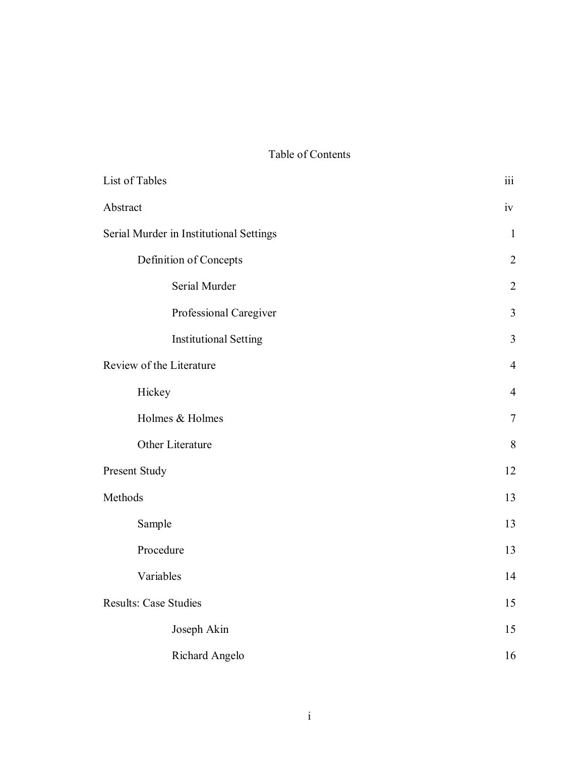# Table of Contents

| | |
|---|---|
| List of Tables | iii |
| Abstract | iv |
| Serial Murder in Institutional Settings | 1 |
| &nbsp;&nbsp;&nbsp;&nbsp;Definition of Concepts | 2 |
| &nbsp;&nbsp;&nbsp;&nbsp;&nbsp;&nbsp;&nbsp;&nbsp;Serial Murder | 2 |
| &nbsp;&nbsp;&nbsp;&nbsp;&nbsp;&nbsp;&nbsp;&nbsp;Professional Caregiver | 3 |
| &nbsp;&nbsp;&nbsp;&nbsp;&nbsp;&nbsp;&nbsp;&nbsp;Institutional Setting | 3 |
| Review of the Literature | 4 |
| &nbsp;&nbsp;&nbsp;&nbsp;Hickey | 4 |
| &nbsp;&nbsp;&nbsp;&nbsp;Holmes & Holmes | 7 |
| &nbsp;&nbsp;&nbsp;&nbsp;Other Literature | 8 |
| Present Study | 12 |
| Methods | 13 |
| &nbsp;&nbsp;&nbsp;&nbsp;Sample | 13 |
| &nbsp;&nbsp;&nbsp;&nbsp;Procedure | 13 |
| &nbsp;&nbsp;&nbsp;&nbsp;Variables | 14 |
| Results: Case Studies | 15 |
| &nbsp;&nbsp;&nbsp;&nbsp;&nbsp;&nbsp;&nbsp;&nbsp;Joseph Akin | 15 |
| &nbsp;&nbsp;&nbsp;&nbsp;&nbsp;&nbsp;&nbsp;&nbsp;Richard Angelo | 16 |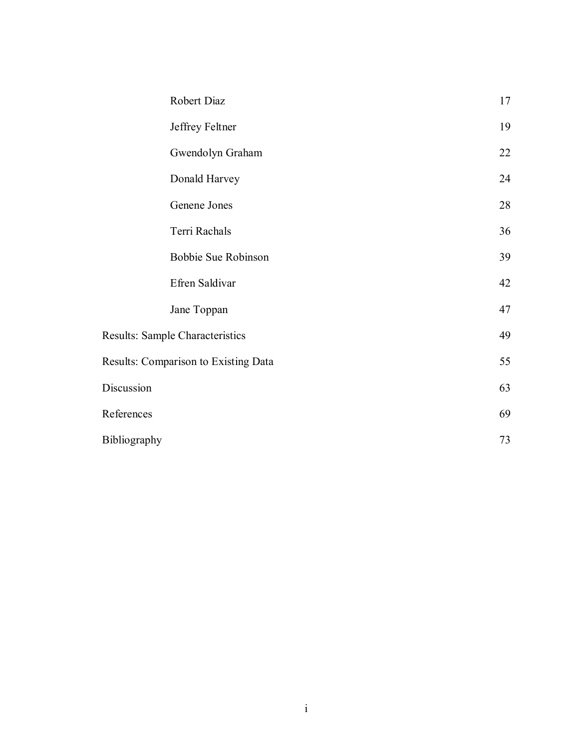| | |
|---|---|
| Robert Diaz | 17 |
| Jeffrey Feltner | 19 |
| Gwendolyn Graham | 22 |
| Donald Harvey | 24 |
| Genene Jones | 28 |
| Terri Rachals | 36 |
| Bobbie Sue Robinson | 39 |
| Efren Saldivar | 42 |
| Jane Toppan | 47 |
| Results: Sample Characteristics | 49 |
| Results: Comparison to Existing Data | 55 |
| Discussion | 63 |
| References | 69 |
| Bibliography | 73 |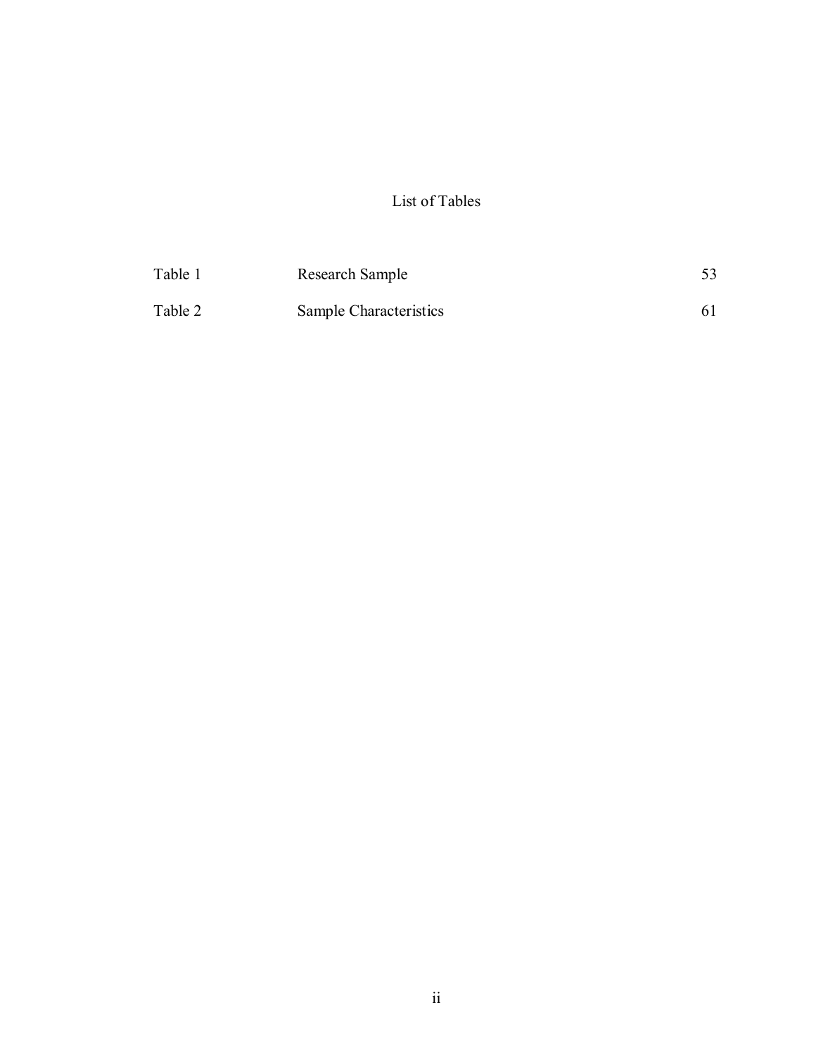# List of Tables

| | | |
|---|---|---|
| Table 1 | Research Sample | 53 |
| Table 2 | Sample Characteristics | 61 |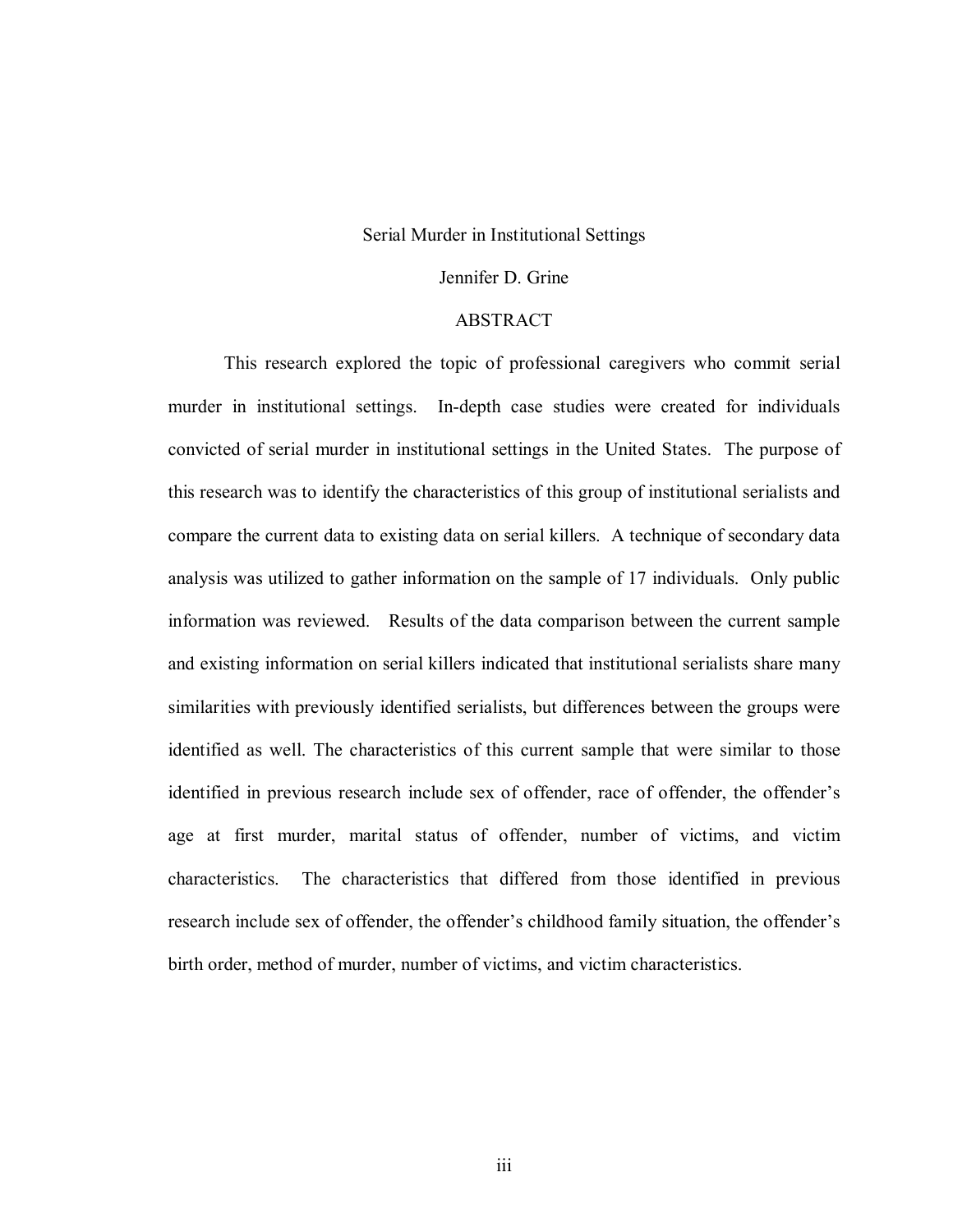Serial Murder in Institutional Settings

Jennifer D. Grine

## ABSTRACT

This research explored the topic of professional caregivers who commit serial murder in institutional settings. In-depth case studies were created for individuals convicted of serial murder in institutional settings in the United States. The purpose of this research was to identify the characteristics of this group of institutional serialists and compare the current data to existing data on serial killers. A technique of secondary data analysis was utilized to gather information on the sample of 17 individuals. Only public information was reviewed. Results of the data comparison between the current sample and existing information on serial killers indicated that institutional serialists share many similarities with previously identified serialists, but differences between the groups were identified as well. The characteristics of this current sample that were similar to those identified in previous research include sex of offender, race of offender, the offender's age at first murder, marital status of offender, number of victims, and victim characteristics. The characteristics that differed from those identified in previous research include sex of offender, the offender's childhood family situation, the offender's birth order, method of murder, number of victims, and victim characteristics.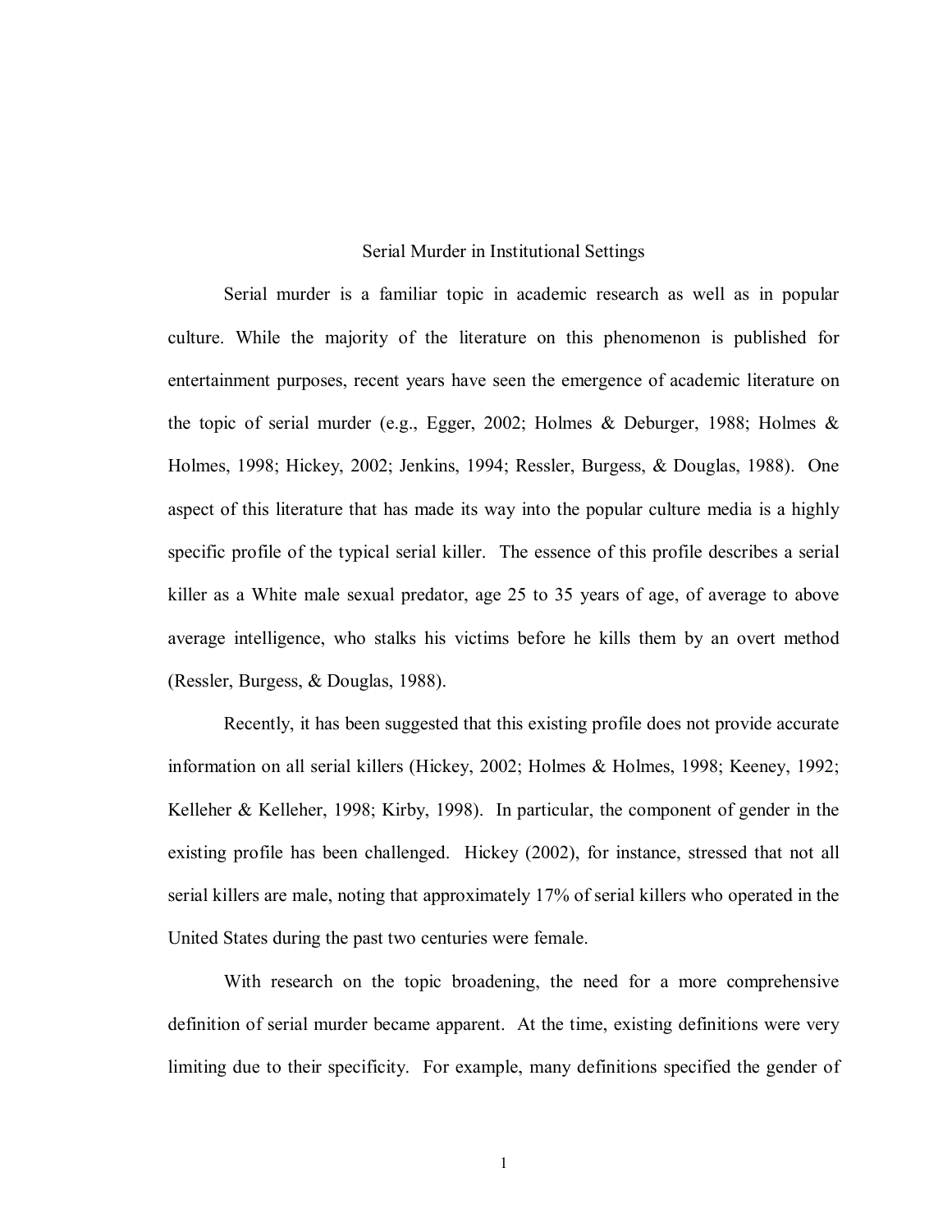# Serial Murder in Institutional Settings

Serial murder is a familiar topic in academic research as well as in popular culture. While the majority of the literature on this phenomenon is published for entertainment purposes, recent years have seen the emergence of academic literature on the topic of serial murder (e.g., Egger, 2002; Holmes & Deburger, 1988; Holmes & Holmes, 1998; Hickey, 2002; Jenkins, 1994; Ressler, Burgess, & Douglas, 1988). One aspect of this literature that has made its way into the popular culture media is a highly specific profile of the typical serial killer. The essence of this profile describes a serial killer as a White male sexual predator, age 25 to 35 years of age, of average to above average intelligence, who stalks his victims before he kills them by an overt method (Ressler, Burgess, & Douglas, 1988).

Recently, it has been suggested that this existing profile does not provide accurate information on all serial killers (Hickey, 2002; Holmes & Holmes, 1998; Keeney, 1992; Kelleher & Kelleher, 1998; Kirby, 1998). In particular, the component of gender in the existing profile has been challenged. Hickey (2002), for instance, stressed that not all serial killers are male, noting that approximately 17% of serial killers who operated in the United States during the past two centuries were female.

With research on the topic broadening, the need for a more comprehensive definition of serial murder became apparent. At the time, existing definitions were very limiting due to their specificity. For example, many definitions specified the gender of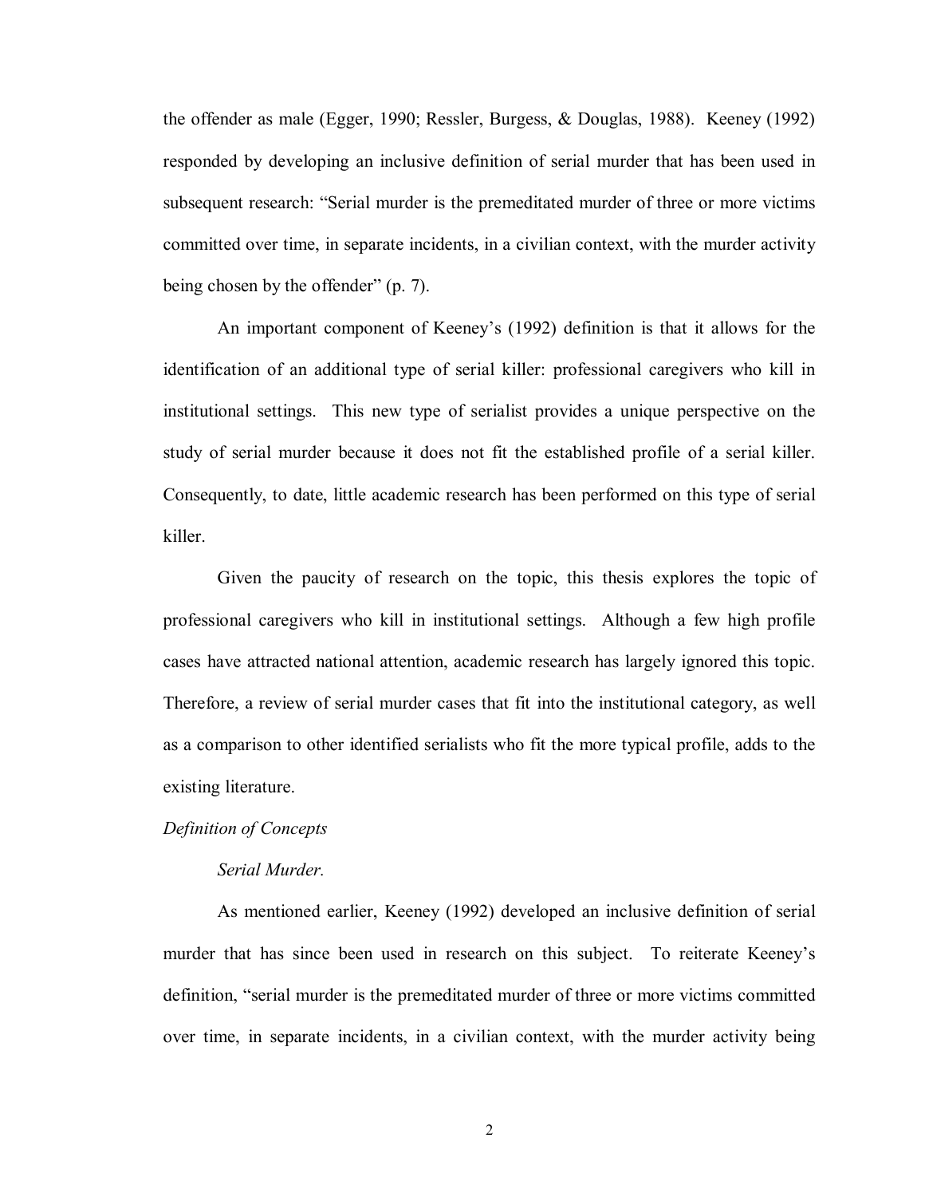the offender as male (Egger, 1990; Ressler, Burgess, & Douglas, 1988). Keeney (1992) responded by developing an inclusive definition of serial murder that has been used in subsequent research: "Serial murder is the premeditated murder of three or more victims committed over time, in separate incidents, in a civilian context, with the murder activity being chosen by the offender" (p. 7).

An important component of Keeney's (1992) definition is that it allows for the identification of an additional type of serial killer: professional caregivers who kill in institutional settings. This new type of serialist provides a unique perspective on the study of serial murder because it does not fit the established profile of a serial killer. Consequently, to date, little academic research has been performed on this type of serial killer.

Given the paucity of research on the topic, this thesis explores the topic of professional caregivers who kill in institutional settings. Although a few high profile cases have attracted national attention, academic research has largely ignored this topic. Therefore, a review of serial murder cases that fit into the institutional category, as well as a comparison to other identified serialists who fit the more typical profile, adds to the existing literature.

### *Definition of Concepts*

#### *Serial Murder.*

As mentioned earlier, Keeney (1992) developed an inclusive definition of serial murder that has since been used in research on this subject. To reiterate Keeney's definition, "serial murder is the premeditated murder of three or more victims committed over time, in separate incidents, in a civilian context, with the murder activity being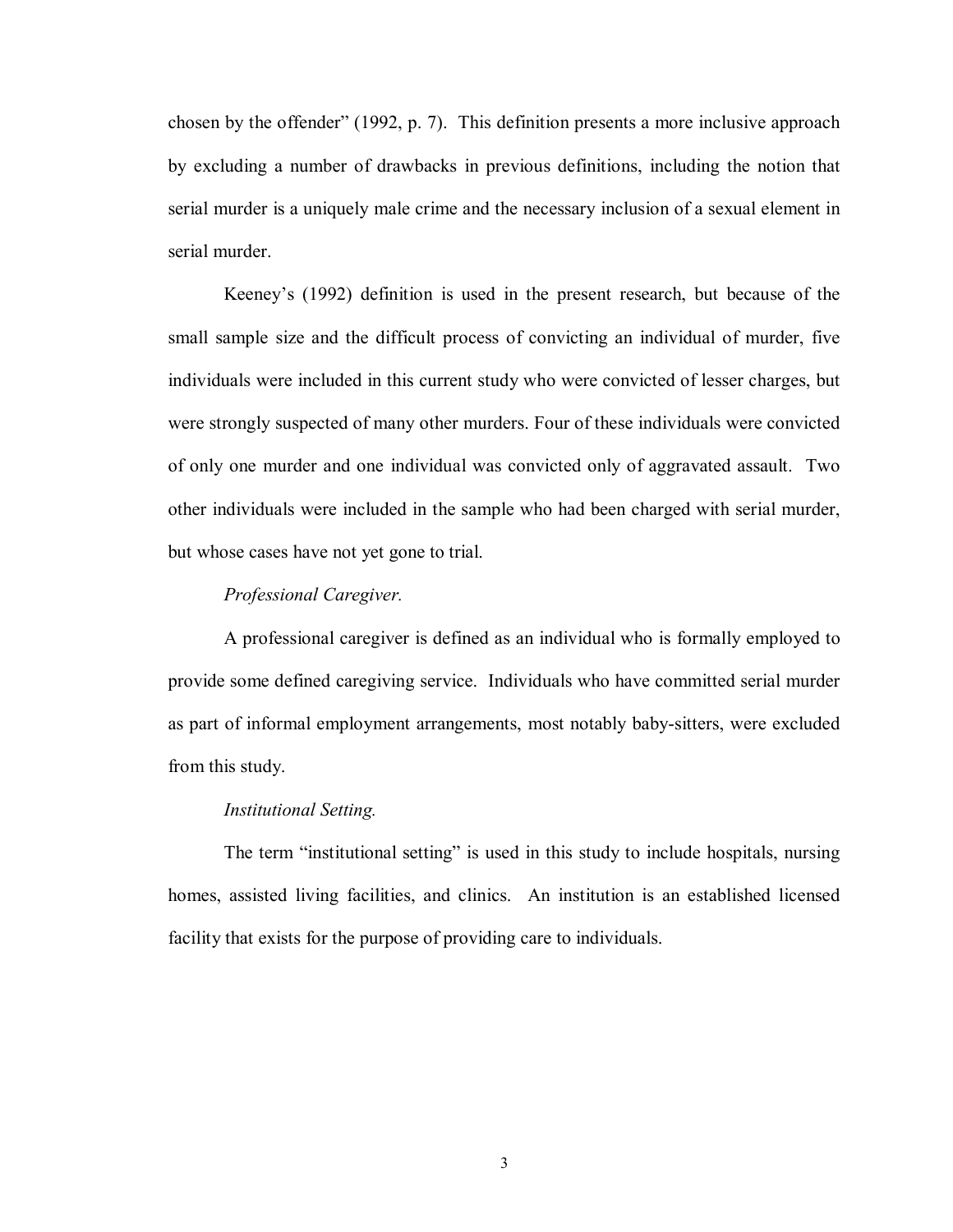chosen by the offender" (1992, p. 7). This definition presents a more inclusive approach by excluding a number of drawbacks in previous definitions, including the notion that serial murder is a uniquely male crime and the necessary inclusion of a sexual element in serial murder.

Keeney's (1992) definition is used in the present research, but because of the small sample size and the difficult process of convicting an individual of murder, five individuals were included in this current study who were convicted of lesser charges, but were strongly suspected of many other murders. Four of these individuals were convicted of only one murder and one individual was convicted only of aggravated assault. Two other individuals were included in the sample who had been charged with serial murder, but whose cases have not yet gone to trial.

*Professional Caregiver.*

A professional caregiver is defined as an individual who is formally employed to provide some defined caregiving service. Individuals who have committed serial murder as part of informal employment arrangements, most notably baby-sitters, were excluded from this study.

*Institutional Setting.*

The term "institutional setting" is used in this study to include hospitals, nursing homes, assisted living facilities, and clinics. An institution is an established licensed facility that exists for the purpose of providing care to individuals.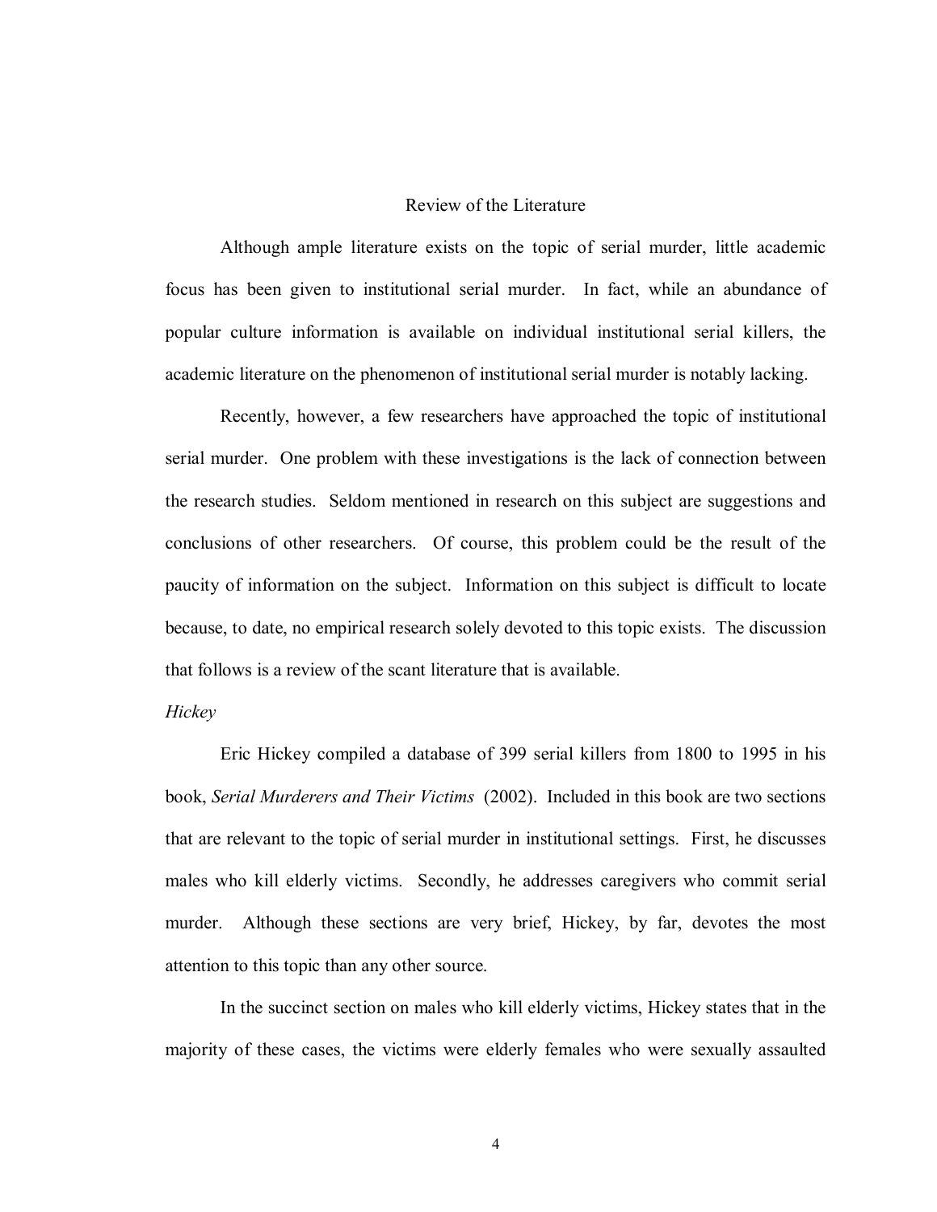## Review of the Literature

Although ample literature exists on the topic of serial murder, little academic focus has been given to institutional serial murder. In fact, while an abundance of popular culture information is available on individual institutional serial killers, the academic literature on the phenomenon of institutional serial murder is notably lacking.

Recently, however, a few researchers have approached the topic of institutional serial murder. One problem with these investigations is the lack of connection between the research studies. Seldom mentioned in research on this subject are suggestions and conclusions of other researchers. Of course, this problem could be the result of the paucity of information on the subject. Information on this subject is difficult to locate because, to date, no empirical research solely devoted to this topic exists. The discussion that follows is a review of the scant literature that is available.

### *Hickey*

Eric Hickey compiled a database of 399 serial killers from 1800 to 1995 in his book, *Serial Murderers and Their Victims* (2002). Included in this book are two sections that are relevant to the topic of serial murder in institutional settings. First, he discusses males who kill elderly victims. Secondly, he addresses caregivers who commit serial murder. Although these sections are very brief, Hickey, by far, devotes the most attention to this topic than any other source.

In the succinct section on males who kill elderly victims, Hickey states that in the majority of these cases, the victims were elderly females who were sexually assaulted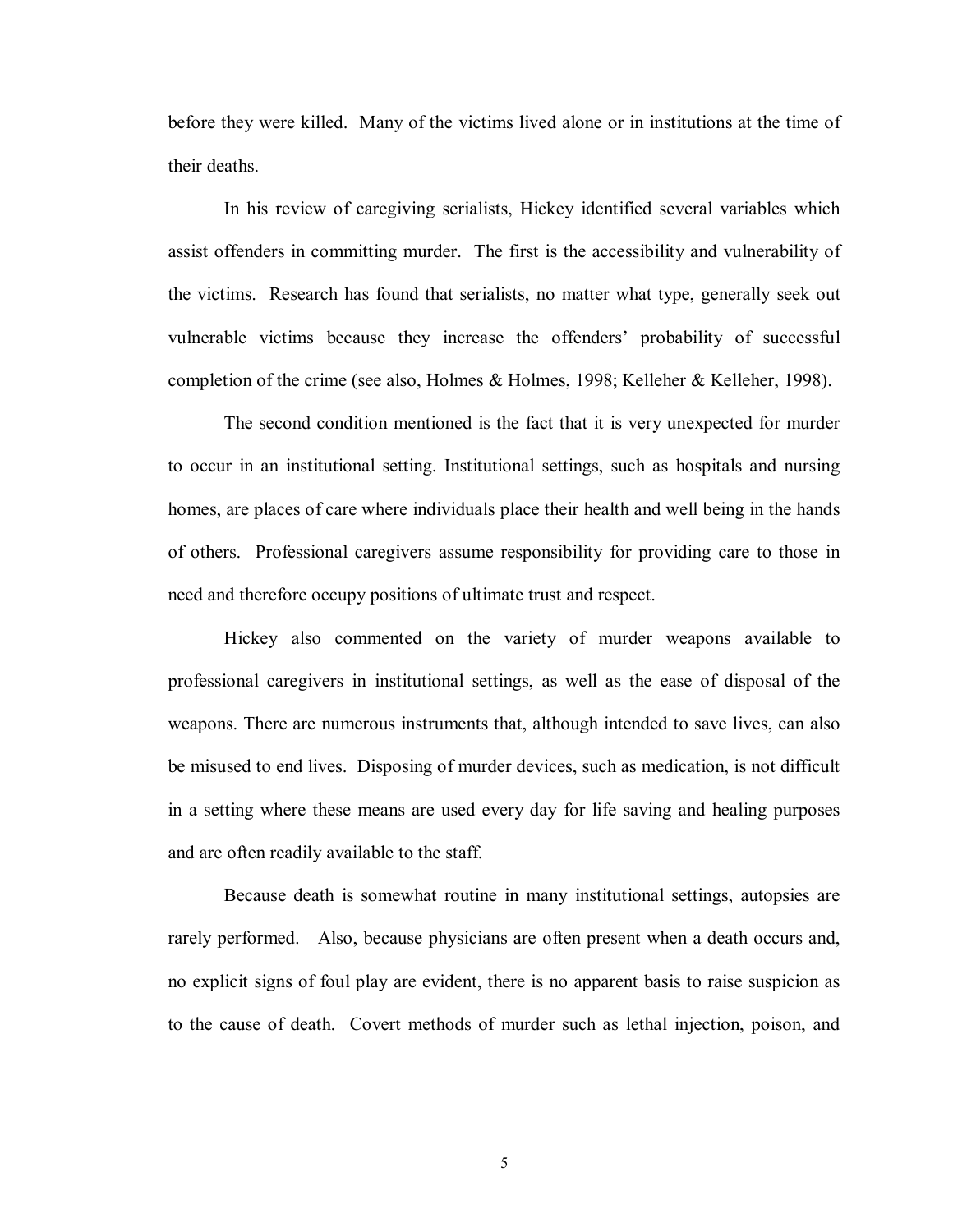before they were killed. Many of the victims lived alone or in institutions at the time of their deaths.

In his review of caregiving serialists, Hickey identified several variables which assist offenders in committing murder. The first is the accessibility and vulnerability of the victims. Research has found that serialists, no matter what type, generally seek out vulnerable victims because they increase the offenders' probability of successful completion of the crime (see also, Holmes & Holmes, 1998; Kelleher & Kelleher, 1998).

The second condition mentioned is the fact that it is very unexpected for murder to occur in an institutional setting. Institutional settings, such as hospitals and nursing homes, are places of care where individuals place their health and well being in the hands of others. Professional caregivers assume responsibility for providing care to those in need and therefore occupy positions of ultimate trust and respect.

Hickey also commented on the variety of murder weapons available to professional caregivers in institutional settings, as well as the ease of disposal of the weapons. There are numerous instruments that, although intended to save lives, can also be misused to end lives. Disposing of murder devices, such as medication, is not difficult in a setting where these means are used every day for life saving and healing purposes and are often readily available to the staff.

Because death is somewhat routine in many institutional settings, autopsies are rarely performed. Also, because physicians are often present when a death occurs and, no explicit signs of foul play are evident, there is no apparent basis to raise suspicion as to the cause of death. Covert methods of murder such as lethal injection, poison, and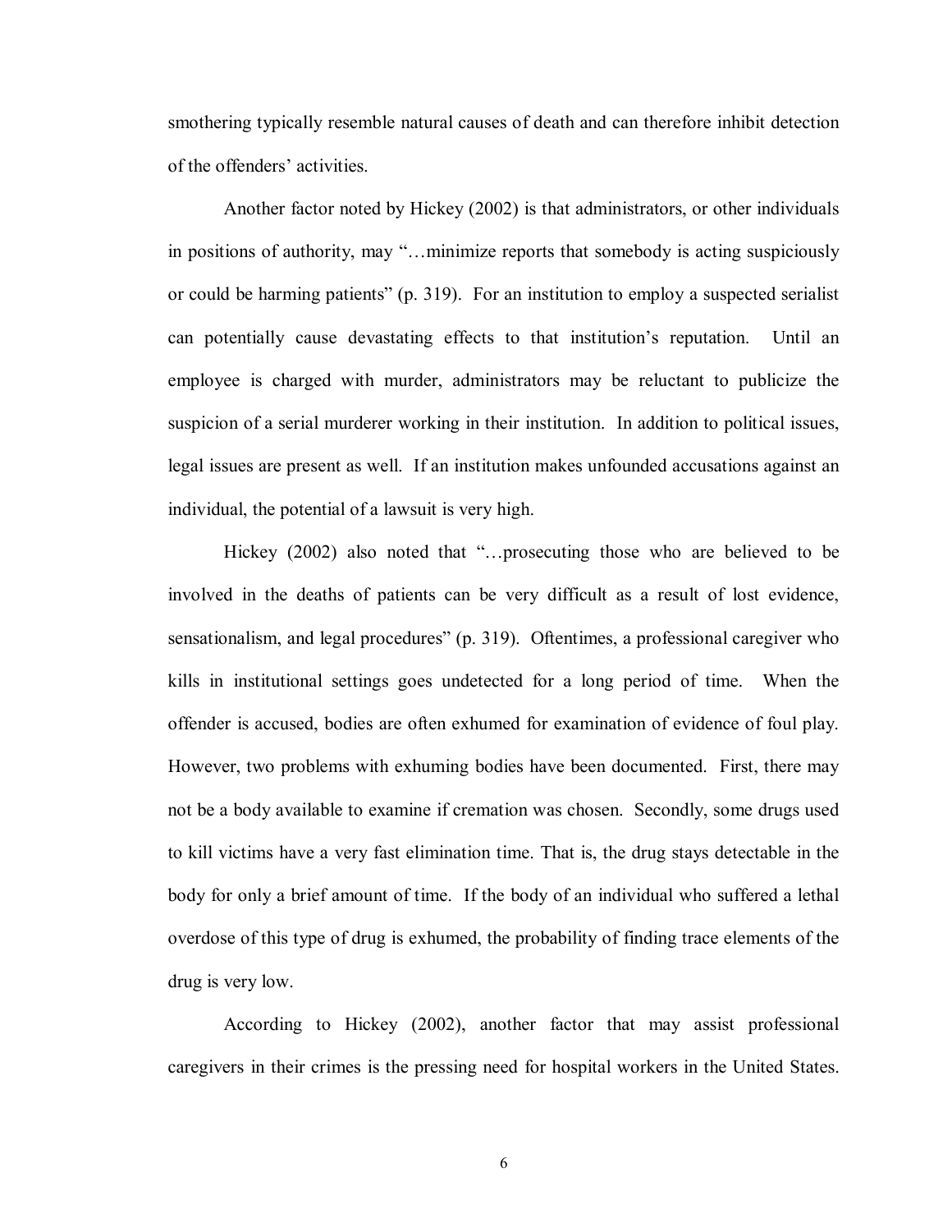smothering typically resemble natural causes of death and can therefore inhibit detection of the offenders' activities.

Another factor noted by Hickey (2002) is that administrators, or other individuals in positions of authority, may "…minimize reports that somebody is acting suspiciously or could be harming patients" (p. 319). For an institution to employ a suspected serialist can potentially cause devastating effects to that institution's reputation. Until an employee is charged with murder, administrators may be reluctant to publicize the suspicion of a serial murderer working in their institution. In addition to political issues, legal issues are present as well. If an institution makes unfounded accusations against an individual, the potential of a lawsuit is very high.

Hickey (2002) also noted that "…prosecuting those who are believed to be involved in the deaths of patients can be very difficult as a result of lost evidence, sensationalism, and legal procedures" (p. 319). Oftentimes, a professional caregiver who kills in institutional settings goes undetected for a long period of time. When the offender is accused, bodies are often exhumed for examination of evidence of foul play. However, two problems with exhuming bodies have been documented. First, there may not be a body available to examine if cremation was chosen. Secondly, some drugs used to kill victims have a very fast elimination time. That is, the drug stays detectable in the body for only a brief amount of time. If the body of an individual who suffered a lethal overdose of this type of drug is exhumed, the probability of finding trace elements of the drug is very low.

According to Hickey (2002), another factor that may assist professional caregivers in their crimes is the pressing need for hospital workers in the United States.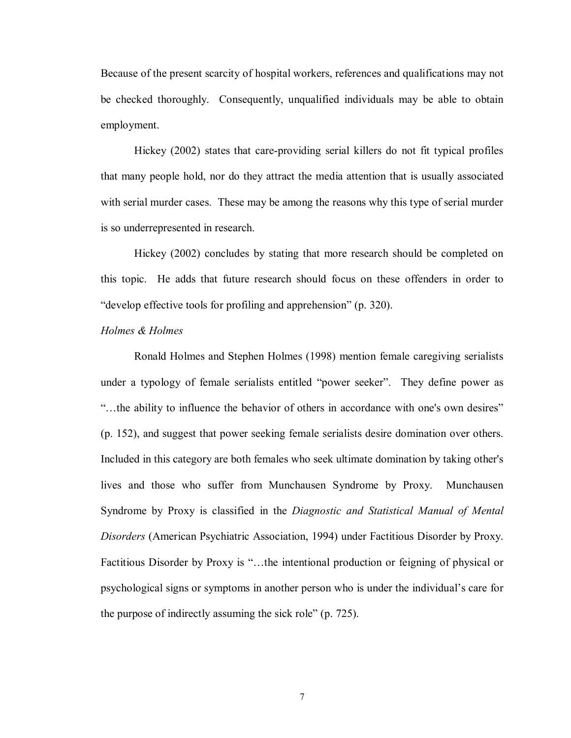Because of the present scarcity of hospital workers, references and qualifications may not be checked thoroughly. Consequently, unqualified individuals may be able to obtain employment.

Hickey (2002) states that care-providing serial killers do not fit typical profiles that many people hold, nor do they attract the media attention that is usually associated with serial murder cases. These may be among the reasons why this type of serial murder is so underrepresented in research.

Hickey (2002) concludes by stating that more research should be completed on this topic. He adds that future research should focus on these offenders in order to "develop effective tools for profiling and apprehension" (p. 320).

*Holmes & Holmes*

Ronald Holmes and Stephen Holmes (1998) mention female caregiving serialists under a typology of female serialists entitled "power seeker". They define power as "…the ability to influence the behavior of others in accordance with one's own desires" (p. 152), and suggest that power seeking female serialists desire domination over others. Included in this category are both females who seek ultimate domination by taking other's lives and those who suffer from Munchausen Syndrome by Proxy. Munchausen Syndrome by Proxy is classified in the *Diagnostic and Statistical Manual of Mental Disorders* (American Psychiatric Association, 1994) under Factitious Disorder by Proxy. Factitious Disorder by Proxy is "…the intentional production or feigning of physical or psychological signs or symptoms in another person who is under the individual's care for the purpose of indirectly assuming the sick role" (p. 725).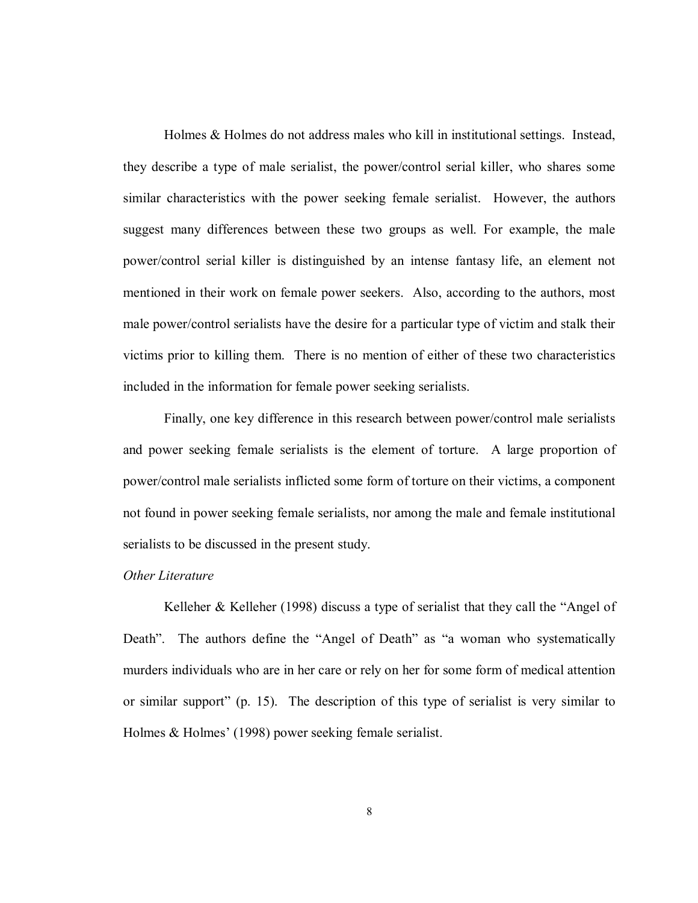Holmes & Holmes do not address males who kill in institutional settings. Instead, they describe a type of male serialist, the power/control serial killer, who shares some similar characteristics with the power seeking female serialist. However, the authors suggest many differences between these two groups as well. For example, the male power/control serial killer is distinguished by an intense fantasy life, an element not mentioned in their work on female power seekers. Also, according to the authors, most male power/control serialists have the desire for a particular type of victim and stalk their victims prior to killing them. There is no mention of either of these two characteristics included in the information for female power seeking serialists.

Finally, one key difference in this research between power/control male serialists and power seeking female serialists is the element of torture. A large proportion of power/control male serialists inflicted some form of torture on their victims, a component not found in power seeking female serialists, nor among the male and female institutional serialists to be discussed in the present study.

*Other Literature*

Kelleher & Kelleher (1998) discuss a type of serialist that they call the "Angel of Death". The authors define the "Angel of Death" as "a woman who systematically murders individuals who are in her care or rely on her for some form of medical attention or similar support" (p. 15). The description of this type of serialist is very similar to Holmes & Holmes' (1998) power seeking female serialist.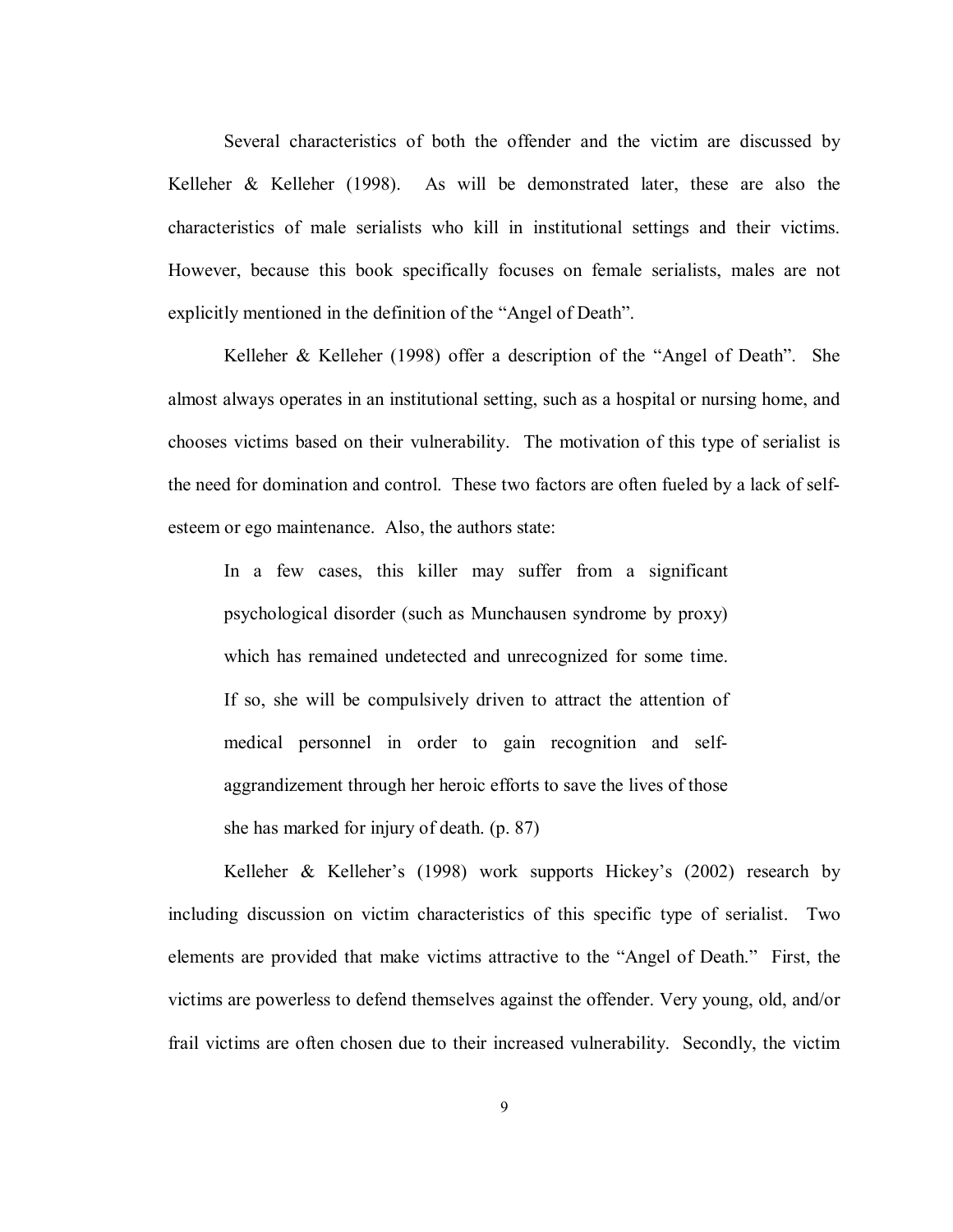Several characteristics of both the offender and the victim are discussed by Kelleher & Kelleher (1998). As will be demonstrated later, these are also the characteristics of male serialists who kill in institutional settings and their victims. However, because this book specifically focuses on female serialists, males are not explicitly mentioned in the definition of the "Angel of Death".

Kelleher & Kelleher (1998) offer a description of the "Angel of Death". She almost always operates in an institutional setting, such as a hospital or nursing home, and chooses victims based on their vulnerability. The motivation of this type of serialist is the need for domination and control. These two factors are often fueled by a lack of self-esteem or ego maintenance. Also, the authors state:

> In a few cases, this killer may suffer from a significant psychological disorder (such as Munchausen syndrome by proxy) which has remained undetected and unrecognized for some time. If so, she will be compulsively driven to attract the attention of medical personnel in order to gain recognition and self-aggrandizement through her heroic efforts to save the lives of those she has marked for injury of death. (p. 87)

Kelleher & Kelleher's (1998) work supports Hickey's (2002) research by including discussion on victim characteristics of this specific type of serialist. Two elements are provided that make victims attractive to the "Angel of Death." First, the victims are powerless to defend themselves against the offender. Very young, old, and/or frail victims are often chosen due to their increased vulnerability. Secondly, the victim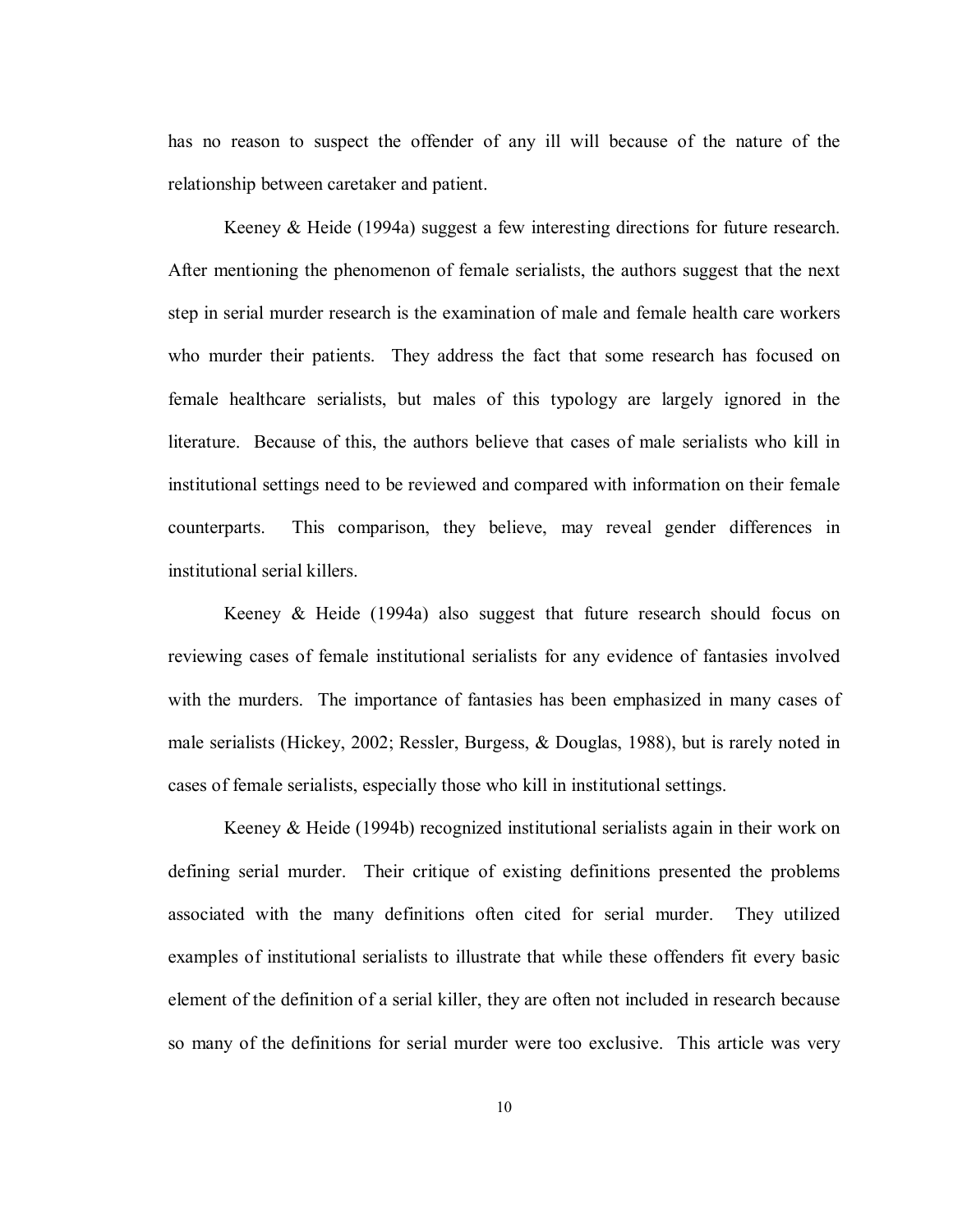has no reason to suspect the offender of any ill will because of the nature of the relationship between caretaker and patient.

Keeney & Heide (1994a) suggest a few interesting directions for future research. After mentioning the phenomenon of female serialists, the authors suggest that the next step in serial murder research is the examination of male and female health care workers who murder their patients. They address the fact that some research has focused on female healthcare serialists, but males of this typology are largely ignored in the literature. Because of this, the authors believe that cases of male serialists who kill in institutional settings need to be reviewed and compared with information on their female counterparts. This comparison, they believe, may reveal gender differences in institutional serial killers.

Keeney & Heide (1994a) also suggest that future research should focus on reviewing cases of female institutional serialists for any evidence of fantasies involved with the murders. The importance of fantasies has been emphasized in many cases of male serialists (Hickey, 2002; Ressler, Burgess, & Douglas, 1988), but is rarely noted in cases of female serialists, especially those who kill in institutional settings.

Keeney & Heide (1994b) recognized institutional serialists again in their work on defining serial murder. Their critique of existing definitions presented the problems associated with the many definitions often cited for serial murder. They utilized examples of institutional serialists to illustrate that while these offenders fit every basic element of the definition of a serial killer, they are often not included in research because so many of the definitions for serial murder were too exclusive. This article was very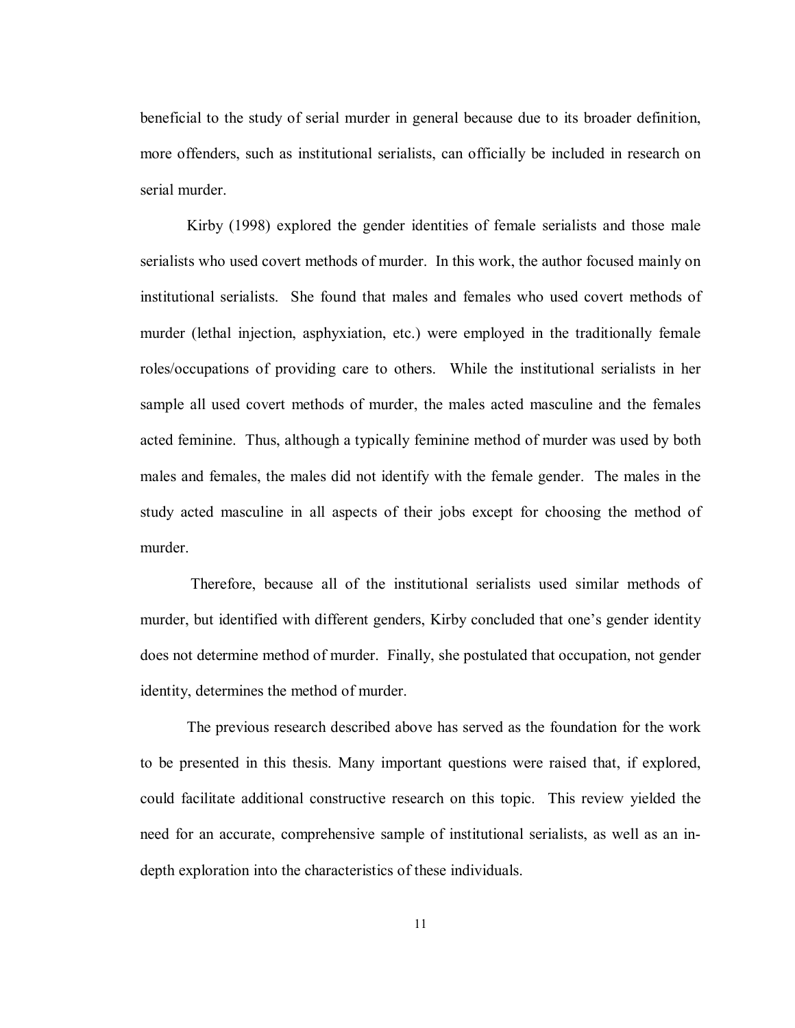beneficial to the study of serial murder in general because due to its broader definition, more offenders, such as institutional serialists, can officially be included in research on serial murder.

Kirby (1998) explored the gender identities of female serialists and those male serialists who used covert methods of murder. In this work, the author focused mainly on institutional serialists. She found that males and females who used covert methods of murder (lethal injection, asphyxiation, etc.) were employed in the traditionally female roles/occupations of providing care to others. While the institutional serialists in her sample all used covert methods of murder, the males acted masculine and the females acted feminine. Thus, although a typically feminine method of murder was used by both males and females, the males did not identify with the female gender. The males in the study acted masculine in all aspects of their jobs except for choosing the method of murder.

Therefore, because all of the institutional serialists used similar methods of murder, but identified with different genders, Kirby concluded that one's gender identity does not determine method of murder. Finally, she postulated that occupation, not gender identity, determines the method of murder.

The previous research described above has served as the foundation for the work to be presented in this thesis. Many important questions were raised that, if explored, could facilitate additional constructive research on this topic. This review yielded the need for an accurate, comprehensive sample of institutional serialists, as well as an in-depth exploration into the characteristics of these individuals.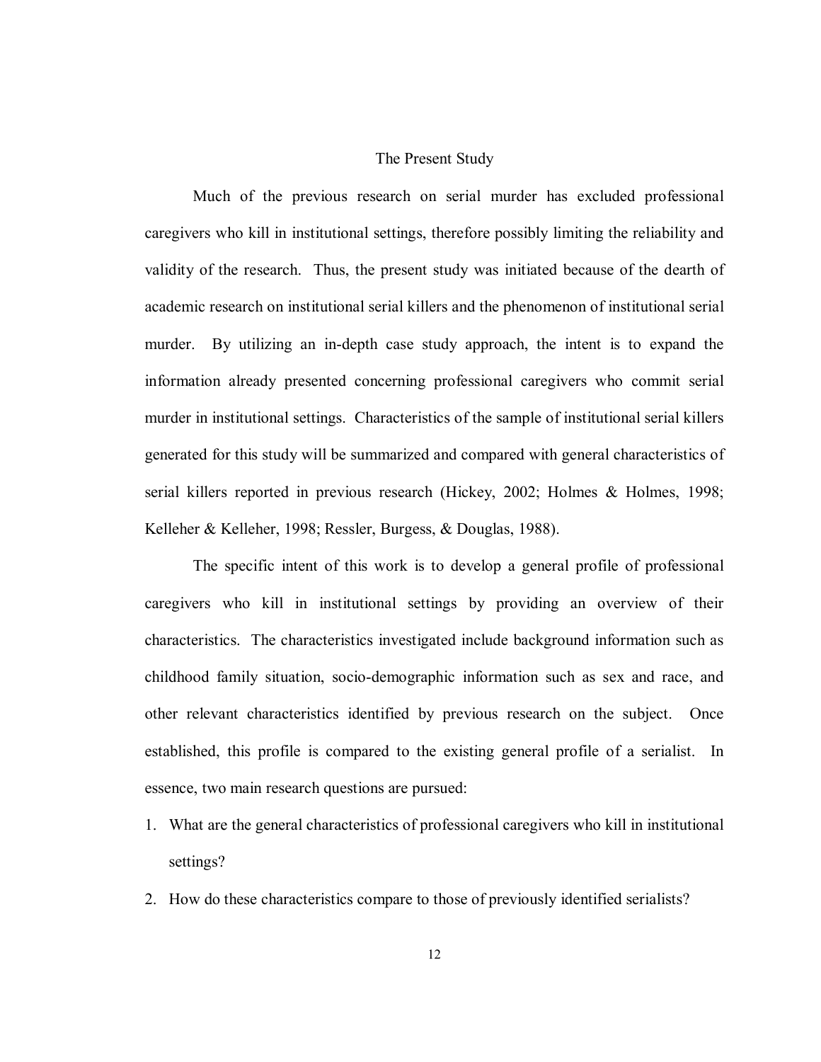## The Present Study

Much of the previous research on serial murder has excluded professional caregivers who kill in institutional settings, therefore possibly limiting the reliability and validity of the research. Thus, the present study was initiated because of the dearth of academic research on institutional serial killers and the phenomenon of institutional serial murder. By utilizing an in-depth case study approach, the intent is to expand the information already presented concerning professional caregivers who commit serial murder in institutional settings. Characteristics of the sample of institutional serial killers generated for this study will be summarized and compared with general characteristics of serial killers reported in previous research (Hickey, 2002; Holmes & Holmes, 1998; Kelleher & Kelleher, 1998; Ressler, Burgess, & Douglas, 1988).

The specific intent of this work is to develop a general profile of professional caregivers who kill in institutional settings by providing an overview of their characteristics. The characteristics investigated include background information such as childhood family situation, socio-demographic information such as sex and race, and other relevant characteristics identified by previous research on the subject. Once established, this profile is compared to the existing general profile of a serialist. In essence, two main research questions are pursued:

1. What are the general characteristics of professional caregivers who kill in institutional settings?
2. How do these characteristics compare to those of previously identified serialists?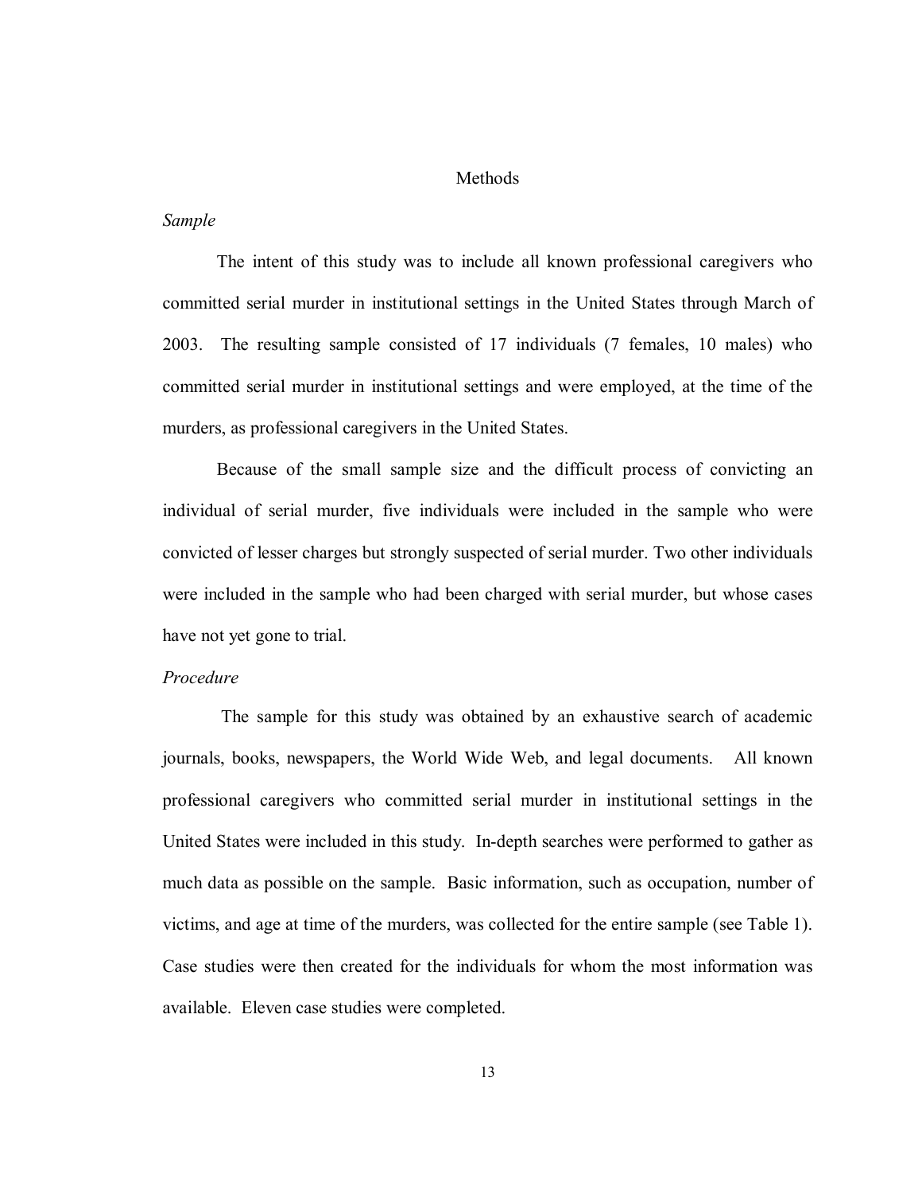# Methods

### *Sample*

The intent of this study was to include all known professional caregivers who committed serial murder in institutional settings in the United States through March of 2003. The resulting sample consisted of 17 individuals (7 females, 10 males) who committed serial murder in institutional settings and were employed, at the time of the murders, as professional caregivers in the United States.

Because of the small sample size and the difficult process of convicting an individual of serial murder, five individuals were included in the sample who were convicted of lesser charges but strongly suspected of serial murder. Two other individuals were included in the sample who had been charged with serial murder, but whose cases have not yet gone to trial.

### *Procedure*

The sample for this study was obtained by an exhaustive search of academic journals, books, newspapers, the World Wide Web, and legal documents. All known professional caregivers who committed serial murder in institutional settings in the United States were included in this study. In-depth searches were performed to gather as much data as possible on the sample. Basic information, such as occupation, number of victims, and age at time of the murders, was collected for the entire sample (see Table 1). Case studies were then created for the individuals for whom the most information was available. Eleven case studies were completed.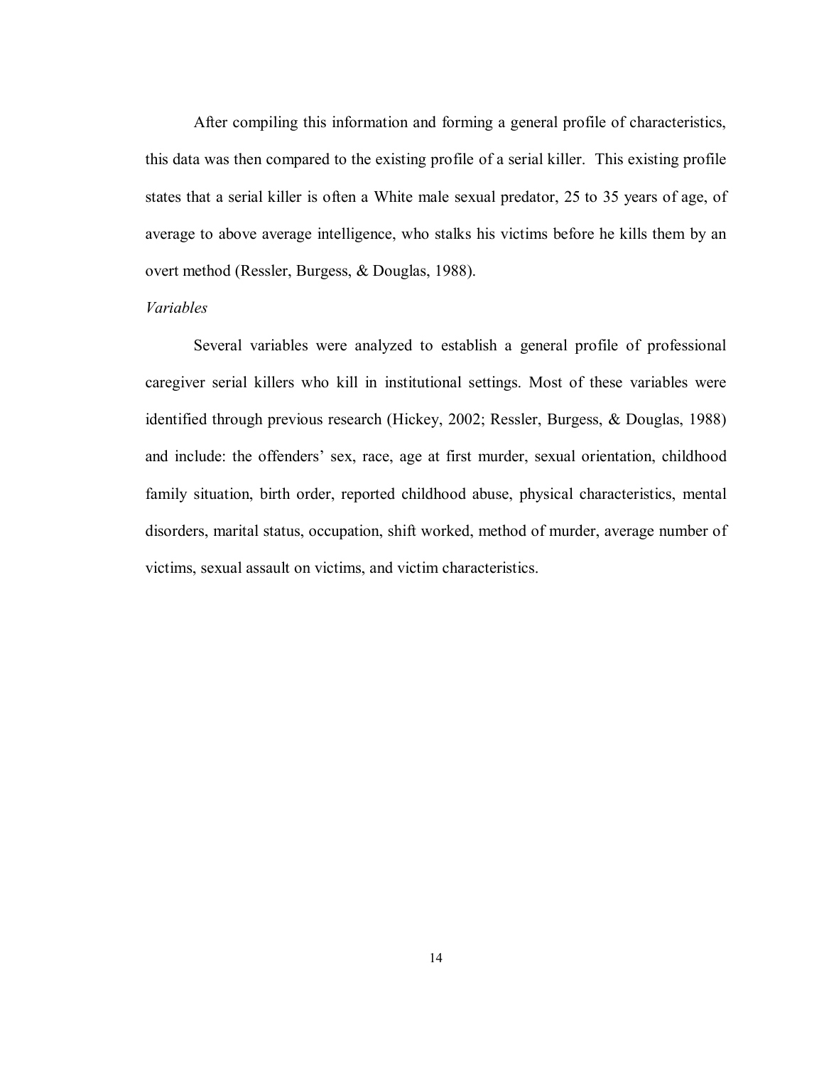After compiling this information and forming a general profile of characteristics, this data was then compared to the existing profile of a serial killer. This existing profile states that a serial killer is often a White male sexual predator, 25 to 35 years of age, of average to above average intelligence, who stalks his victims before he kills them by an overt method (Ressler, Burgess, & Douglas, 1988).

*Variables*

Several variables were analyzed to establish a general profile of professional caregiver serial killers who kill in institutional settings. Most of these variables were identified through previous research (Hickey, 2002; Ressler, Burgess, & Douglas, 1988) and include: the offenders' sex, race, age at first murder, sexual orientation, childhood family situation, birth order, reported childhood abuse, physical characteristics, mental disorders, marital status, occupation, shift worked, method of murder, average number of victims, sexual assault on victims, and victim characteristics.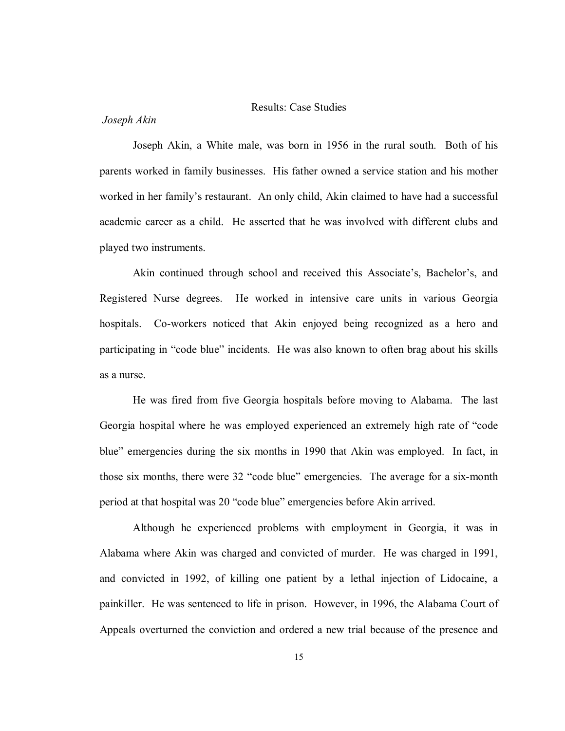# Results: Case Studies

*Joseph Akin*

Joseph Akin, a White male, was born in 1956 in the rural south. Both of his parents worked in family businesses. His father owned a service station and his mother worked in her family's restaurant. An only child, Akin claimed to have had a successful academic career as a child. He asserted that he was involved with different clubs and played two instruments.

Akin continued through school and received this Associate's, Bachelor's, and Registered Nurse degrees. He worked in intensive care units in various Georgia hospitals. Co-workers noticed that Akin enjoyed being recognized as a hero and participating in "code blue" incidents. He was also known to often brag about his skills as a nurse.

He was fired from five Georgia hospitals before moving to Alabama. The last Georgia hospital where he was employed experienced an extremely high rate of "code blue" emergencies during the six months in 1990 that Akin was employed. In fact, in those six months, there were 32 "code blue" emergencies. The average for a six-month period at that hospital was 20 "code blue" emergencies before Akin arrived.

Although he experienced problems with employment in Georgia, it was in Alabama where Akin was charged and convicted of murder. He was charged in 1991, and convicted in 1992, of killing one patient by a lethal injection of Lidocaine, a painkiller. He was sentenced to life in prison. However, in 1996, the Alabama Court of Appeals overturned the conviction and ordered a new trial because of the presence and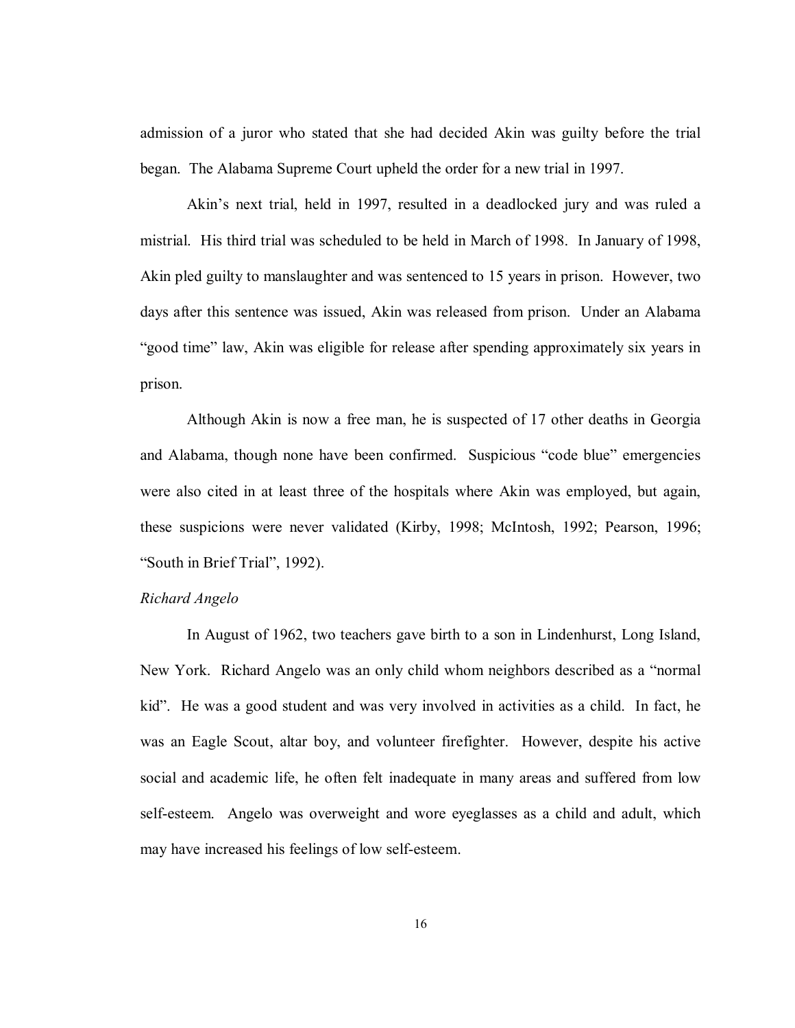admission of a juror who stated that she had decided Akin was guilty before the trial began. The Alabama Supreme Court upheld the order for a new trial in 1997.

Akin's next trial, held in 1997, resulted in a deadlocked jury and was ruled a mistrial. His third trial was scheduled to be held in March of 1998. In January of 1998, Akin pled guilty to manslaughter and was sentenced to 15 years in prison. However, two days after this sentence was issued, Akin was released from prison. Under an Alabama "good time" law, Akin was eligible for release after spending approximately six years in prison.

Although Akin is now a free man, he is suspected of 17 other deaths in Georgia and Alabama, though none have been confirmed. Suspicious "code blue" emergencies were also cited in at least three of the hospitals where Akin was employed, but again, these suspicions were never validated (Kirby, 1998; McIntosh, 1992; Pearson, 1996; "South in Brief Trial", 1992).

*Richard Angelo*

In August of 1962, two teachers gave birth to a son in Lindenhurst, Long Island, New York. Richard Angelo was an only child whom neighbors described as a "normal kid". He was a good student and was very involved in activities as a child. In fact, he was an Eagle Scout, altar boy, and volunteer firefighter. However, despite his active social and academic life, he often felt inadequate in many areas and suffered from low self-esteem. Angelo was overweight and wore eyeglasses as a child and adult, which may have increased his feelings of low self-esteem.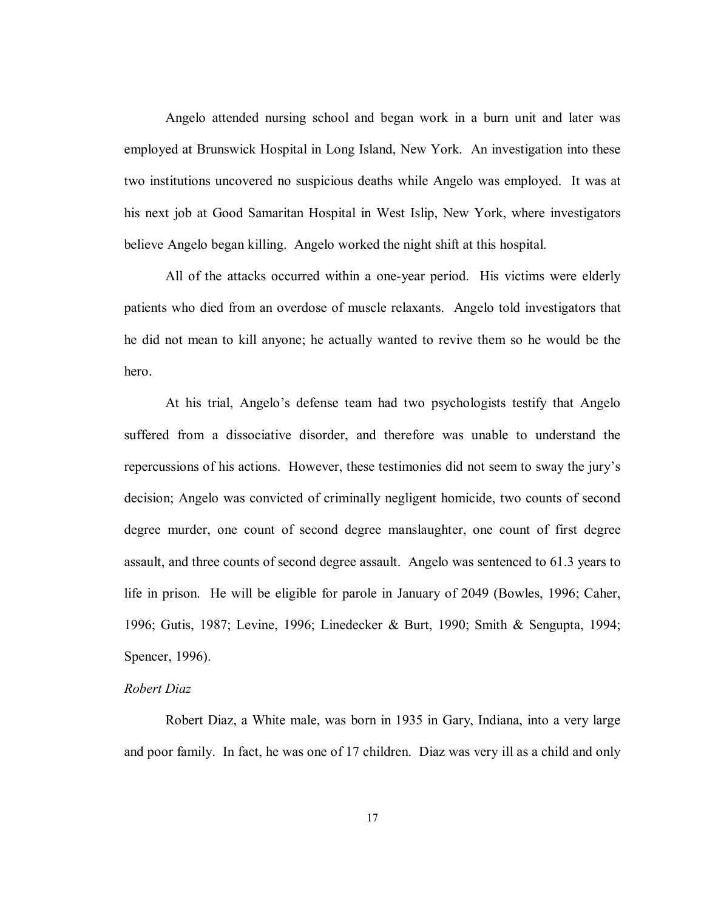Angelo attended nursing school and began work in a burn unit and later was employed at Brunswick Hospital in Long Island, New York. An investigation into these two institutions uncovered no suspicious deaths while Angelo was employed. It was at his next job at Good Samaritan Hospital in West Islip, New York, where investigators believe Angelo began killing. Angelo worked the night shift at this hospital.

All of the attacks occurred within a one-year period. His victims were elderly patients who died from an overdose of muscle relaxants. Angelo told investigators that he did not mean to kill anyone; he actually wanted to revive them so he would be the hero.

At his trial, Angelo's defense team had two psychologists testify that Angelo suffered from a dissociative disorder, and therefore was unable to understand the repercussions of his actions. However, these testimonies did not seem to sway the jury's decision; Angelo was convicted of criminally negligent homicide, two counts of second degree murder, one count of second degree manslaughter, one count of first degree assault, and three counts of second degree assault. Angelo was sentenced to 61.3 years to life in prison. He will be eligible for parole in January of 2049 (Bowles, 1996; Caher, 1996; Gutis, 1987; Levine, 1996; Linedecker & Burt, 1990; Smith & Sengupta, 1994; Spencer, 1996).

*Robert Diaz*

Robert Diaz, a White male, was born in 1935 in Gary, Indiana, into a very large and poor family. In fact, he was one of 17 children. Diaz was very ill as a child and only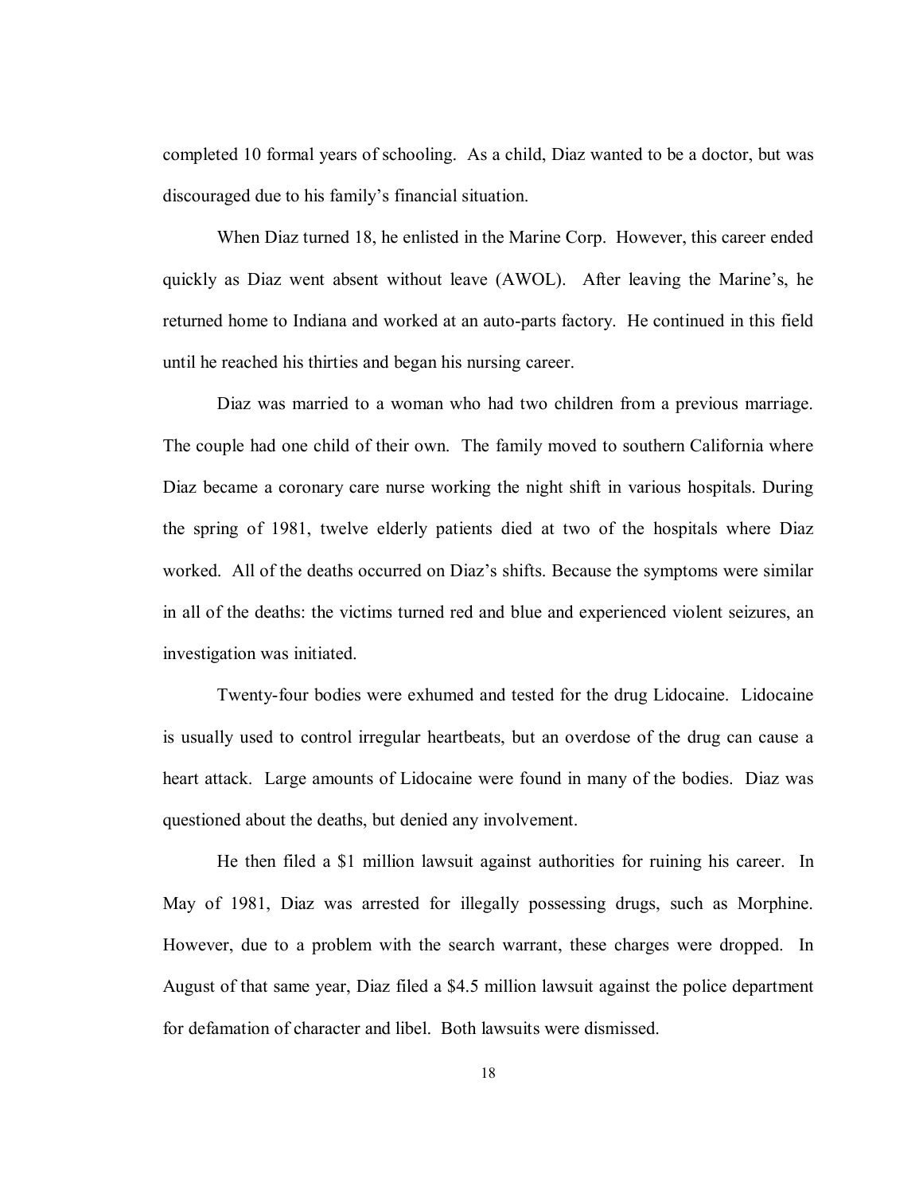completed 10 formal years of schooling. As a child, Diaz wanted to be a doctor, but was discouraged due to his family's financial situation.

When Diaz turned 18, he enlisted in the Marine Corp. However, this career ended quickly as Diaz went absent without leave (AWOL). After leaving the Marine's, he returned home to Indiana and worked at an auto-parts factory. He continued in this field until he reached his thirties and began his nursing career.

Diaz was married to a woman who had two children from a previous marriage. The couple had one child of their own. The family moved to southern California where Diaz became a coronary care nurse working the night shift in various hospitals. During the spring of 1981, twelve elderly patients died at two of the hospitals where Diaz worked. All of the deaths occurred on Diaz's shifts. Because the symptoms were similar in all of the deaths: the victims turned red and blue and experienced violent seizures, an investigation was initiated.

Twenty-four bodies were exhumed and tested for the drug Lidocaine. Lidocaine is usually used to control irregular heartbeats, but an overdose of the drug can cause a heart attack. Large amounts of Lidocaine were found in many of the bodies. Diaz was questioned about the deaths, but denied any involvement.

He then filed a $1 million lawsuit against authorities for ruining his career. In May of 1981, Diaz was arrested for illegally possessing drugs, such as Morphine. However, due to a problem with the search warrant, these charges were dropped. In August of that same year, Diaz filed a $4.5 million lawsuit against the police department for defamation of character and libel. Both lawsuits were dismissed.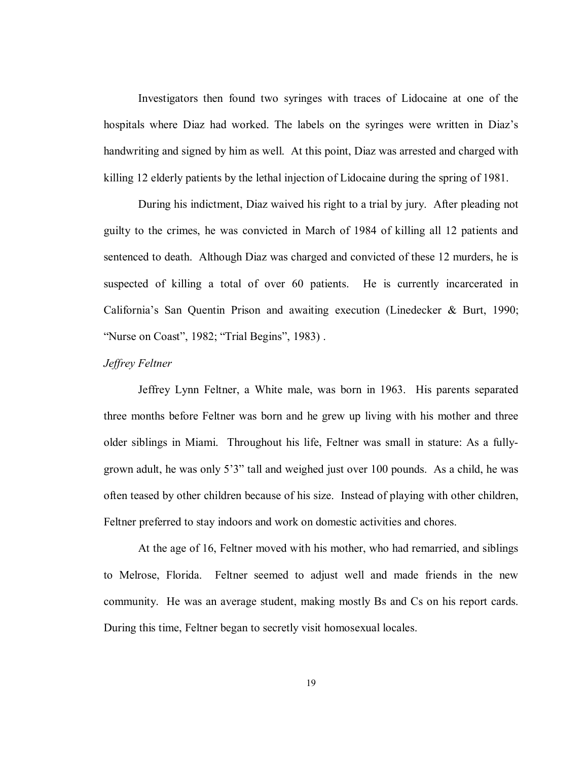Investigators then found two syringes with traces of Lidocaine at one of the hospitals where Diaz had worked. The labels on the syringes were written in Diaz's handwriting and signed by him as well. At this point, Diaz was arrested and charged with killing 12 elderly patients by the lethal injection of Lidocaine during the spring of 1981.

During his indictment, Diaz waived his right to a trial by jury. After pleading not guilty to the crimes, he was convicted in March of 1984 of killing all 12 patients and sentenced to death. Although Diaz was charged and convicted of these 12 murders, he is suspected of killing a total of over 60 patients. He is currently incarcerated in California's San Quentin Prison and awaiting execution (Linedecker & Burt, 1990; "Nurse on Coast", 1982; "Trial Begins", 1983) .

*Jeffrey Feltner*

Jeffrey Lynn Feltner, a White male, was born in 1963. His parents separated three months before Feltner was born and he grew up living with his mother and three older siblings in Miami. Throughout his life, Feltner was small in stature: As a fully-grown adult, he was only 5'3" tall and weighed just over 100 pounds. As a child, he was often teased by other children because of his size. Instead of playing with other children, Feltner preferred to stay indoors and work on domestic activities and chores.

At the age of 16, Feltner moved with his mother, who had remarried, and siblings to Melrose, Florida. Feltner seemed to adjust well and made friends in the new community. He was an average student, making mostly Bs and Cs on his report cards. During this time, Feltner began to secretly visit homosexual locales.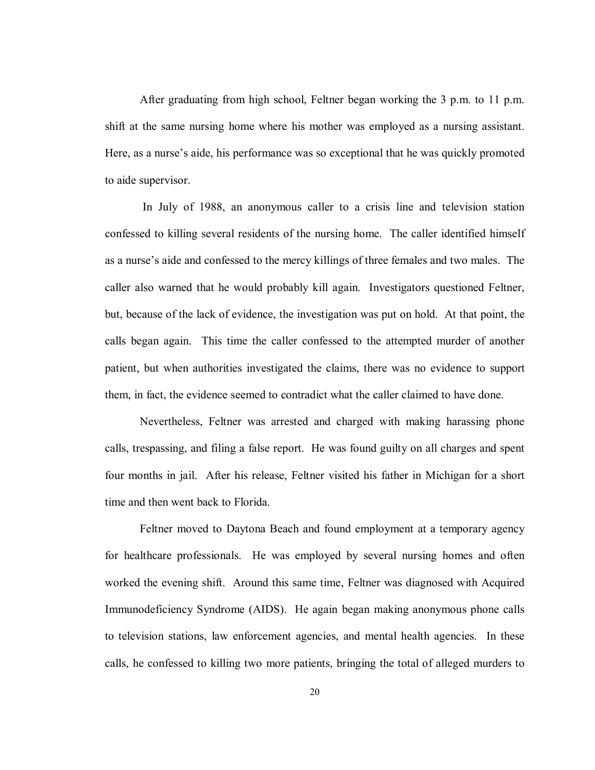After graduating from high school, Feltner began working the 3 p.m. to 11 p.m. shift at the same nursing home where his mother was employed as a nursing assistant. Here, as a nurse's aide, his performance was so exceptional that he was quickly promoted to aide supervisor.

In July of 1988, an anonymous caller to a crisis line and television station confessed to killing several residents of the nursing home. The caller identified himself as a nurse's aide and confessed to the mercy killings of three females and two males. The caller also warned that he would probably kill again. Investigators questioned Feltner, but, because of the lack of evidence, the investigation was put on hold. At that point, the calls began again. This time the caller confessed to the attempted murder of another patient, but when authorities investigated the claims, there was no evidence to support them, in fact, the evidence seemed to contradict what the caller claimed to have done.

Nevertheless, Feltner was arrested and charged with making harassing phone calls, trespassing, and filing a false report. He was found guilty on all charges and spent four months in jail. After his release, Feltner visited his father in Michigan for a short time and then went back to Florida.

Feltner moved to Daytona Beach and found employment at a temporary agency for healthcare professionals. He was employed by several nursing homes and often worked the evening shift. Around this same time, Feltner was diagnosed with Acquired Immunodeficiency Syndrome (AIDS). He again began making anonymous phone calls to television stations, law enforcement agencies, and mental health agencies. In these calls, he confessed to killing two more patients, bringing the total of alleged murders to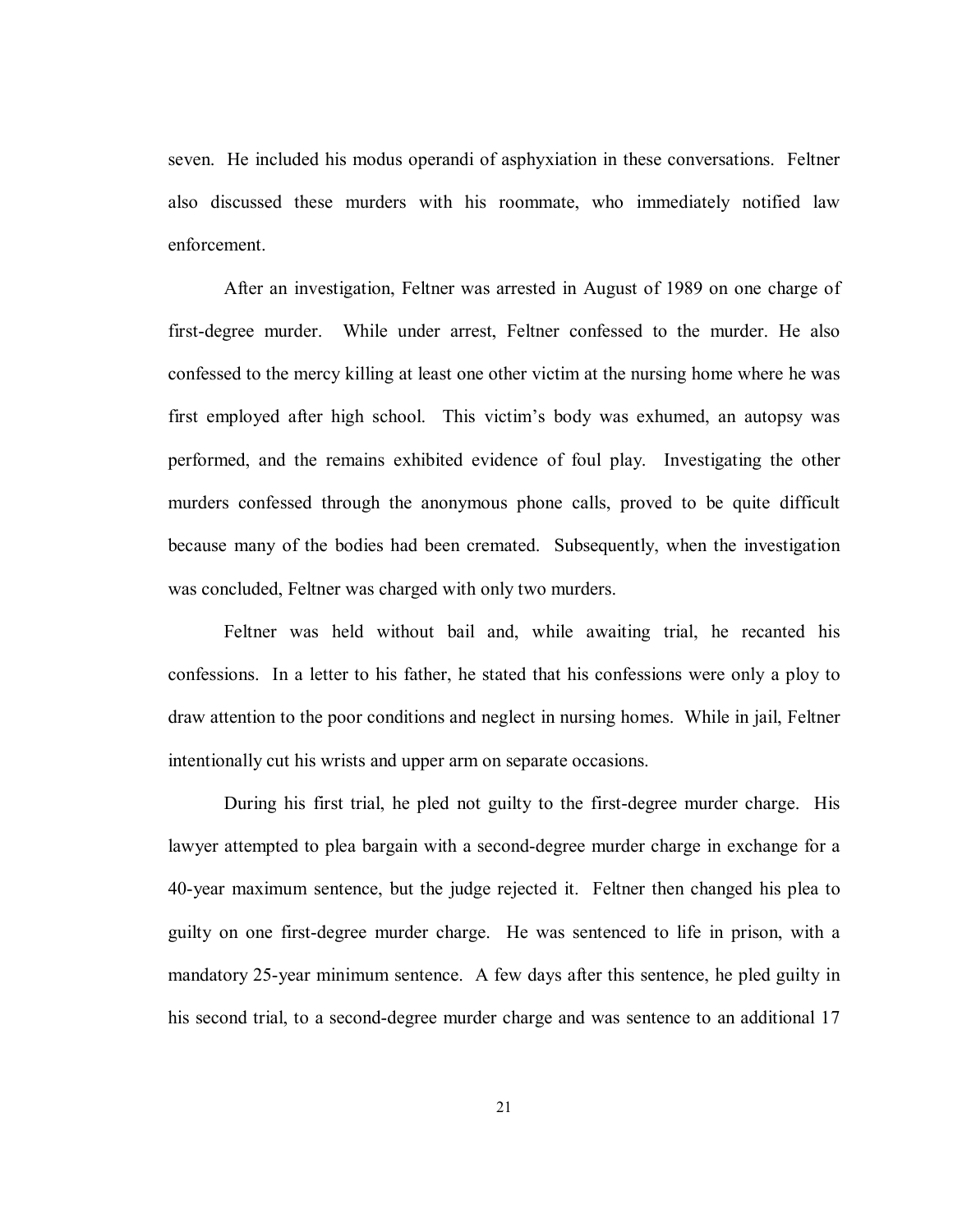seven. He included his modus operandi of asphyxiation in these conversations. Feltner also discussed these murders with his roommate, who immediately notified law enforcement.

After an investigation, Feltner was arrested in August of 1989 on one charge of first-degree murder. While under arrest, Feltner confessed to the murder. He also confessed to the mercy killing at least one other victim at the nursing home where he was first employed after high school. This victim's body was exhumed, an autopsy was performed, and the remains exhibited evidence of foul play. Investigating the other murders confessed through the anonymous phone calls, proved to be quite difficult because many of the bodies had been cremated. Subsequently, when the investigation was concluded, Feltner was charged with only two murders.

Feltner was held without bail and, while awaiting trial, he recanted his confessions. In a letter to his father, he stated that his confessions were only a ploy to draw attention to the poor conditions and neglect in nursing homes. While in jail, Feltner intentionally cut his wrists and upper arm on separate occasions.

During his first trial, he pled not guilty to the first-degree murder charge. His lawyer attempted to plea bargain with a second-degree murder charge in exchange for a 40-year maximum sentence, but the judge rejected it. Feltner then changed his plea to guilty on one first-degree murder charge. He was sentenced to life in prison, with a mandatory 25-year minimum sentence. A few days after this sentence, he pled guilty in his second trial, to a second-degree murder charge and was sentence to an additional 17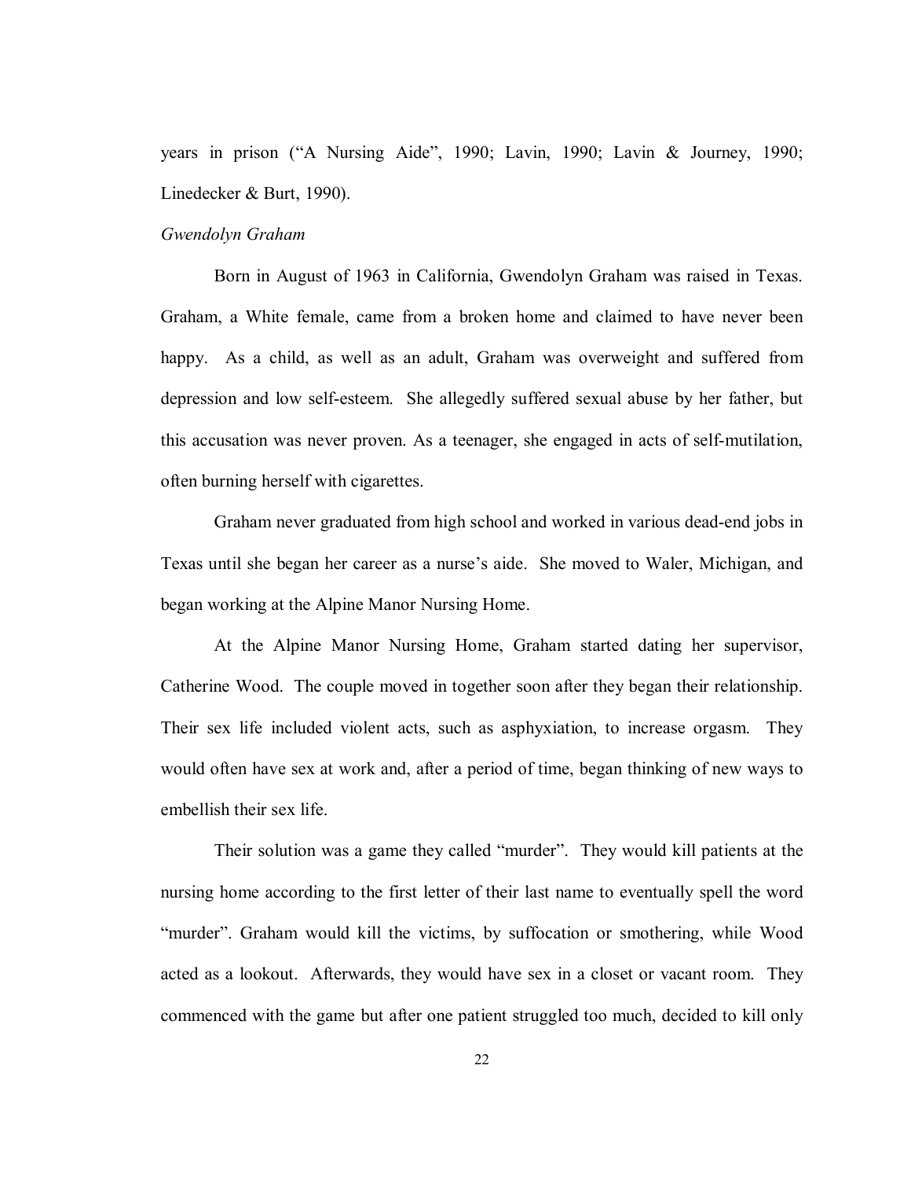years in prison ("A Nursing Aide", 1990; Lavin, 1990; Lavin & Journey, 1990; Linedecker & Burt, 1990).

*Gwendolyn Graham*

Born in August of 1963 in California, Gwendolyn Graham was raised in Texas. Graham, a White female, came from a broken home and claimed to have never been happy. As a child, as well as an adult, Graham was overweight and suffered from depression and low self-esteem. She allegedly suffered sexual abuse by her father, but this accusation was never proven. As a teenager, she engaged in acts of self-mutilation, often burning herself with cigarettes.

Graham never graduated from high school and worked in various dead-end jobs in Texas until she began her career as a nurse's aide. She moved to Waler, Michigan, and began working at the Alpine Manor Nursing Home.

At the Alpine Manor Nursing Home, Graham started dating her supervisor, Catherine Wood. The couple moved in together soon after they began their relationship. Their sex life included violent acts, such as asphyxiation, to increase orgasm. They would often have sex at work and, after a period of time, began thinking of new ways to embellish their sex life.

Their solution was a game they called "murder". They would kill patients at the nursing home according to the first letter of their last name to eventually spell the word "murder". Graham would kill the victims, by suffocation or smothering, while Wood acted as a lookout. Afterwards, they would have sex in a closet or vacant room. They commenced with the game but after one patient struggled too much, decided to kill only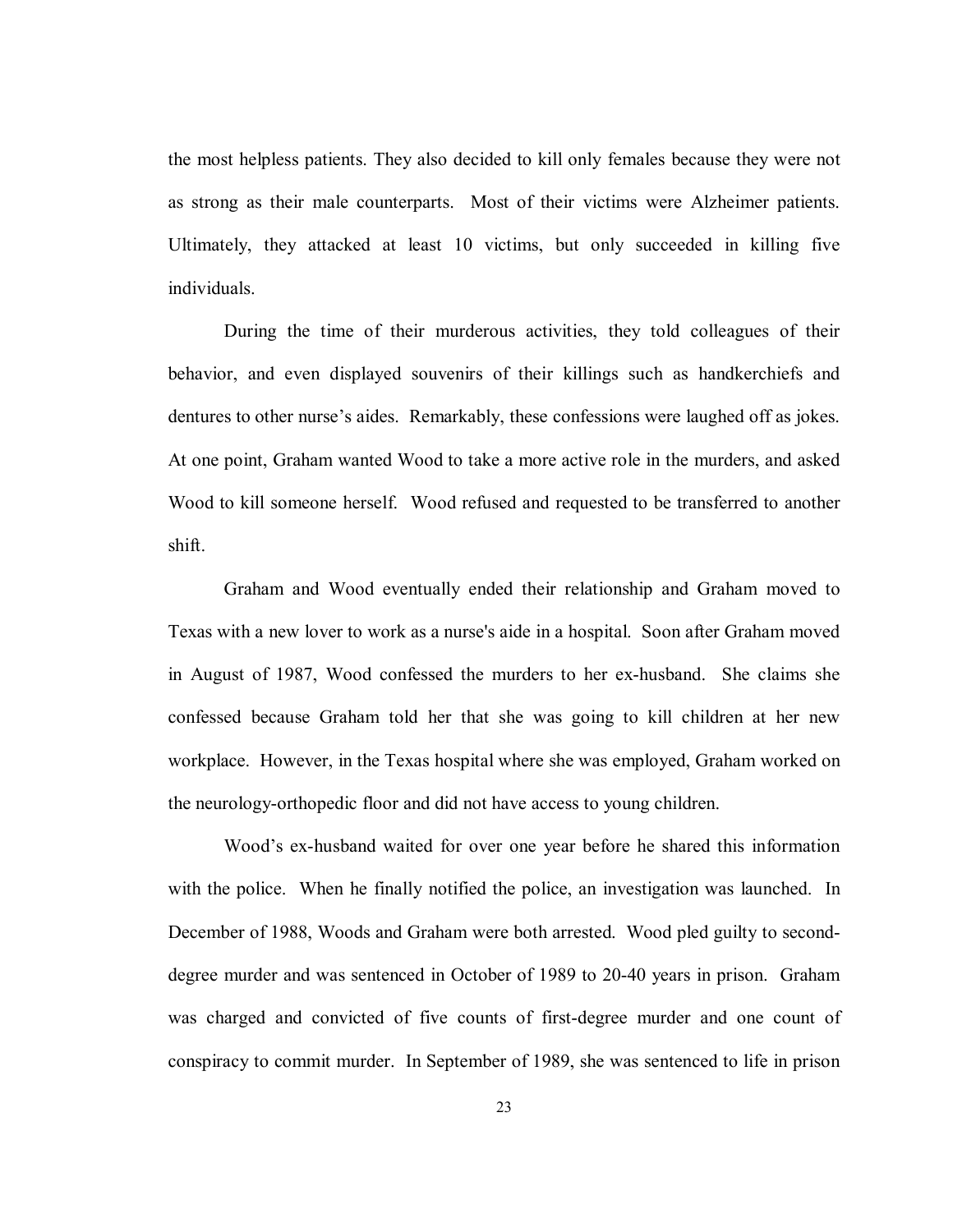the most helpless patients. They also decided to kill only females because they were not as strong as their male counterparts. Most of their victims were Alzheimer patients. Ultimately, they attacked at least 10 victims, but only succeeded in killing five individuals.

During the time of their murderous activities, they told colleagues of their behavior, and even displayed souvenirs of their killings such as handkerchiefs and dentures to other nurse's aides. Remarkably, these confessions were laughed off as jokes. At one point, Graham wanted Wood to take a more active role in the murders, and asked Wood to kill someone herself. Wood refused and requested to be transferred to another shift.

Graham and Wood eventually ended their relationship and Graham moved to Texas with a new lover to work as a nurse's aide in a hospital. Soon after Graham moved in August of 1987, Wood confessed the murders to her ex-husband. She claims she confessed because Graham told her that she was going to kill children at her new workplace. However, in the Texas hospital where she was employed, Graham worked on the neurology-orthopedic floor and did not have access to young children.

Wood's ex-husband waited for over one year before he shared this information with the police. When he finally notified the police, an investigation was launched. In December of 1988, Woods and Graham were both arrested. Wood pled guilty to second-degree murder and was sentenced in October of 1989 to 20-40 years in prison. Graham was charged and convicted of five counts of first-degree murder and one count of conspiracy to commit murder. In September of 1989, she was sentenced to life in prison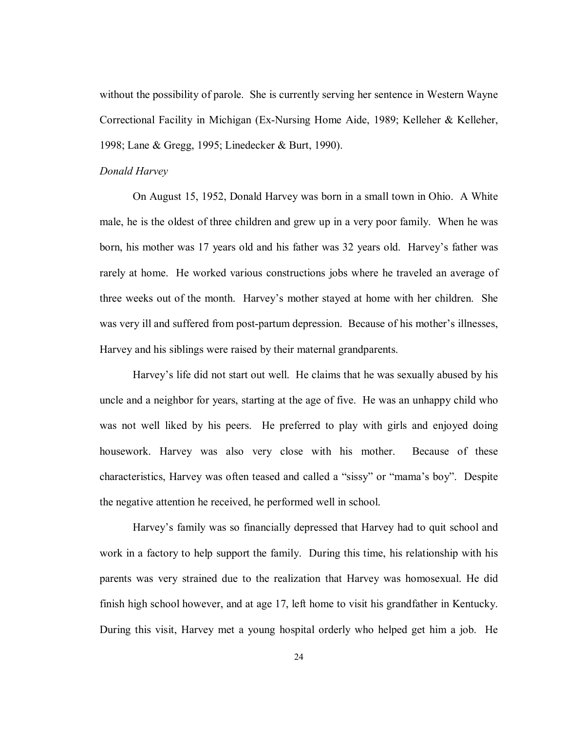without the possibility of parole. She is currently serving her sentence in Western Wayne Correctional Facility in Michigan (Ex-Nursing Home Aide, 1989; Kelleher & Kelleher, 1998; Lane & Gregg, 1995; Linedecker & Burt, 1990).

*Donald Harvey*

On August 15, 1952, Donald Harvey was born in a small town in Ohio. A White male, he is the oldest of three children and grew up in a very poor family. When he was born, his mother was 17 years old and his father was 32 years old. Harvey's father was rarely at home. He worked various constructions jobs where he traveled an average of three weeks out of the month. Harvey's mother stayed at home with her children. She was very ill and suffered from post-partum depression. Because of his mother's illnesses, Harvey and his siblings were raised by their maternal grandparents.

Harvey's life did not start out well. He claims that he was sexually abused by his uncle and a neighbor for years, starting at the age of five. He was an unhappy child who was not well liked by his peers. He preferred to play with girls and enjoyed doing housework. Harvey was also very close with his mother. Because of these characteristics, Harvey was often teased and called a "sissy" or "mama's boy". Despite the negative attention he received, he performed well in school.

Harvey's family was so financially depressed that Harvey had to quit school and work in a factory to help support the family. During this time, his relationship with his parents was very strained due to the realization that Harvey was homosexual. He did finish high school however, and at age 17, left home to visit his grandfather in Kentucky. During this visit, Harvey met a young hospital orderly who helped get him a job. He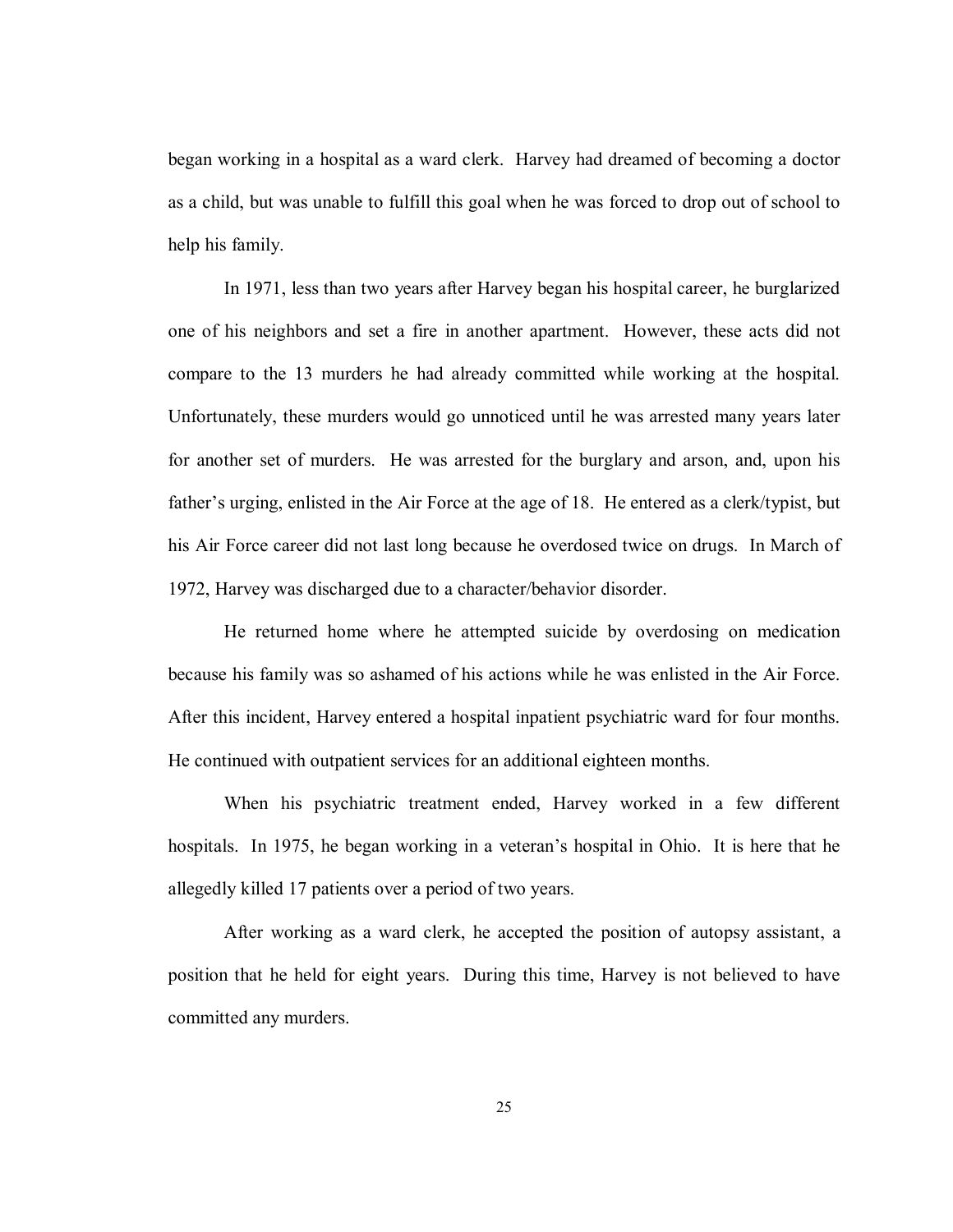began working in a hospital as a ward clerk. Harvey had dreamed of becoming a doctor as a child, but was unable to fulfill this goal when he was forced to drop out of school to help his family.

In 1971, less than two years after Harvey began his hospital career, he burglarized one of his neighbors and set a fire in another apartment. However, these acts did not compare to the 13 murders he had already committed while working at the hospital. Unfortunately, these murders would go unnoticed until he was arrested many years later for another set of murders. He was arrested for the burglary and arson, and, upon his father's urging, enlisted in the Air Force at the age of 18. He entered as a clerk/typist, but his Air Force career did not last long because he overdosed twice on drugs. In March of 1972, Harvey was discharged due to a character/behavior disorder.

He returned home where he attempted suicide by overdosing on medication because his family was so ashamed of his actions while he was enlisted in the Air Force. After this incident, Harvey entered a hospital inpatient psychiatric ward for four months. He continued with outpatient services for an additional eighteen months.

When his psychiatric treatment ended, Harvey worked in a few different hospitals. In 1975, he began working in a veteran's hospital in Ohio. It is here that he allegedly killed 17 patients over a period of two years.

After working as a ward clerk, he accepted the position of autopsy assistant, a position that he held for eight years. During this time, Harvey is not believed to have committed any murders.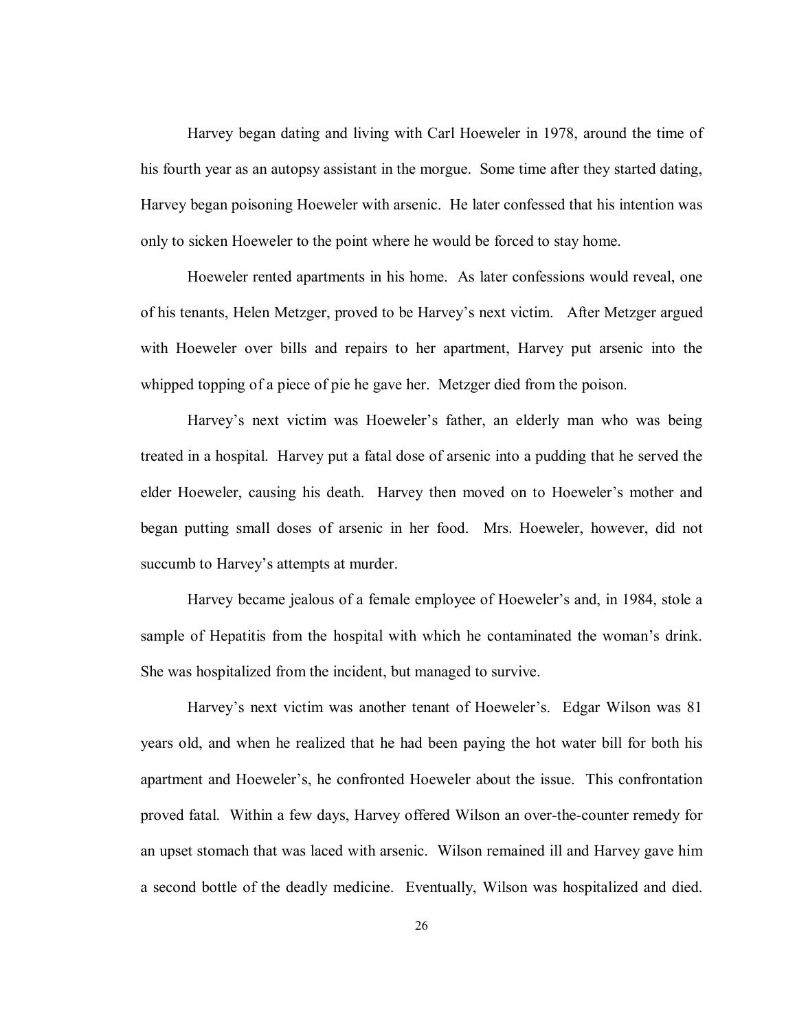Harvey began dating and living with Carl Hoeweler in 1978, around the time of his fourth year as an autopsy assistant in the morgue. Some time after they started dating, Harvey began poisoning Hoeweler with arsenic. He later confessed that his intention was only to sicken Hoeweler to the point where he would be forced to stay home.

Hoeweler rented apartments in his home. As later confessions would reveal, one of his tenants, Helen Metzger, proved to be Harvey's next victim. After Metzger argued with Hoeweler over bills and repairs to her apartment, Harvey put arsenic into the whipped topping of a piece of pie he gave her. Metzger died from the poison.

Harvey's next victim was Hoeweler's father, an elderly man who was being treated in a hospital. Harvey put a fatal dose of arsenic into a pudding that he served the elder Hoeweler, causing his death. Harvey then moved on to Hoeweler's mother and began putting small doses of arsenic in her food. Mrs. Hoeweler, however, did not succumb to Harvey's attempts at murder.

Harvey became jealous of a female employee of Hoeweler's and, in 1984, stole a sample of Hepatitis from the hospital with which he contaminated the woman's drink. She was hospitalized from the incident, but managed to survive.

Harvey's next victim was another tenant of Hoeweler's. Edgar Wilson was 81 years old, and when he realized that he had been paying the hot water bill for both his apartment and Hoeweler's, he confronted Hoeweler about the issue. This confrontation proved fatal. Within a few days, Harvey offered Wilson an over-the-counter remedy for an upset stomach that was laced with arsenic. Wilson remained ill and Harvey gave him a second bottle of the deadly medicine. Eventually, Wilson was hospitalized and died.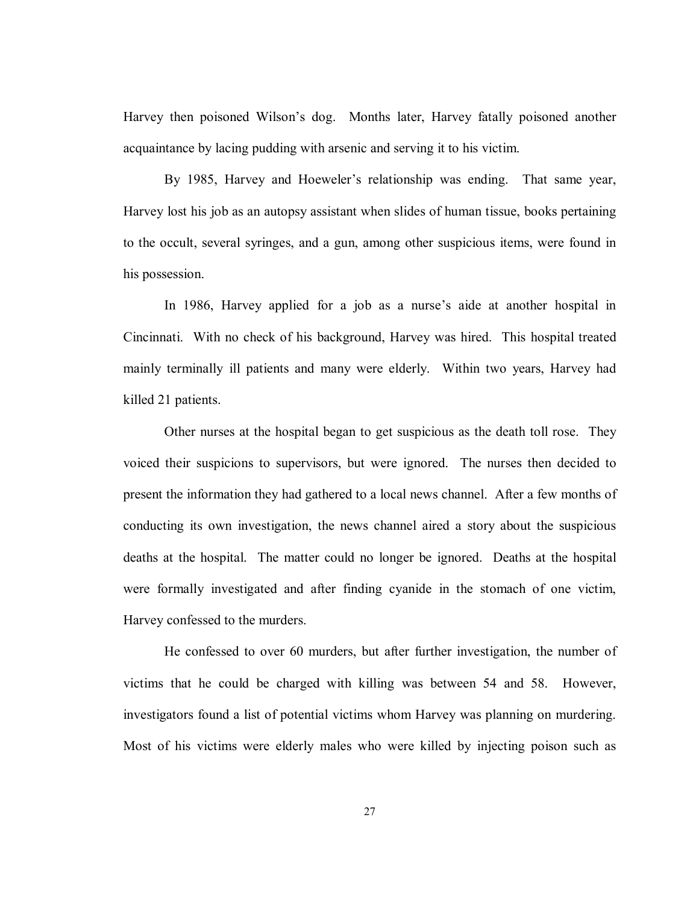Harvey then poisoned Wilson's dog. Months later, Harvey fatally poisoned another acquaintance by lacing pudding with arsenic and serving it to his victim.

By 1985, Harvey and Hoeweler's relationship was ending. That same year, Harvey lost his job as an autopsy assistant when slides of human tissue, books pertaining to the occult, several syringes, and a gun, among other suspicious items, were found in his possession.

In 1986, Harvey applied for a job as a nurse's aide at another hospital in Cincinnati. With no check of his background, Harvey was hired. This hospital treated mainly terminally ill patients and many were elderly. Within two years, Harvey had killed 21 patients.

Other nurses at the hospital began to get suspicious as the death toll rose. They voiced their suspicions to supervisors, but were ignored. The nurses then decided to present the information they had gathered to a local news channel. After a few months of conducting its own investigation, the news channel aired a story about the suspicious deaths at the hospital. The matter could no longer be ignored. Deaths at the hospital were formally investigated and after finding cyanide in the stomach of one victim, Harvey confessed to the murders.

He confessed to over 60 murders, but after further investigation, the number of victims that he could be charged with killing was between 54 and 58. However, investigators found a list of potential victims whom Harvey was planning on murdering. Most of his victims were elderly males who were killed by injecting poison such as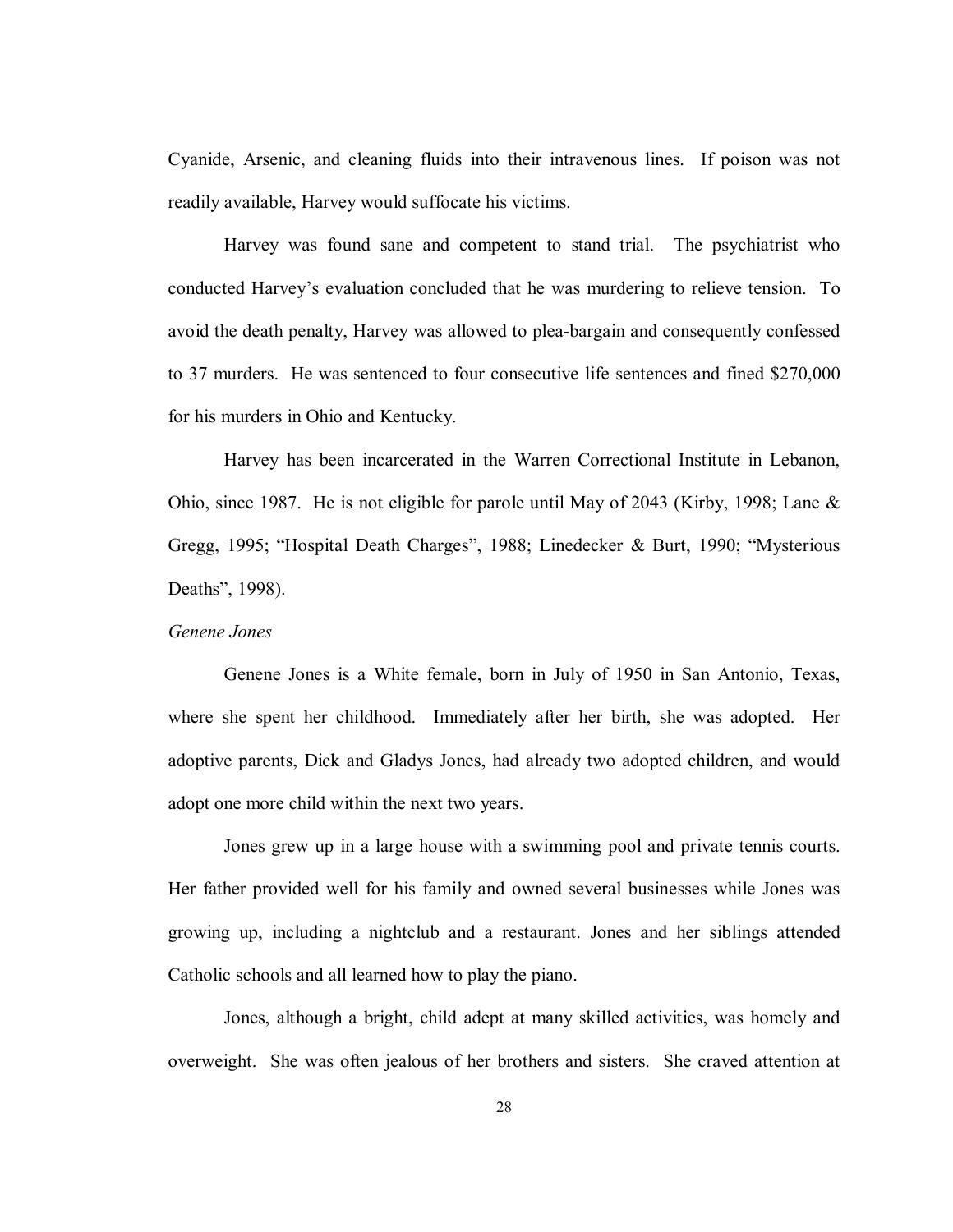Cyanide, Arsenic, and cleaning fluids into their intravenous lines. If poison was not readily available, Harvey would suffocate his victims.

Harvey was found sane and competent to stand trial. The psychiatrist who conducted Harvey's evaluation concluded that he was murdering to relieve tension. To avoid the death penalty, Harvey was allowed to plea-bargain and consequently confessed to 37 murders. He was sentenced to four consecutive life sentences and fined $270,000 for his murders in Ohio and Kentucky.

Harvey has been incarcerated in the Warren Correctional Institute in Lebanon, Ohio, since 1987. He is not eligible for parole until May of 2043 (Kirby, 1998; Lane & Gregg, 1995; "Hospital Death Charges", 1988; Linedecker & Burt, 1990; "Mysterious Deaths", 1998).

*Genene Jones*

Genene Jones is a White female, born in July of 1950 in San Antonio, Texas, where she spent her childhood. Immediately after her birth, she was adopted. Her adoptive parents, Dick and Gladys Jones, had already two adopted children, and would adopt one more child within the next two years.

Jones grew up in a large house with a swimming pool and private tennis courts. Her father provided well for his family and owned several businesses while Jones was growing up, including a nightclub and a restaurant. Jones and her siblings attended Catholic schools and all learned how to play the piano.

Jones, although a bright, child adept at many skilled activities, was homely and overweight. She was often jealous of her brothers and sisters. She craved attention at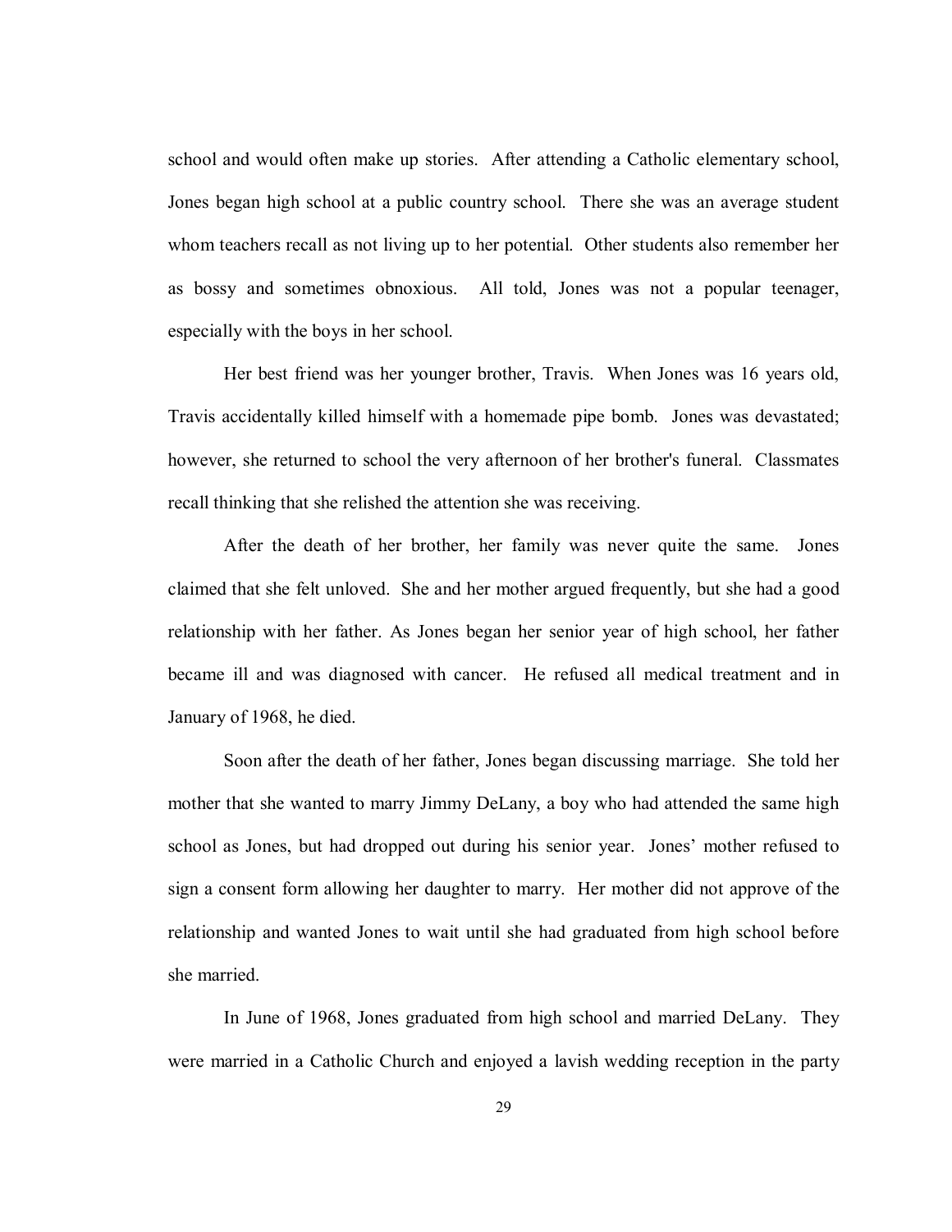school and would often make up stories. After attending a Catholic elementary school, Jones began high school at a public country school. There she was an average student whom teachers recall as not living up to her potential. Other students also remember her as bossy and sometimes obnoxious. All told, Jones was not a popular teenager, especially with the boys in her school.

Her best friend was her younger brother, Travis. When Jones was 16 years old, Travis accidentally killed himself with a homemade pipe bomb. Jones was devastated; however, she returned to school the very afternoon of her brother's funeral. Classmates recall thinking that she relished the attention she was receiving.

After the death of her brother, her family was never quite the same. Jones claimed that she felt unloved. She and her mother argued frequently, but she had a good relationship with her father. As Jones began her senior year of high school, her father became ill and was diagnosed with cancer. He refused all medical treatment and in January of 1968, he died.

Soon after the death of her father, Jones began discussing marriage. She told her mother that she wanted to marry Jimmy DeLany, a boy who had attended the same high school as Jones, but had dropped out during his senior year. Jones' mother refused to sign a consent form allowing her daughter to marry. Her mother did not approve of the relationship and wanted Jones to wait until she had graduated from high school before she married.

In June of 1968, Jones graduated from high school and married DeLany. They were married in a Catholic Church and enjoyed a lavish wedding reception in the party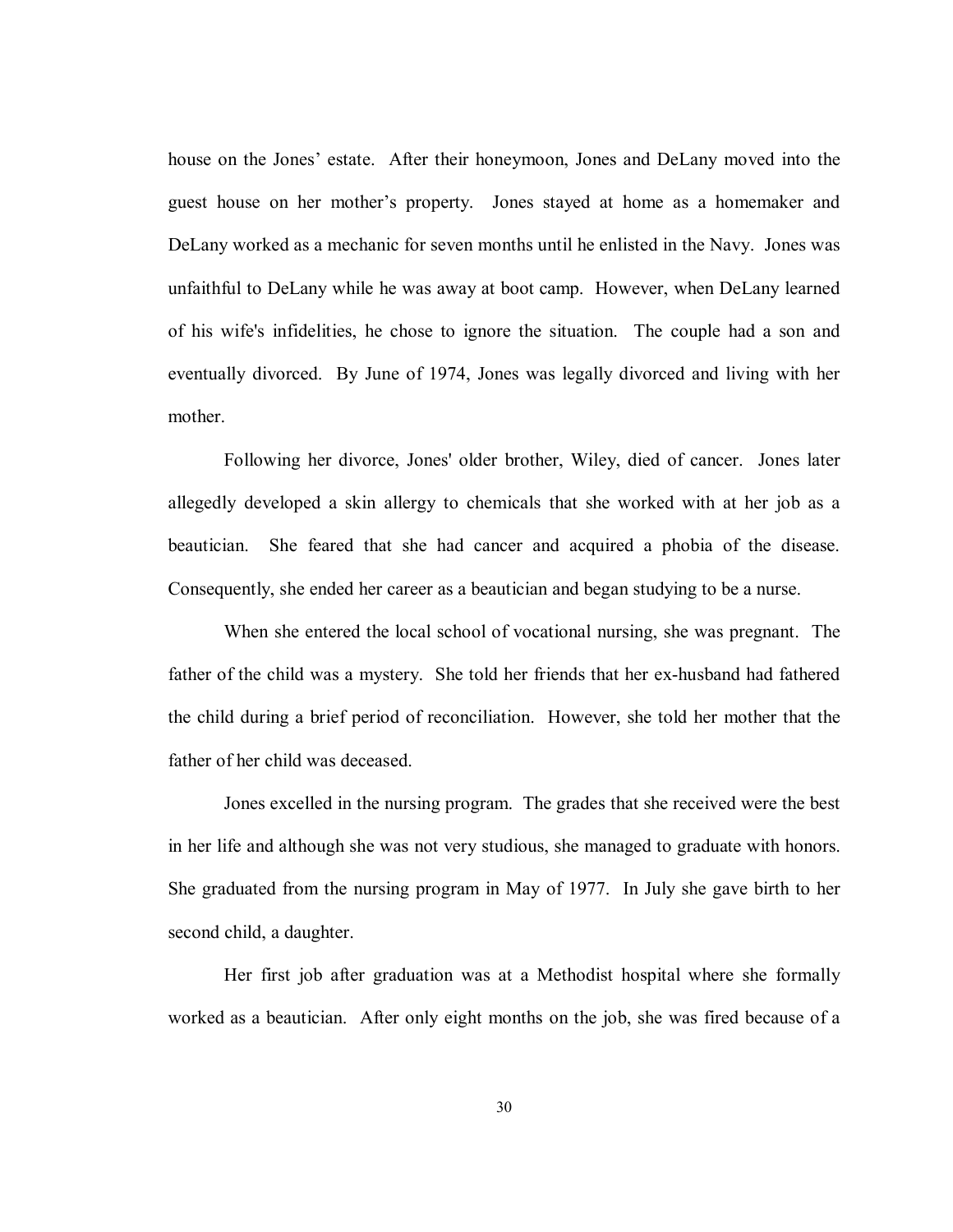house on the Jones' estate. After their honeymoon, Jones and DeLany moved into the guest house on her mother's property. Jones stayed at home as a homemaker and DeLany worked as a mechanic for seven months until he enlisted in the Navy. Jones was unfaithful to DeLany while he was away at boot camp. However, when DeLany learned of his wife's infidelities, he chose to ignore the situation. The couple had a son and eventually divorced. By June of 1974, Jones was legally divorced and living with her mother.

Following her divorce, Jones' older brother, Wiley, died of cancer. Jones later allegedly developed a skin allergy to chemicals that she worked with at her job as a beautician. She feared that she had cancer and acquired a phobia of the disease. Consequently, she ended her career as a beautician and began studying to be a nurse.

When she entered the local school of vocational nursing, she was pregnant. The father of the child was a mystery. She told her friends that her ex-husband had fathered the child during a brief period of reconciliation. However, she told her mother that the father of her child was deceased.

Jones excelled in the nursing program. The grades that she received were the best in her life and although she was not very studious, she managed to graduate with honors. She graduated from the nursing program in May of 1977. In July she gave birth to her second child, a daughter.

Her first job after graduation was at a Methodist hospital where she formally worked as a beautician. After only eight months on the job, she was fired because of a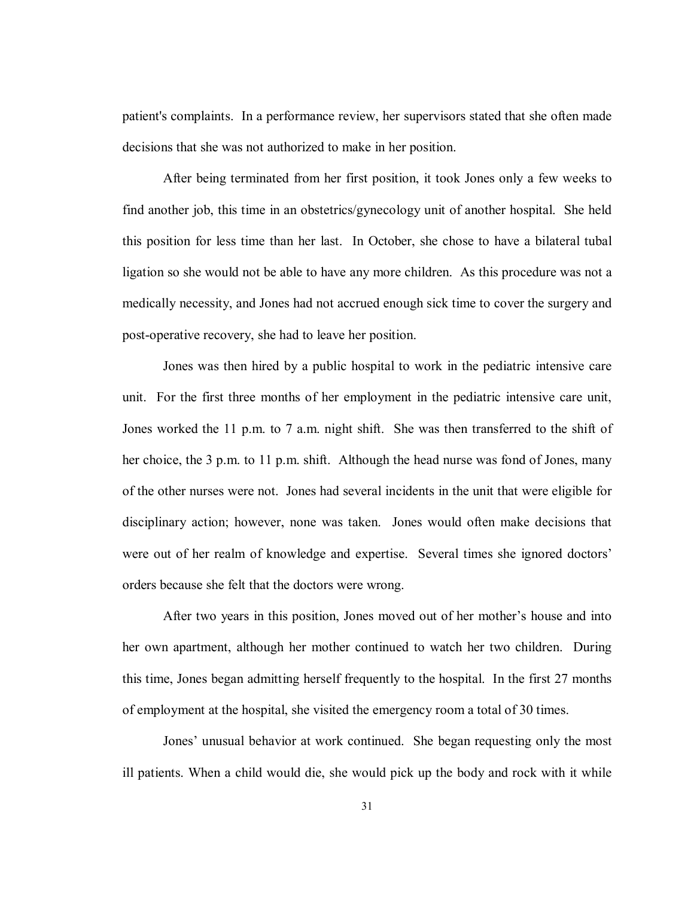patient's complaints. In a performance review, her supervisors stated that she often made decisions that she was not authorized to make in her position.

After being terminated from her first position, it took Jones only a few weeks to find another job, this time in an obstetrics/gynecology unit of another hospital. She held this position for less time than her last. In October, she chose to have a bilateral tubal ligation so she would not be able to have any more children. As this procedure was not a medically necessity, and Jones had not accrued enough sick time to cover the surgery and post-operative recovery, she had to leave her position.

Jones was then hired by a public hospital to work in the pediatric intensive care unit. For the first three months of her employment in the pediatric intensive care unit, Jones worked the 11 p.m. to 7 a.m. night shift. She was then transferred to the shift of her choice, the 3 p.m. to 11 p.m. shift. Although the head nurse was fond of Jones, many of the other nurses were not. Jones had several incidents in the unit that were eligible for disciplinary action; however, none was taken. Jones would often make decisions that were out of her realm of knowledge and expertise. Several times she ignored doctors' orders because she felt that the doctors were wrong.

After two years in this position, Jones moved out of her mother's house and into her own apartment, although her mother continued to watch her two children. During this time, Jones began admitting herself frequently to the hospital. In the first 27 months of employment at the hospital, she visited the emergency room a total of 30 times.

Jones' unusual behavior at work continued. She began requesting only the most ill patients. When a child would die, she would pick up the body and rock with it while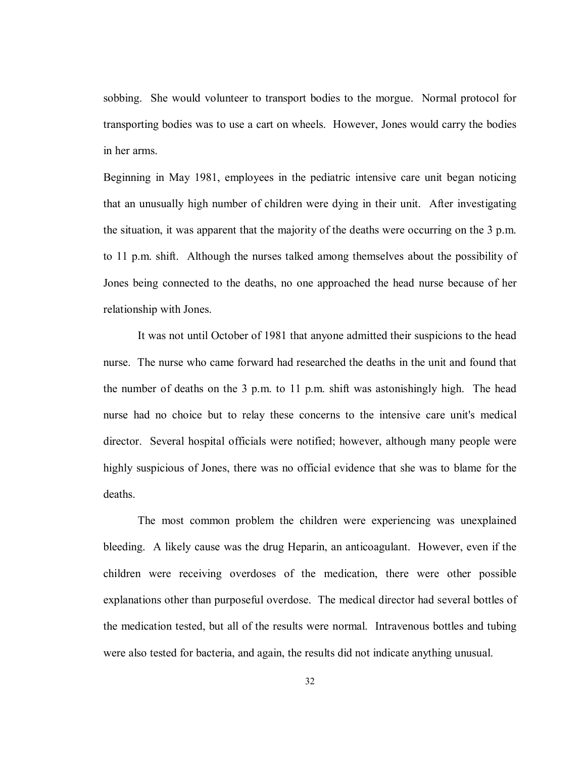sobbing. She would volunteer to transport bodies to the morgue. Normal protocol for transporting bodies was to use a cart on wheels. However, Jones would carry the bodies in her arms.

Beginning in May 1981, employees in the pediatric intensive care unit began noticing that an unusually high number of children were dying in their unit. After investigating the situation, it was apparent that the majority of the deaths were occurring on the 3 p.m. to 11 p.m. shift. Although the nurses talked among themselves about the possibility of Jones being connected to the deaths, no one approached the head nurse because of her relationship with Jones.

It was not until October of 1981 that anyone admitted their suspicions to the head nurse. The nurse who came forward had researched the deaths in the unit and found that the number of deaths on the 3 p.m. to 11 p.m. shift was astonishingly high. The head nurse had no choice but to relay these concerns to the intensive care unit's medical director. Several hospital officials were notified; however, although many people were highly suspicious of Jones, there was no official evidence that she was to blame for the deaths.

The most common problem the children were experiencing was unexplained bleeding. A likely cause was the drug Heparin, an anticoagulant. However, even if the children were receiving overdoses of the medication, there were other possible explanations other than purposeful overdose. The medical director had several bottles of the medication tested, but all of the results were normal. Intravenous bottles and tubing were also tested for bacteria, and again, the results did not indicate anything unusual.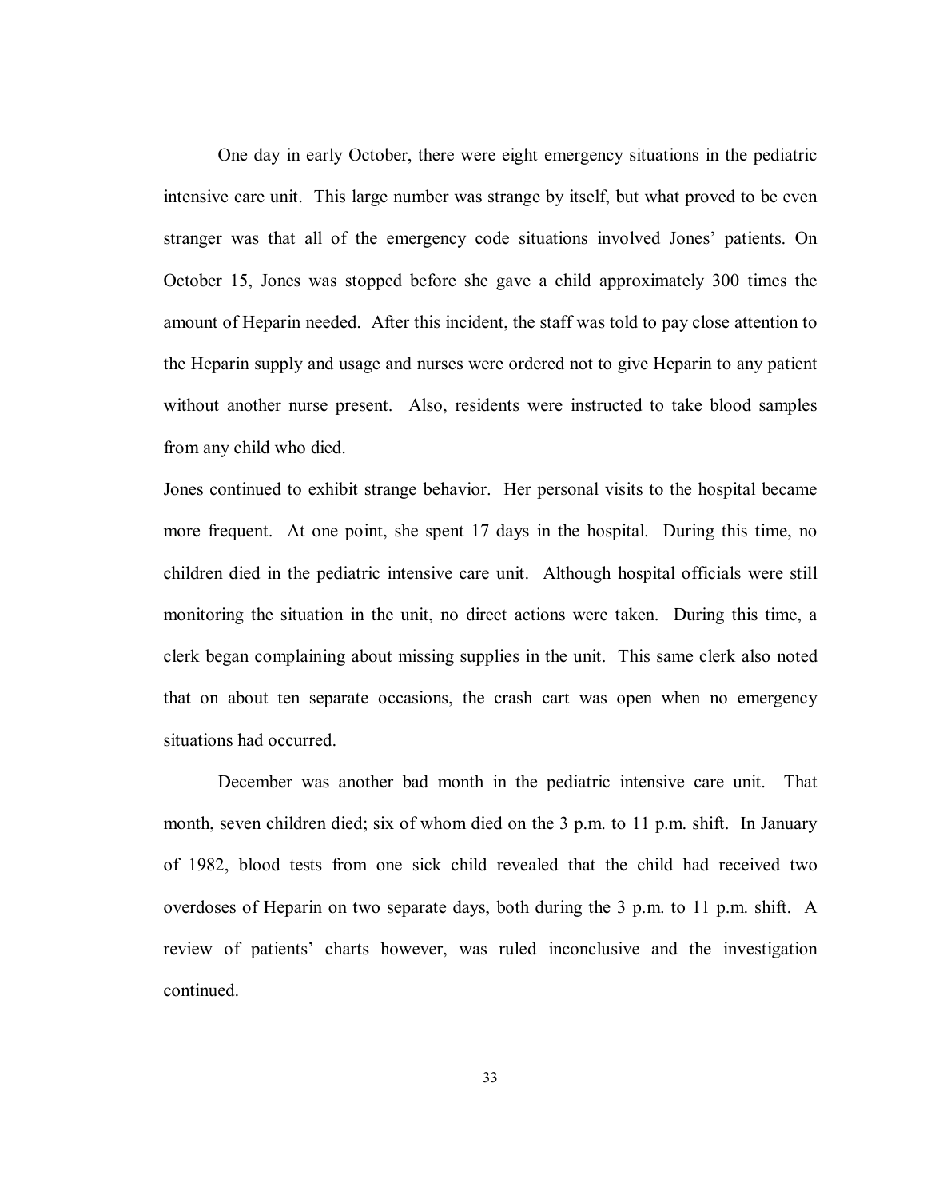One day in early October, there were eight emergency situations in the pediatric intensive care unit. This large number was strange by itself, but what proved to be even stranger was that all of the emergency code situations involved Jones' patients. On October 15, Jones was stopped before she gave a child approximately 300 times the amount of Heparin needed. After this incident, the staff was told to pay close attention to the Heparin supply and usage and nurses were ordered not to give Heparin to any patient without another nurse present. Also, residents were instructed to take blood samples from any child who died.

Jones continued to exhibit strange behavior. Her personal visits to the hospital became more frequent. At one point, she spent 17 days in the hospital. During this time, no children died in the pediatric intensive care unit. Although hospital officials were still monitoring the situation in the unit, no direct actions were taken. During this time, a clerk began complaining about missing supplies in the unit. This same clerk also noted that on about ten separate occasions, the crash cart was open when no emergency situations had occurred.

December was another bad month in the pediatric intensive care unit. That month, seven children died; six of whom died on the 3 p.m. to 11 p.m. shift. In January of 1982, blood tests from one sick child revealed that the child had received two overdoses of Heparin on two separate days, both during the 3 p.m. to 11 p.m. shift. A review of patients' charts however, was ruled inconclusive and the investigation continued.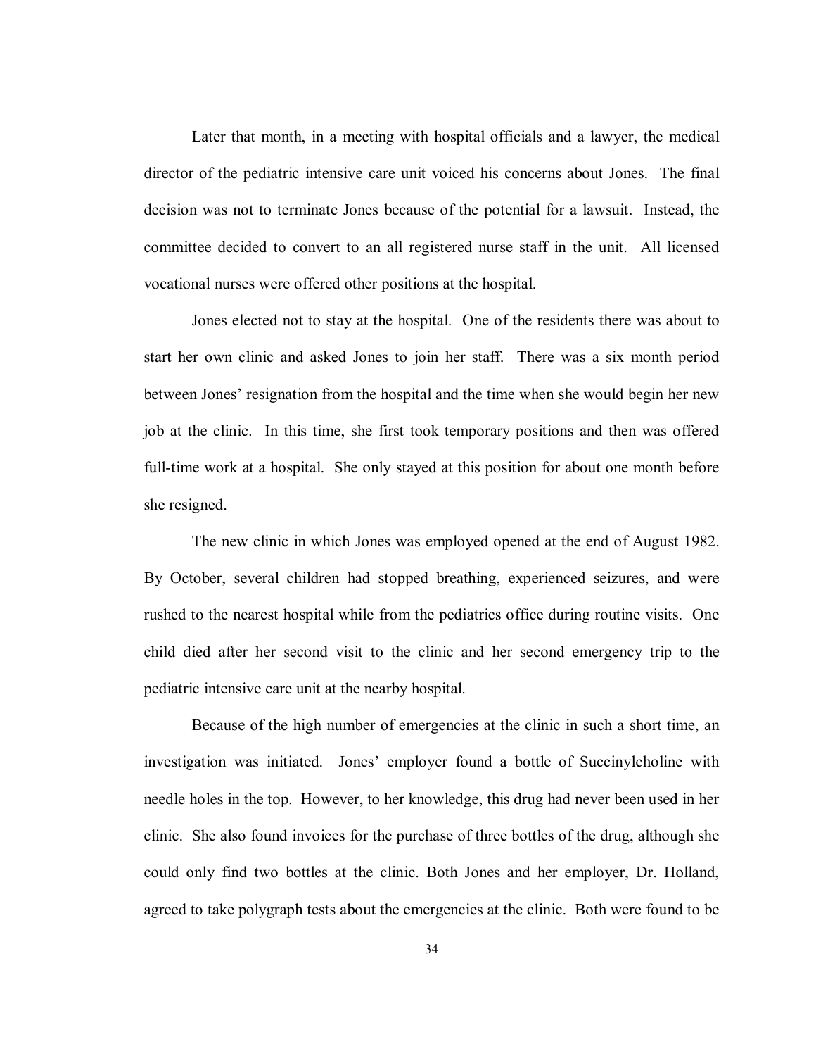Later that month, in a meeting with hospital officials and a lawyer, the medical director of the pediatric intensive care unit voiced his concerns about Jones. The final decision was not to terminate Jones because of the potential for a lawsuit. Instead, the committee decided to convert to an all registered nurse staff in the unit. All licensed vocational nurses were offered other positions at the hospital.

Jones elected not to stay at the hospital. One of the residents there was about to start her own clinic and asked Jones to join her staff. There was a six month period between Jones' resignation from the hospital and the time when she would begin her new job at the clinic. In this time, she first took temporary positions and then was offered full-time work at a hospital. She only stayed at this position for about one month before she resigned.

The new clinic in which Jones was employed opened at the end of August 1982. By October, several children had stopped breathing, experienced seizures, and were rushed to the nearest hospital while from the pediatrics office during routine visits. One child died after her second visit to the clinic and her second emergency trip to the pediatric intensive care unit at the nearby hospital.

Because of the high number of emergencies at the clinic in such a short time, an investigation was initiated. Jones' employer found a bottle of Succinylcholine with needle holes in the top. However, to her knowledge, this drug had never been used in her clinic. She also found invoices for the purchase of three bottles of the drug, although she could only find two bottles at the clinic. Both Jones and her employer, Dr. Holland, agreed to take polygraph tests about the emergencies at the clinic. Both were found to be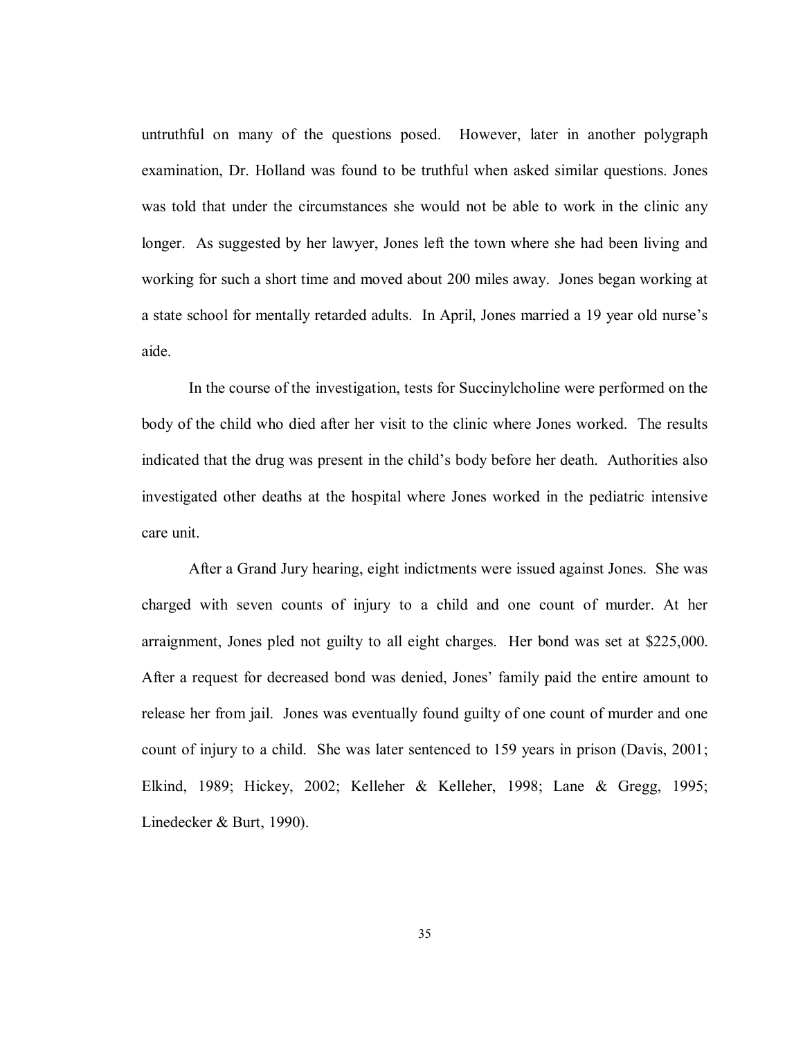untruthful on many of the questions posed. However, later in another polygraph examination, Dr. Holland was found to be truthful when asked similar questions. Jones was told that under the circumstances she would not be able to work in the clinic any longer. As suggested by her lawyer, Jones left the town where she had been living and working for such a short time and moved about 200 miles away. Jones began working at a state school for mentally retarded adults. In April, Jones married a 19 year old nurse's aide.

In the course of the investigation, tests for Succinylcholine were performed on the body of the child who died after her visit to the clinic where Jones worked. The results indicated that the drug was present in the child's body before her death. Authorities also investigated other deaths at the hospital where Jones worked in the pediatric intensive care unit.

After a Grand Jury hearing, eight indictments were issued against Jones. She was charged with seven counts of injury to a child and one count of murder. At her arraignment, Jones pled not guilty to all eight charges. Her bond was set at $225,000. After a request for decreased bond was denied, Jones' family paid the entire amount to release her from jail. Jones was eventually found guilty of one count of murder and one count of injury to a child. She was later sentenced to 159 years in prison (Davis, 2001; Elkind, 1989; Hickey, 2002; Kelleher & Kelleher, 1998; Lane & Gregg, 1995; Linedecker & Burt, 1990).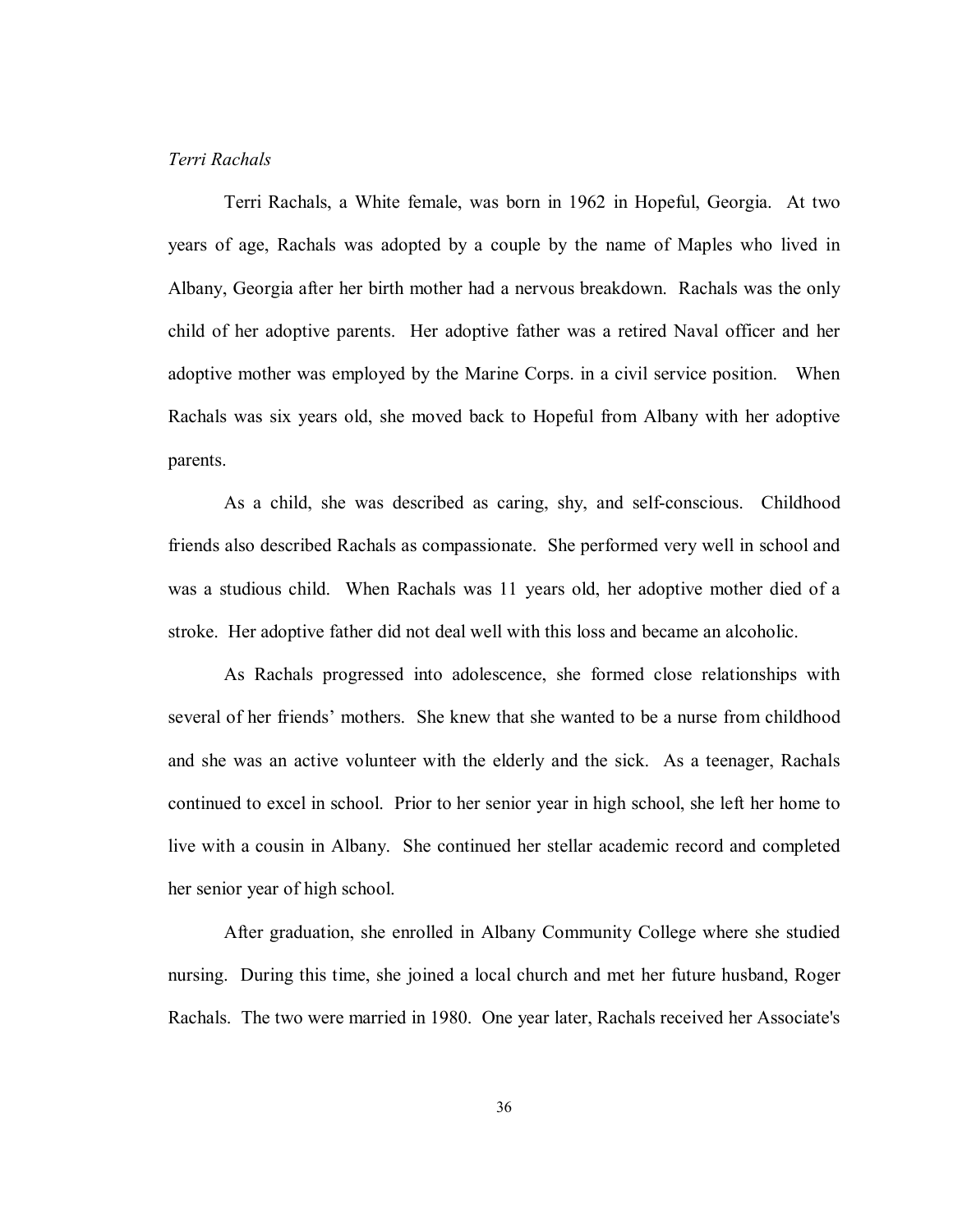*Terri Rachals*

Terri Rachals, a White female, was born in 1962 in Hopeful, Georgia. At two years of age, Rachals was adopted by a couple by the name of Maples who lived in Albany, Georgia after her birth mother had a nervous breakdown. Rachals was the only child of her adoptive parents. Her adoptive father was a retired Naval officer and her adoptive mother was employed by the Marine Corps. in a civil service position. When Rachals was six years old, she moved back to Hopeful from Albany with her adoptive parents.

As a child, she was described as caring, shy, and self-conscious. Childhood friends also described Rachals as compassionate. She performed very well in school and was a studious child. When Rachals was 11 years old, her adoptive mother died of a stroke. Her adoptive father did not deal well with this loss and became an alcoholic.

As Rachals progressed into adolescence, she formed close relationships with several of her friends' mothers. She knew that she wanted to be a nurse from childhood and she was an active volunteer with the elderly and the sick. As a teenager, Rachals continued to excel in school. Prior to her senior year in high school, she left her home to live with a cousin in Albany. She continued her stellar academic record and completed her senior year of high school.

After graduation, she enrolled in Albany Community College where she studied nursing. During this time, she joined a local church and met her future husband, Roger Rachals. The two were married in 1980. One year later, Rachals received her Associate's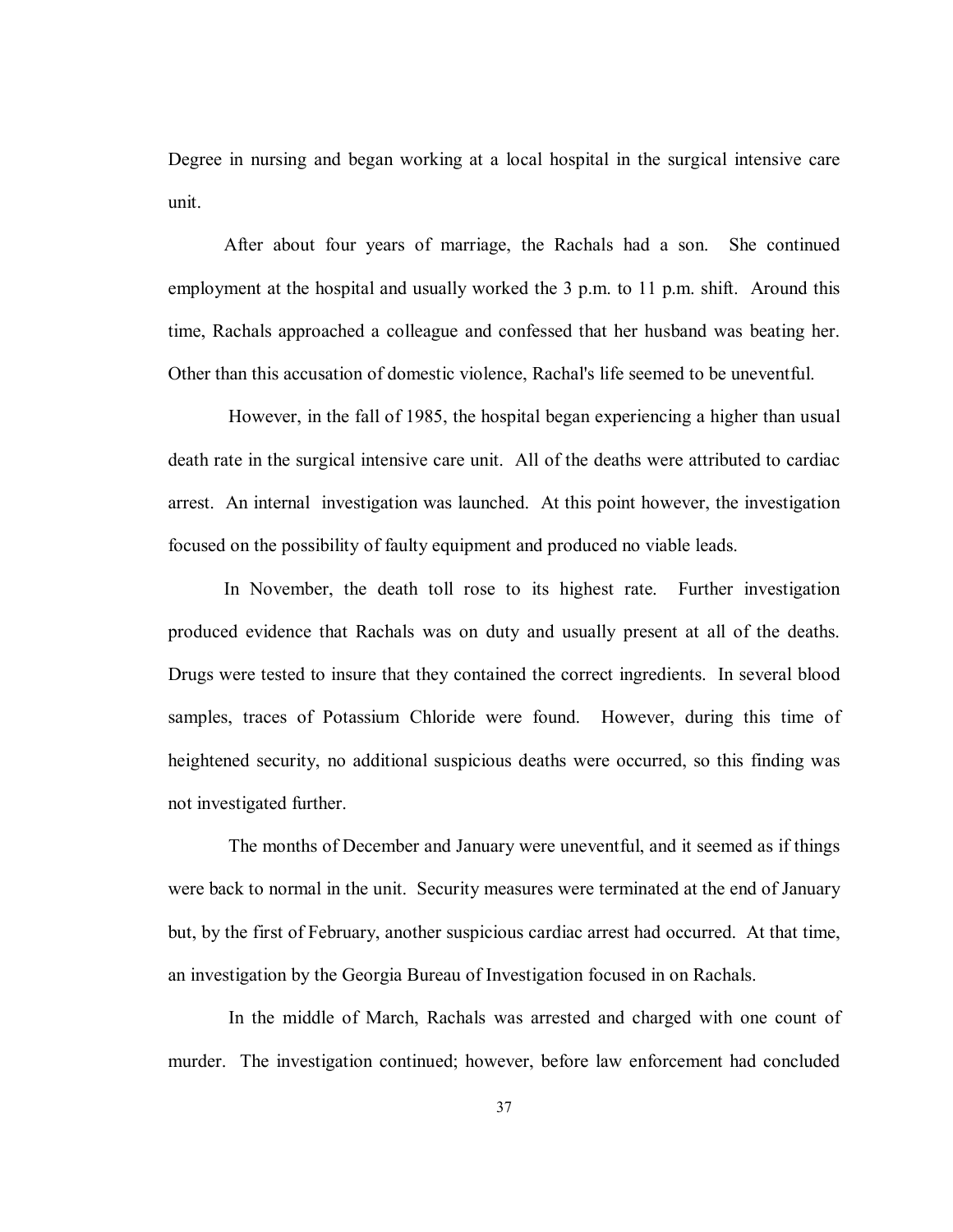Degree in nursing and began working at a local hospital in the surgical intensive care unit.

After about four years of marriage, the Rachals had a son. She continued employment at the hospital and usually worked the 3 p.m. to 11 p.m. shift. Around this time, Rachals approached a colleague and confessed that her husband was beating her. Other than this accusation of domestic violence, Rachal's life seemed to be uneventful.

However, in the fall of 1985, the hospital began experiencing a higher than usual death rate in the surgical intensive care unit. All of the deaths were attributed to cardiac arrest. An internal investigation was launched. At this point however, the investigation focused on the possibility of faulty equipment and produced no viable leads.

In November, the death toll rose to its highest rate. Further investigation produced evidence that Rachals was on duty and usually present at all of the deaths. Drugs were tested to insure that they contained the correct ingredients. In several blood samples, traces of Potassium Chloride were found. However, during this time of heightened security, no additional suspicious deaths were occurred, so this finding was not investigated further.

The months of December and January were uneventful, and it seemed as if things were back to normal in the unit. Security measures were terminated at the end of January but, by the first of February, another suspicious cardiac arrest had occurred. At that time, an investigation by the Georgia Bureau of Investigation focused in on Rachals.

In the middle of March, Rachals was arrested and charged with one count of murder. The investigation continued; however, before law enforcement had concluded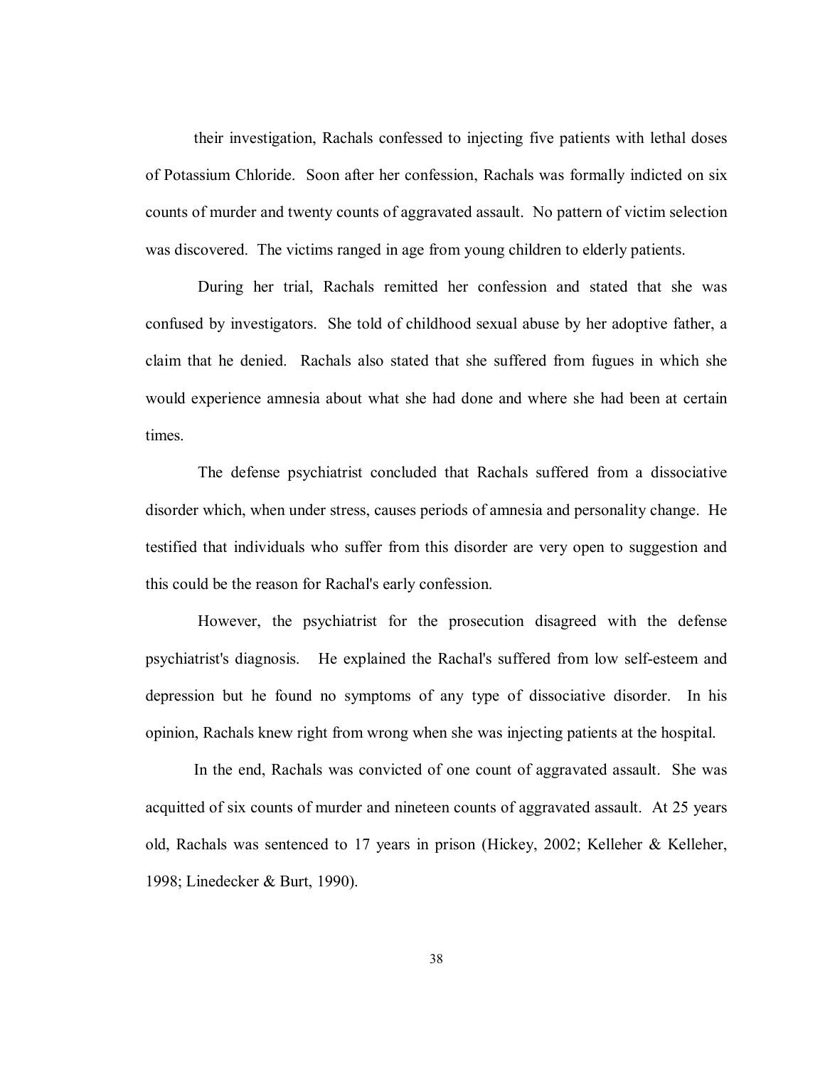their investigation, Rachals confessed to injecting five patients with lethal doses of Potassium Chloride. Soon after her confession, Rachals was formally indicted on six counts of murder and twenty counts of aggravated assault. No pattern of victim selection was discovered. The victims ranged in age from young children to elderly patients.

During her trial, Rachals remitted her confession and stated that she was confused by investigators. She told of childhood sexual abuse by her adoptive father, a claim that he denied. Rachals also stated that she suffered from fugues in which she would experience amnesia about what she had done and where she had been at certain times.

The defense psychiatrist concluded that Rachals suffered from a dissociative disorder which, when under stress, causes periods of amnesia and personality change. He testified that individuals who suffer from this disorder are very open to suggestion and this could be the reason for Rachal's early confession.

However, the psychiatrist for the prosecution disagreed with the defense psychiatrist's diagnosis. He explained the Rachal's suffered from low self-esteem and depression but he found no symptoms of any type of dissociative disorder. In his opinion, Rachals knew right from wrong when she was injecting patients at the hospital.

In the end, Rachals was convicted of one count of aggravated assault. She was acquitted of six counts of murder and nineteen counts of aggravated assault. At 25 years old, Rachals was sentenced to 17 years in prison (Hickey, 2002; Kelleher & Kelleher, 1998; Linedecker & Burt, 1990).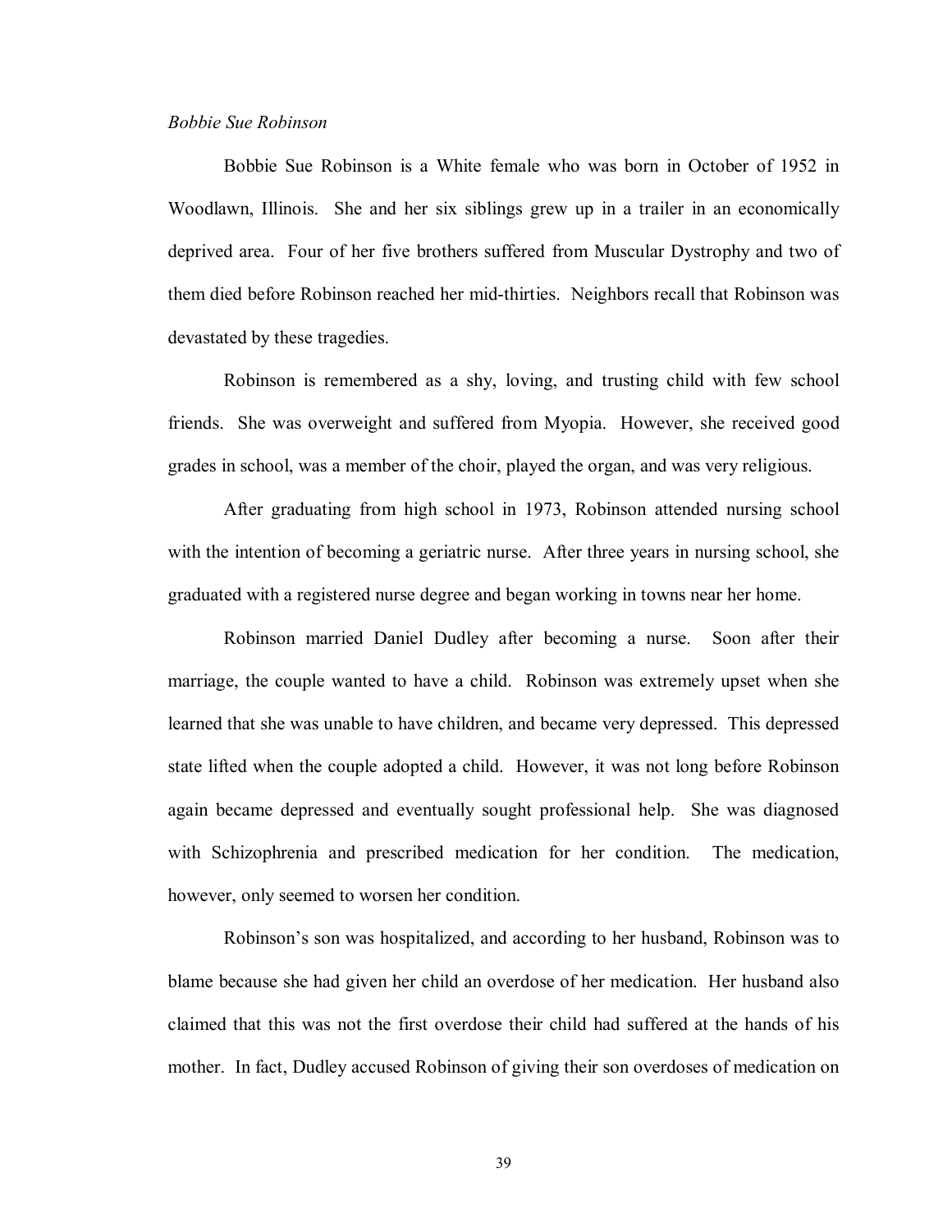*Bobbie Sue Robinson*

Bobbie Sue Robinson is a White female who was born in October of 1952 in Woodlawn, Illinois. She and her six siblings grew up in a trailer in an economically deprived area. Four of her five brothers suffered from Muscular Dystrophy and two of them died before Robinson reached her mid-thirties. Neighbors recall that Robinson was devastated by these tragedies.

Robinson is remembered as a shy, loving, and trusting child with few school friends. She was overweight and suffered from Myopia. However, she received good grades in school, was a member of the choir, played the organ, and was very religious.

After graduating from high school in 1973, Robinson attended nursing school with the intention of becoming a geriatric nurse. After three years in nursing school, she graduated with a registered nurse degree and began working in towns near her home.

Robinson married Daniel Dudley after becoming a nurse. Soon after their marriage, the couple wanted to have a child. Robinson was extremely upset when she learned that she was unable to have children, and became very depressed. This depressed state lifted when the couple adopted a child. However, it was not long before Robinson again became depressed and eventually sought professional help. She was diagnosed with Schizophrenia and prescribed medication for her condition. The medication, however, only seemed to worsen her condition.

Robinson's son was hospitalized, and according to her husband, Robinson was to blame because she had given her child an overdose of her medication. Her husband also claimed that this was not the first overdose their child had suffered at the hands of his mother. In fact, Dudley accused Robinson of giving their son overdoses of medication on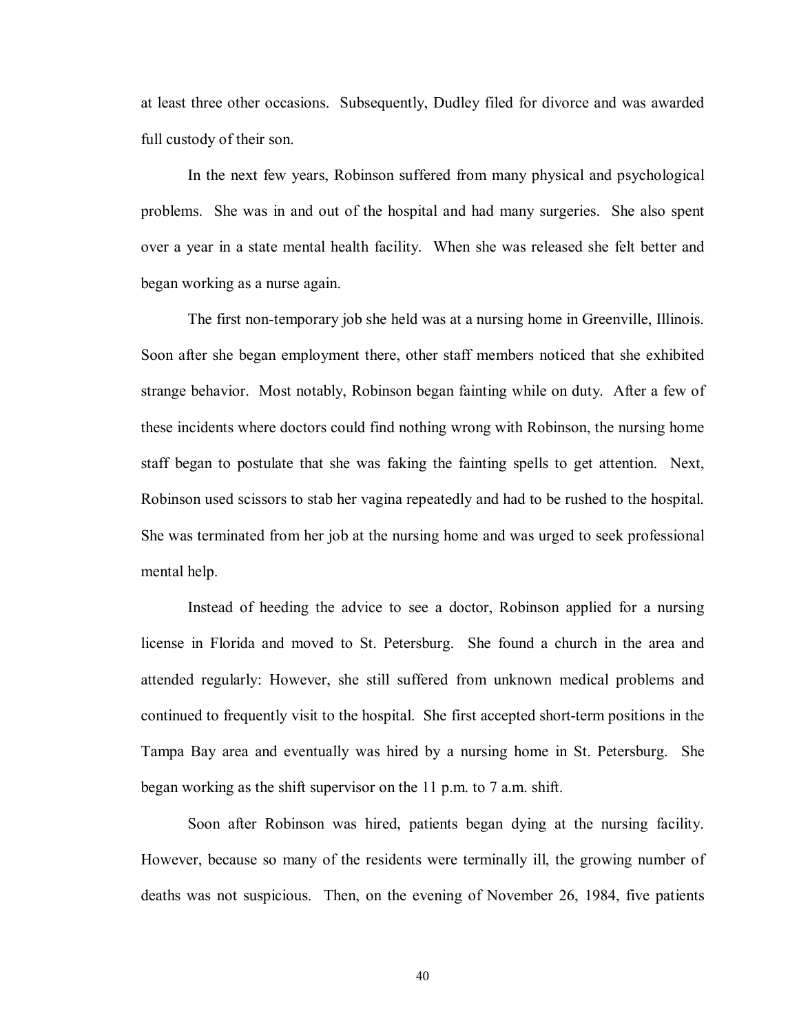at least three other occasions. Subsequently, Dudley filed for divorce and was awarded full custody of their son.

In the next few years, Robinson suffered from many physical and psychological problems. She was in and out of the hospital and had many surgeries. She also spent over a year in a state mental health facility. When she was released she felt better and began working as a nurse again.

The first non-temporary job she held was at a nursing home in Greenville, Illinois. Soon after she began employment there, other staff members noticed that she exhibited strange behavior. Most notably, Robinson began fainting while on duty. After a few of these incidents where doctors could find nothing wrong with Robinson, the nursing home staff began to postulate that she was faking the fainting spells to get attention. Next, Robinson used scissors to stab her vagina repeatedly and had to be rushed to the hospital. She was terminated from her job at the nursing home and was urged to seek professional mental help.

Instead of heeding the advice to see a doctor, Robinson applied for a nursing license in Florida and moved to St. Petersburg. She found a church in the area and attended regularly: However, she still suffered from unknown medical problems and continued to frequently visit to the hospital. She first accepted short-term positions in the Tampa Bay area and eventually was hired by a nursing home in St. Petersburg. She began working as the shift supervisor on the 11 p.m. to 7 a.m. shift.

Soon after Robinson was hired, patients began dying at the nursing facility. However, because so many of the residents were terminally ill, the growing number of deaths was not suspicious. Then, on the evening of November 26, 1984, five patients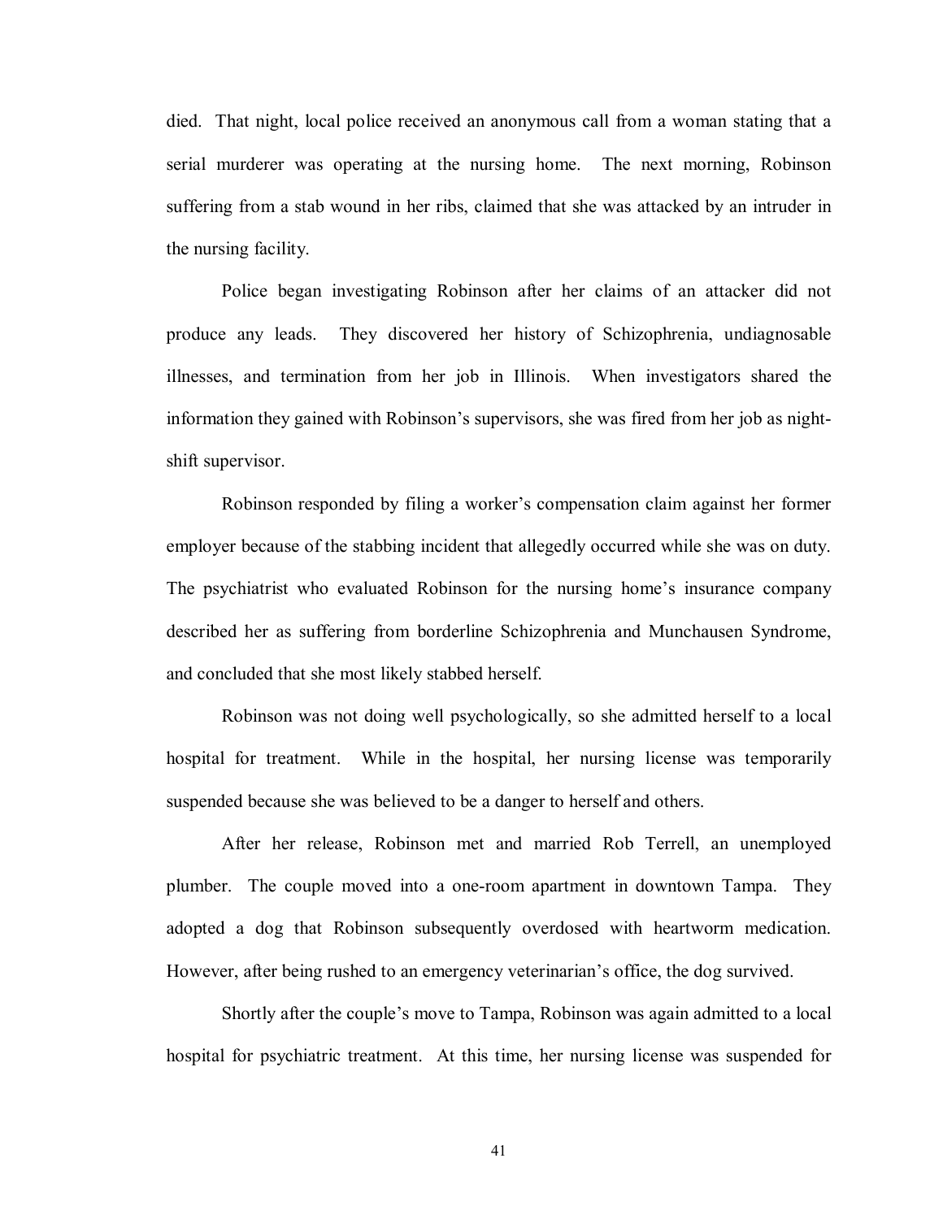died. That night, local police received an anonymous call from a woman stating that a serial murderer was operating at the nursing home. The next morning, Robinson suffering from a stab wound in her ribs, claimed that she was attacked by an intruder in the nursing facility.

Police began investigating Robinson after her claims of an attacker did not produce any leads. They discovered her history of Schizophrenia, undiagnosable illnesses, and termination from her job in Illinois. When investigators shared the information they gained with Robinson's supervisors, she was fired from her job as night-shift supervisor.

Robinson responded by filing a worker's compensation claim against her former employer because of the stabbing incident that allegedly occurred while she was on duty. The psychiatrist who evaluated Robinson for the nursing home's insurance company described her as suffering from borderline Schizophrenia and Munchausen Syndrome, and concluded that she most likely stabbed herself.

Robinson was not doing well psychologically, so she admitted herself to a local hospital for treatment. While in the hospital, her nursing license was temporarily suspended because she was believed to be a danger to herself and others.

After her release, Robinson met and married Rob Terrell, an unemployed plumber. The couple moved into a one-room apartment in downtown Tampa. They adopted a dog that Robinson subsequently overdosed with heartworm medication. However, after being rushed to an emergency veterinarian's office, the dog survived.

Shortly after the couple's move to Tampa, Robinson was again admitted to a local hospital for psychiatric treatment. At this time, her nursing license was suspended for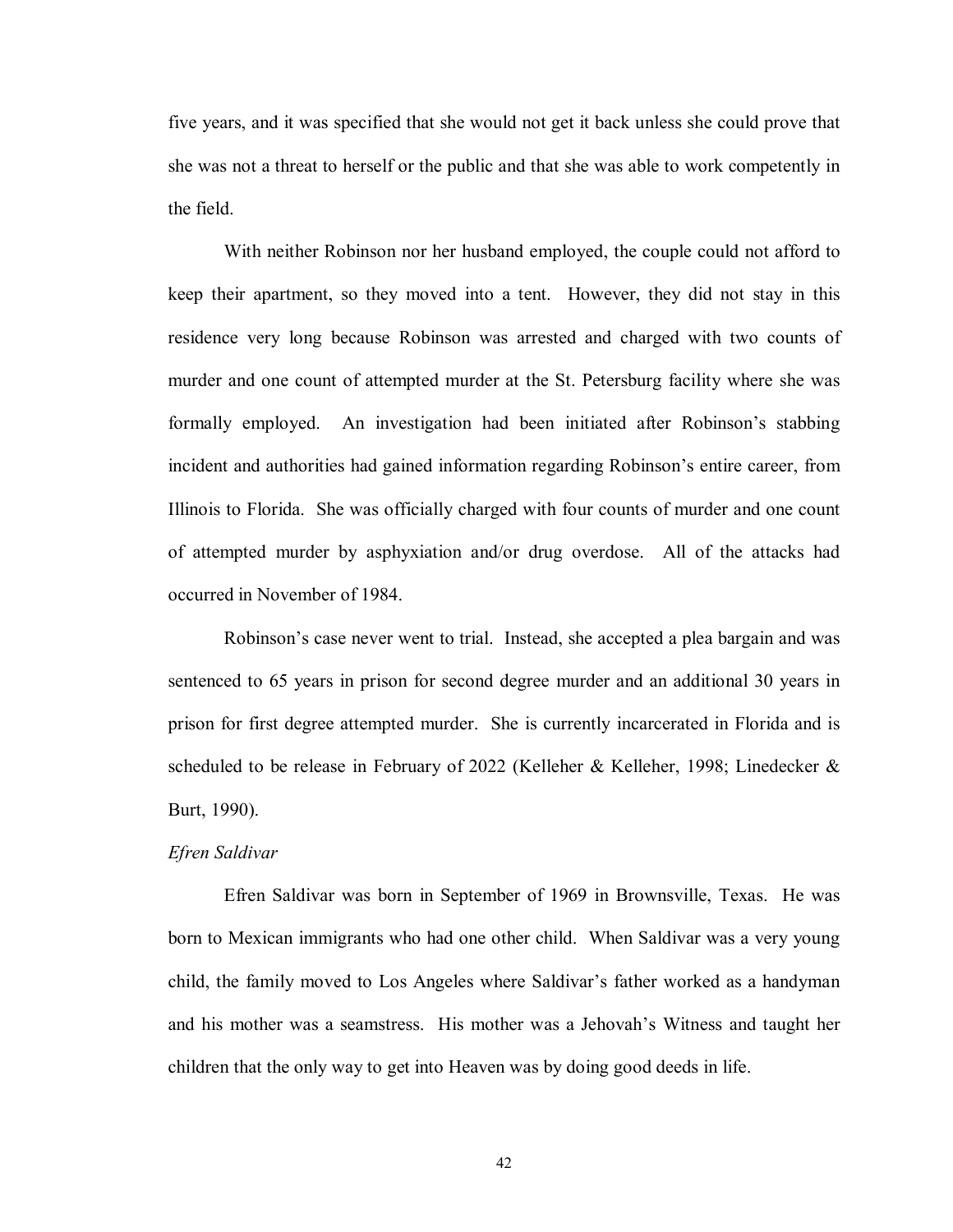five years, and it was specified that she would not get it back unless she could prove that she was not a threat to herself or the public and that she was able to work competently in the field.

With neither Robinson nor her husband employed, the couple could not afford to keep their apartment, so they moved into a tent. However, they did not stay in this residence very long because Robinson was arrested and charged with two counts of murder and one count of attempted murder at the St. Petersburg facility where she was formally employed. An investigation had been initiated after Robinson's stabbing incident and authorities had gained information regarding Robinson's entire career, from Illinois to Florida. She was officially charged with four counts of murder and one count of attempted murder by asphyxiation and/or drug overdose. All of the attacks had occurred in November of 1984.

Robinson's case never went to trial. Instead, she accepted a plea bargain and was sentenced to 65 years in prison for second degree murder and an additional 30 years in prison for first degree attempted murder. She is currently incarcerated in Florida and is scheduled to be release in February of 2022 (Kelleher & Kelleher, 1998; Linedecker & Burt, 1990).

*Efren Saldivar*

Efren Saldivar was born in September of 1969 in Brownsville, Texas. He was born to Mexican immigrants who had one other child. When Saldivar was a very young child, the family moved to Los Angeles where Saldivar's father worked as a handyman and his mother was a seamstress. His mother was a Jehovah's Witness and taught her children that the only way to get into Heaven was by doing good deeds in life.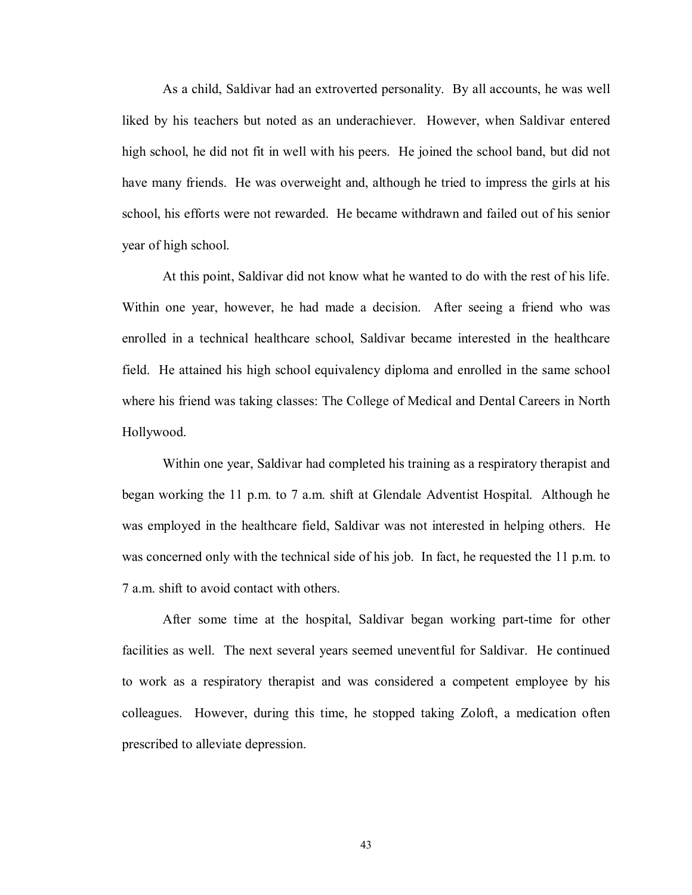As a child, Saldivar had an extroverted personality. By all accounts, he was well liked by his teachers but noted as an underachiever. However, when Saldivar entered high school, he did not fit in well with his peers. He joined the school band, but did not have many friends. He was overweight and, although he tried to impress the girls at his school, his efforts were not rewarded. He became withdrawn and failed out of his senior year of high school.

At this point, Saldivar did not know what he wanted to do with the rest of his life. Within one year, however, he had made a decision. After seeing a friend who was enrolled in a technical healthcare school, Saldivar became interested in the healthcare field. He attained his high school equivalency diploma and enrolled in the same school where his friend was taking classes: The College of Medical and Dental Careers in North Hollywood.

Within one year, Saldivar had completed his training as a respiratory therapist and began working the 11 p.m. to 7 a.m. shift at Glendale Adventist Hospital. Although he was employed in the healthcare field, Saldivar was not interested in helping others. He was concerned only with the technical side of his job. In fact, he requested the 11 p.m. to 7 a.m. shift to avoid contact with others.

After some time at the hospital, Saldivar began working part-time for other facilities as well. The next several years seemed uneventful for Saldivar. He continued to work as a respiratory therapist and was considered a competent employee by his colleagues. However, during this time, he stopped taking Zoloft, a medication often prescribed to alleviate depression.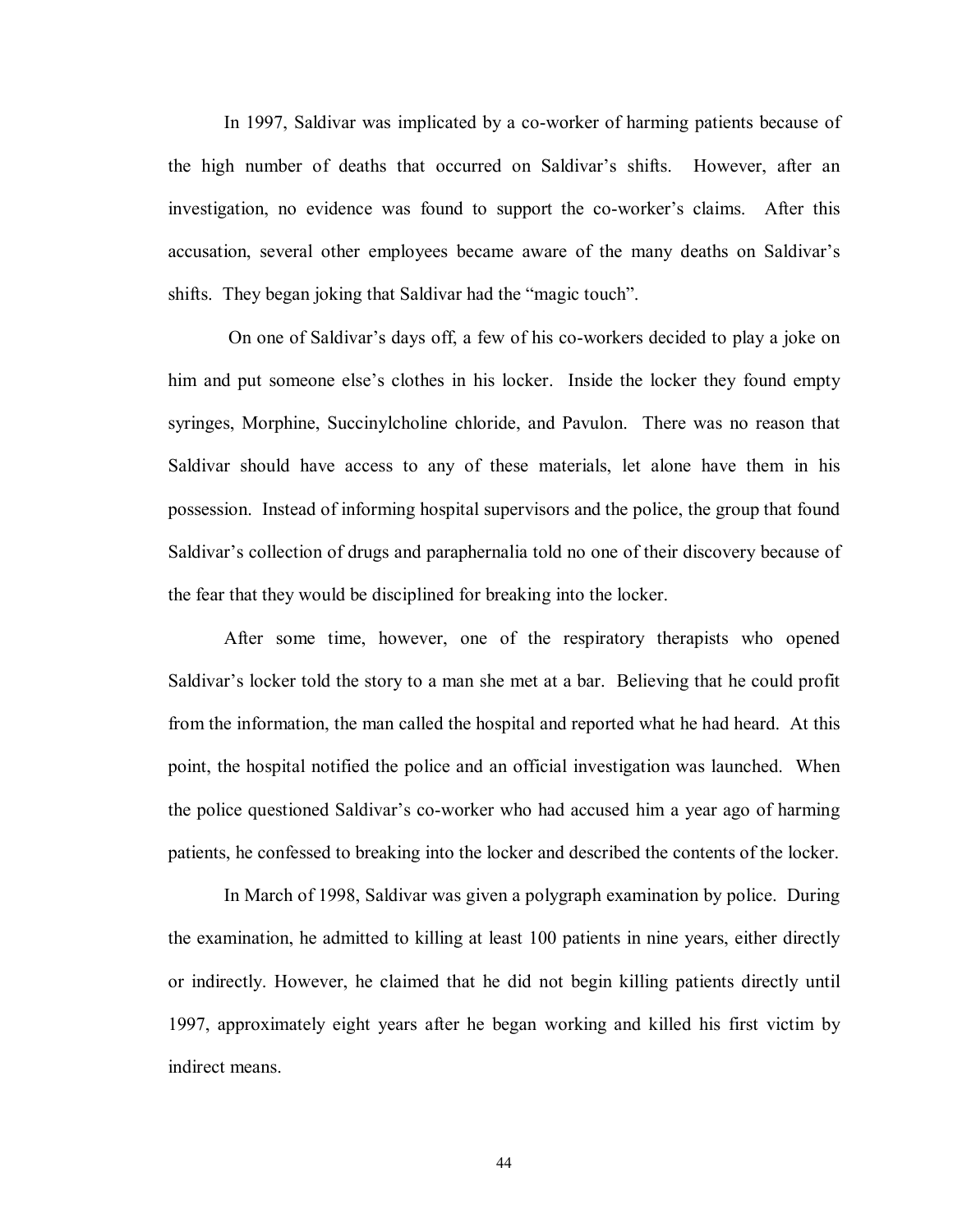In 1997, Saldivar was implicated by a co-worker of harming patients because of the high number of deaths that occurred on Saldivar's shifts. However, after an investigation, no evidence was found to support the co-worker's claims. After this accusation, several other employees became aware of the many deaths on Saldivar's shifts. They began joking that Saldivar had the "magic touch".

On one of Saldivar's days off, a few of his co-workers decided to play a joke on him and put someone else's clothes in his locker. Inside the locker they found empty syringes, Morphine, Succinylcholine chloride, and Pavulon. There was no reason that Saldivar should have access to any of these materials, let alone have them in his possession. Instead of informing hospital supervisors and the police, the group that found Saldivar's collection of drugs and paraphernalia told no one of their discovery because of the fear that they would be disciplined for breaking into the locker.

After some time, however, one of the respiratory therapists who opened Saldivar's locker told the story to a man she met at a bar. Believing that he could profit from the information, the man called the hospital and reported what he had heard. At this point, the hospital notified the police and an official investigation was launched. When the police questioned Saldivar's co-worker who had accused him a year ago of harming patients, he confessed to breaking into the locker and described the contents of the locker.

In March of 1998, Saldivar was given a polygraph examination by police. During the examination, he admitted to killing at least 100 patients in nine years, either directly or indirectly. However, he claimed that he did not begin killing patients directly until 1997, approximately eight years after he began working and killed his first victim by indirect means.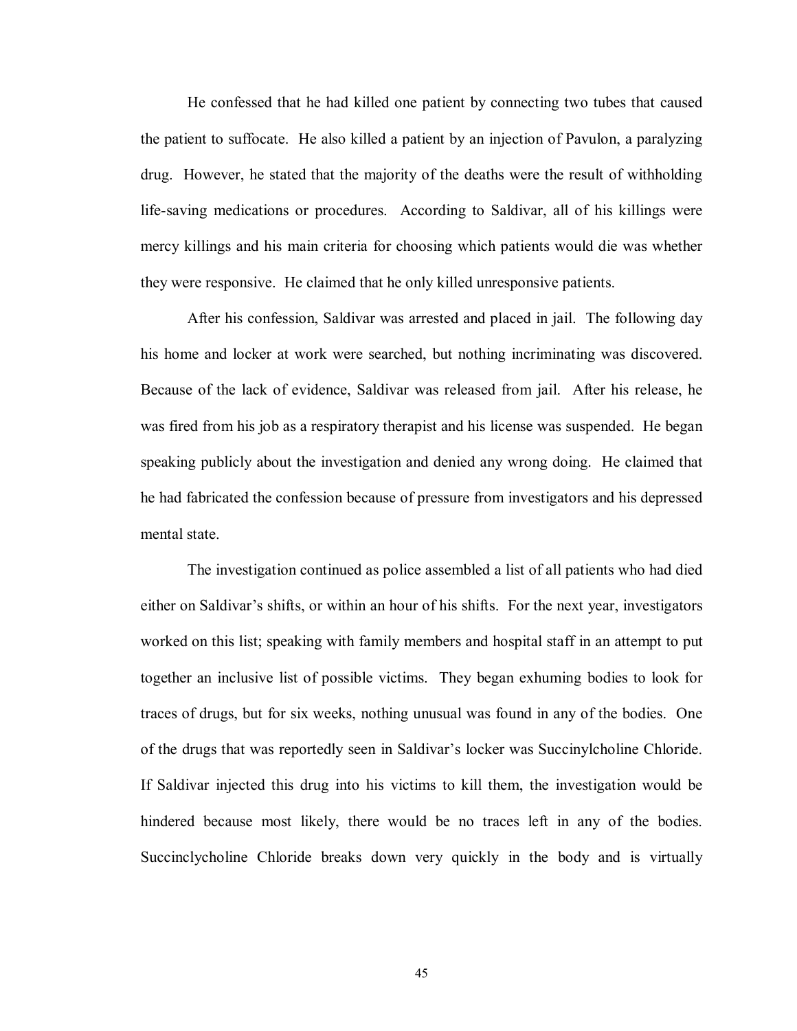He confessed that he had killed one patient by connecting two tubes that caused the patient to suffocate. He also killed a patient by an injection of Pavulon, a paralyzing drug. However, he stated that the majority of the deaths were the result of withholding life-saving medications or procedures. According to Saldivar, all of his killings were mercy killings and his main criteria for choosing which patients would die was whether they were responsive. He claimed that he only killed unresponsive patients.

After his confession, Saldivar was arrested and placed in jail. The following day his home and locker at work were searched, but nothing incriminating was discovered. Because of the lack of evidence, Saldivar was released from jail. After his release, he was fired from his job as a respiratory therapist and his license was suspended. He began speaking publicly about the investigation and denied any wrong doing. He claimed that he had fabricated the confession because of pressure from investigators and his depressed mental state.

The investigation continued as police assembled a list of all patients who had died either on Saldivar's shifts, or within an hour of his shifts. For the next year, investigators worked on this list; speaking with family members and hospital staff in an attempt to put together an inclusive list of possible victims. They began exhuming bodies to look for traces of drugs, but for six weeks, nothing unusual was found in any of the bodies. One of the drugs that was reportedly seen in Saldivar's locker was Succinylcholine Chloride. If Saldivar injected this drug into his victims to kill them, the investigation would be hindered because most likely, there would be no traces left in any of the bodies. Succinclycholine Chloride breaks down very quickly in the body and is virtually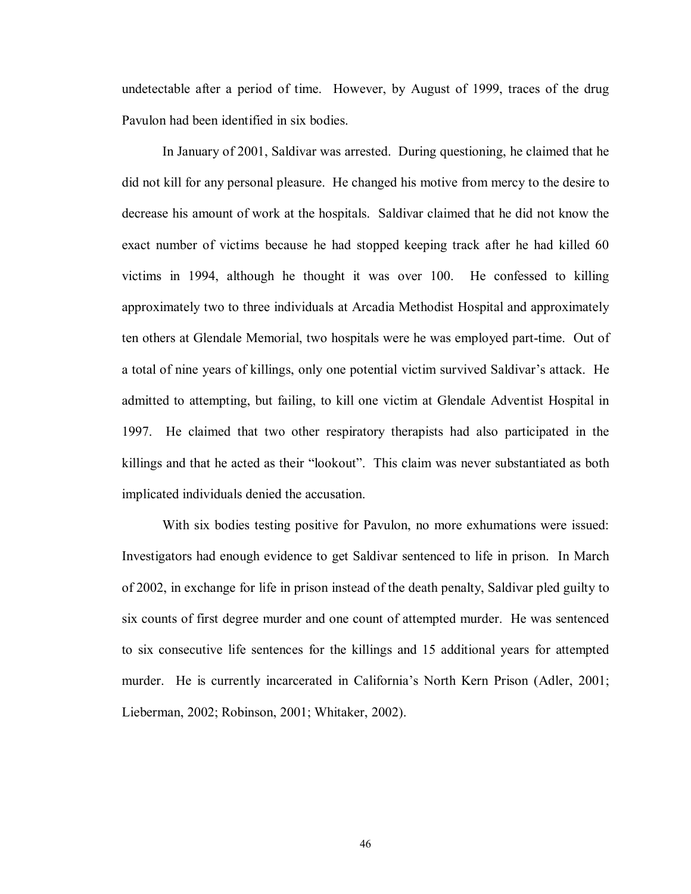undetectable after a period of time. However, by August of 1999, traces of the drug Pavulon had been identified in six bodies.

In January of 2001, Saldivar was arrested. During questioning, he claimed that he did not kill for any personal pleasure. He changed his motive from mercy to the desire to decrease his amount of work at the hospitals. Saldivar claimed that he did not know the exact number of victims because he had stopped keeping track after he had killed 60 victims in 1994, although he thought it was over 100. He confessed to killing approximately two to three individuals at Arcadia Methodist Hospital and approximately ten others at Glendale Memorial, two hospitals were he was employed part-time. Out of a total of nine years of killings, only one potential victim survived Saldivar's attack. He admitted to attempting, but failing, to kill one victim at Glendale Adventist Hospital in 1997. He claimed that two other respiratory therapists had also participated in the killings and that he acted as their "lookout". This claim was never substantiated as both implicated individuals denied the accusation.

With six bodies testing positive for Pavulon, no more exhumations were issued: Investigators had enough evidence to get Saldivar sentenced to life in prison. In March of 2002, in exchange for life in prison instead of the death penalty, Saldivar pled guilty to six counts of first degree murder and one count of attempted murder. He was sentenced to six consecutive life sentences for the killings and 15 additional years for attempted murder. He is currently incarcerated in California's North Kern Prison (Adler, 2001; Lieberman, 2002; Robinson, 2001; Whitaker, 2002).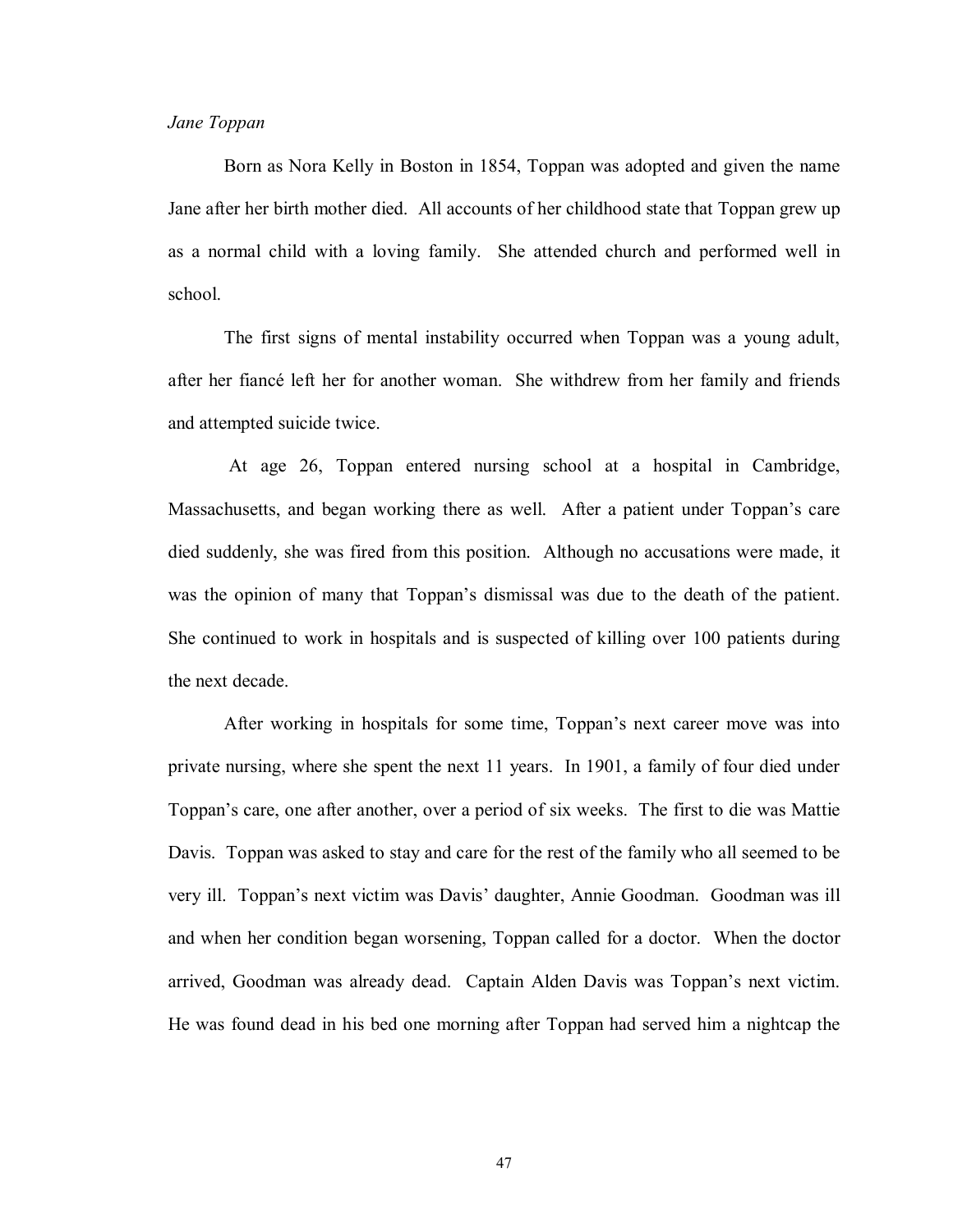*Jane Toppan*

Born as Nora Kelly in Boston in 1854, Toppan was adopted and given the name Jane after her birth mother died. All accounts of her childhood state that Toppan grew up as a normal child with a loving family. She attended church and performed well in school.

The first signs of mental instability occurred when Toppan was a young adult, after her fiancé left her for another woman. She withdrew from her family and friends and attempted suicide twice.

At age 26, Toppan entered nursing school at a hospital in Cambridge, Massachusetts, and began working there as well. After a patient under Toppan's care died suddenly, she was fired from this position. Although no accusations were made, it was the opinion of many that Toppan's dismissal was due to the death of the patient. She continued to work in hospitals and is suspected of killing over 100 patients during the next decade.

After working in hospitals for some time, Toppan's next career move was into private nursing, where she spent the next 11 years. In 1901, a family of four died under Toppan's care, one after another, over a period of six weeks. The first to die was Mattie Davis. Toppan was asked to stay and care for the rest of the family who all seemed to be very ill. Toppan's next victim was Davis' daughter, Annie Goodman. Goodman was ill and when her condition began worsening, Toppan called for a doctor. When the doctor arrived, Goodman was already dead. Captain Alden Davis was Toppan's next victim. He was found dead in his bed one morning after Toppan had served him a nightcap the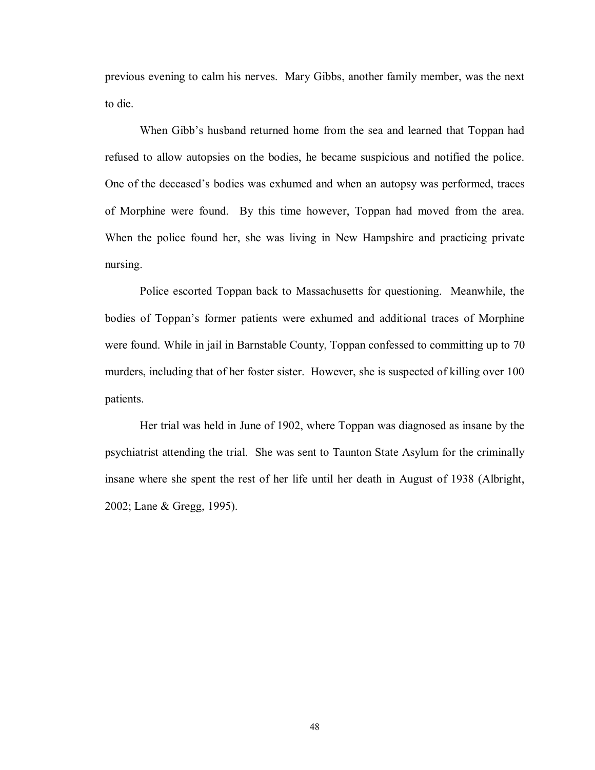previous evening to calm his nerves. Mary Gibbs, another family member, was the next to die.

When Gibb's husband returned home from the sea and learned that Toppan had refused to allow autopsies on the bodies, he became suspicious and notified the police. One of the deceased's bodies was exhumed and when an autopsy was performed, traces of Morphine were found. By this time however, Toppan had moved from the area. When the police found her, she was living in New Hampshire and practicing private nursing.

Police escorted Toppan back to Massachusetts for questioning. Meanwhile, the bodies of Toppan's former patients were exhumed and additional traces of Morphine were found. While in jail in Barnstable County, Toppan confessed to committing up to 70 murders, including that of her foster sister. However, she is suspected of killing over 100 patients.

Her trial was held in June of 1902, where Toppan was diagnosed as insane by the psychiatrist attending the trial. She was sent to Taunton State Asylum for the criminally insane where she spent the rest of her life until her death in August of 1938 (Albright, 2002; Lane & Gregg, 1995).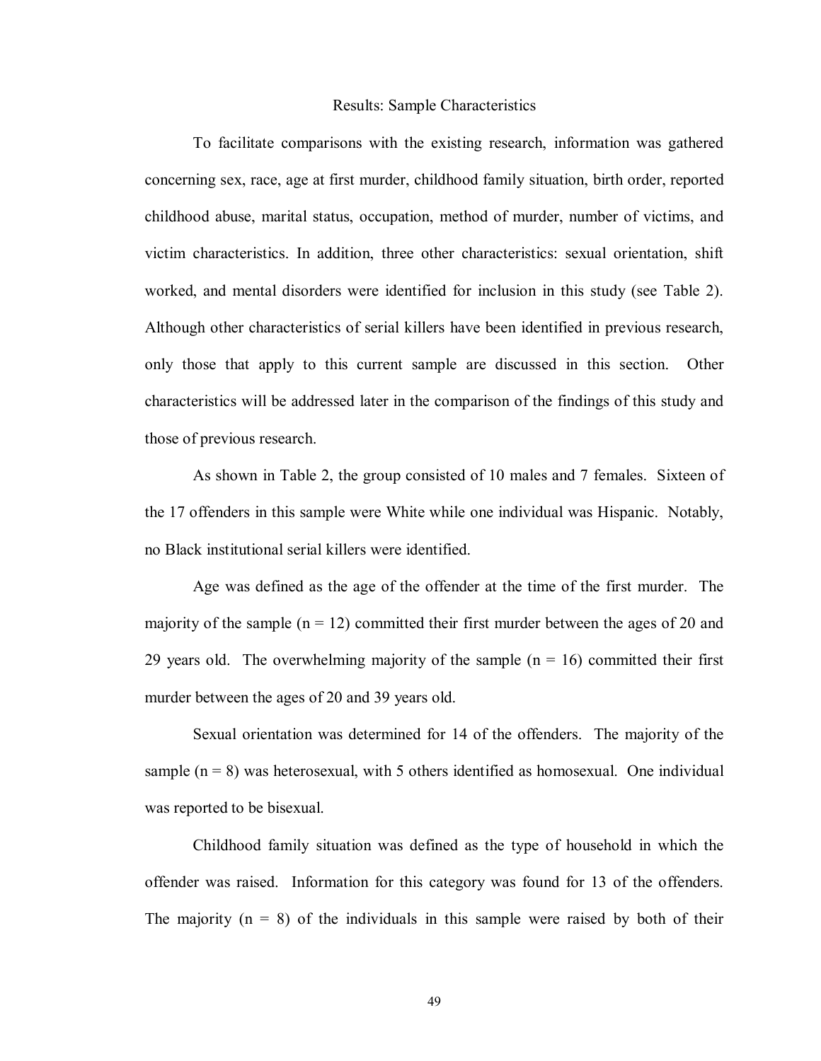## Results: Sample Characteristics

To facilitate comparisons with the existing research, information was gathered concerning sex, race, age at first murder, childhood family situation, birth order, reported childhood abuse, marital status, occupation, method of murder, number of victims, and victim characteristics. In addition, three other characteristics: sexual orientation, shift worked, and mental disorders were identified for inclusion in this study (see Table 2). Although other characteristics of serial killers have been identified in previous research, only those that apply to this current sample are discussed in this section. Other characteristics will be addressed later in the comparison of the findings of this study and those of previous research.

As shown in Table 2, the group consisted of 10 males and 7 females. Sixteen of the 17 offenders in this sample were White while one individual was Hispanic. Notably, no Black institutional serial killers were identified.

Age was defined as the age of the offender at the time of the first murder. The majority of the sample ($n = 12$) committed their first murder between the ages of 20 and 29 years old. The overwhelming majority of the sample ($n = 16$) committed their first murder between the ages of 20 and 39 years old.

Sexual orientation was determined for 14 of the offenders. The majority of the sample ($n = 8$) was heterosexual, with 5 others identified as homosexual. One individual was reported to be bisexual.

Childhood family situation was defined as the type of household in which the offender was raised. Information for this category was found for 13 of the offenders. The majority ($n = 8$) of the individuals in this sample were raised by both of their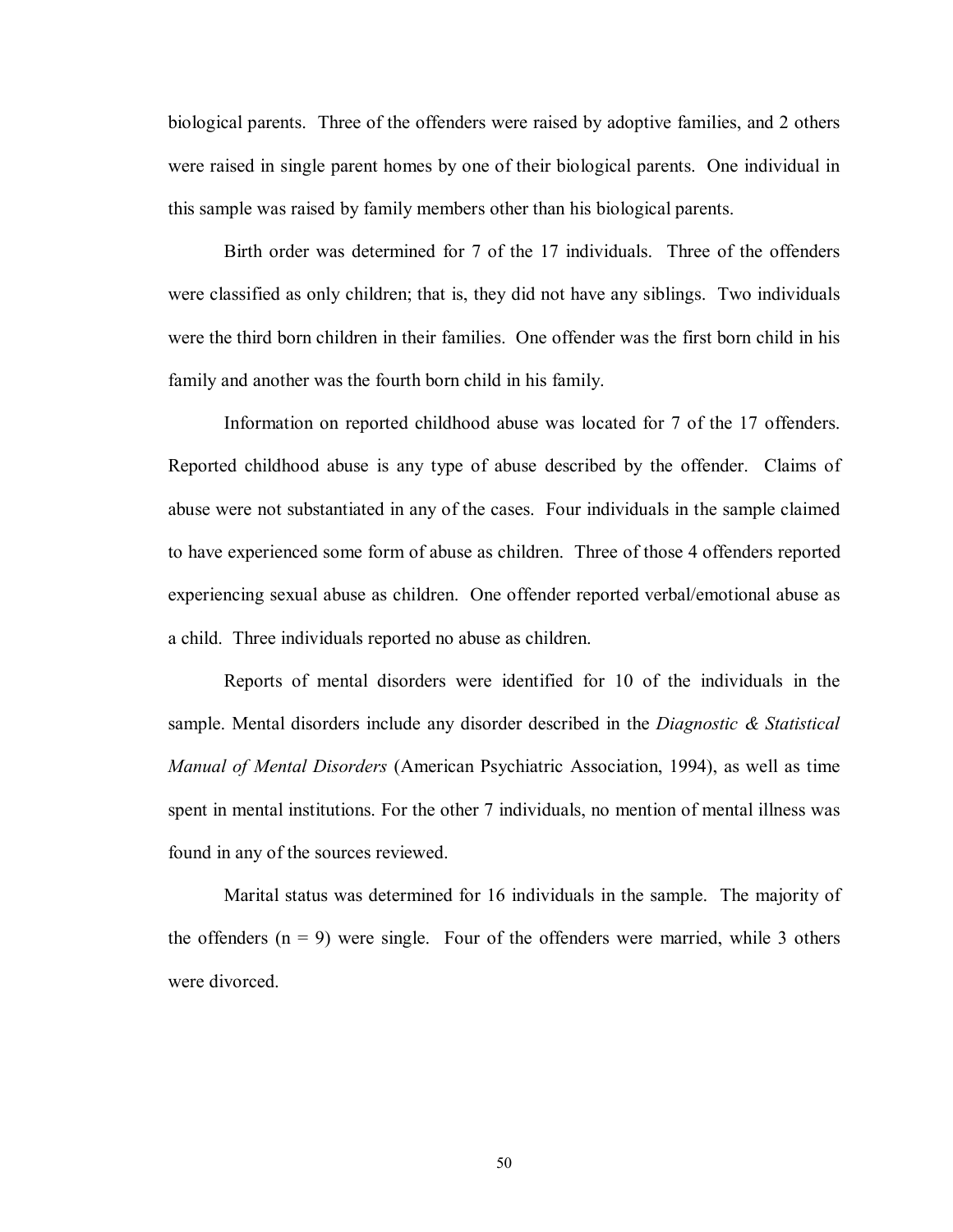biological parents. Three of the offenders were raised by adoptive families, and 2 others were raised in single parent homes by one of their biological parents. One individual in this sample was raised by family members other than his biological parents.

Birth order was determined for 7 of the 17 individuals. Three of the offenders were classified as only children; that is, they did not have any siblings. Two individuals were the third born children in their families. One offender was the first born child in his family and another was the fourth born child in his family.

Information on reported childhood abuse was located for 7 of the 17 offenders. Reported childhood abuse is any type of abuse described by the offender. Claims of abuse were not substantiated in any of the cases. Four individuals in the sample claimed to have experienced some form of abuse as children. Three of those 4 offenders reported experiencing sexual abuse as children. One offender reported verbal/emotional abuse as a child. Three individuals reported no abuse as children.

Reports of mental disorders were identified for 10 of the individuals in the sample. Mental disorders include any disorder described in the *Diagnostic & Statistical Manual of Mental Disorders* (American Psychiatric Association, 1994), as well as time spent in mental institutions. For the other 7 individuals, no mention of mental illness was found in any of the sources reviewed.

Marital status was determined for 16 individuals in the sample. The majority of the offenders ($n = 9$) were single. Four of the offenders were married, while 3 others were divorced.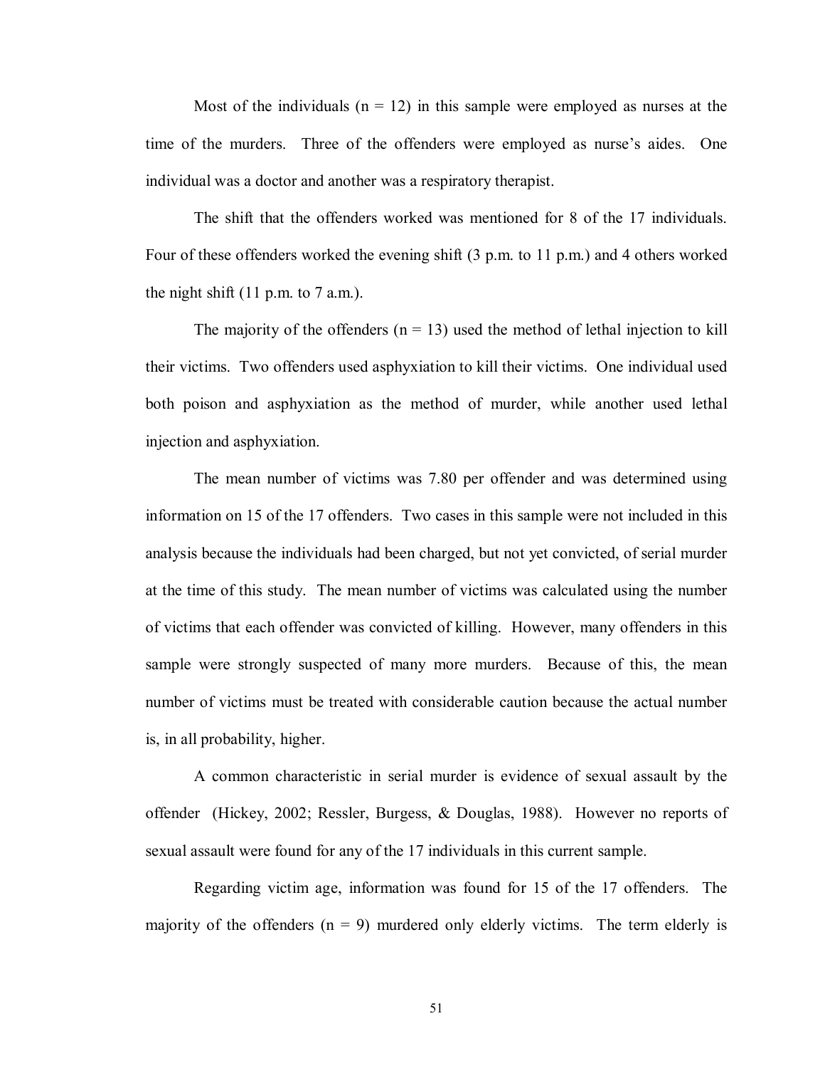Most of the individuals ($n = 12$) in this sample were employed as nurses at the time of the murders. Three of the offenders were employed as nurse's aides. One individual was a doctor and another was a respiratory therapist.

The shift that the offenders worked was mentioned for 8 of the 17 individuals. Four of these offenders worked the evening shift (3 p.m. to 11 p.m.) and 4 others worked the night shift (11 p.m. to 7 a.m.).

The majority of the offenders ($n = 13$) used the method of lethal injection to kill their victims. Two offenders used asphyxiation to kill their victims. One individual used both poison and asphyxiation as the method of murder, while another used lethal injection and asphyxiation.

The mean number of victims was 7.80 per offender and was determined using information on 15 of the 17 offenders. Two cases in this sample were not included in this analysis because the individuals had been charged, but not yet convicted, of serial murder at the time of this study. The mean number of victims was calculated using the number of victims that each offender was convicted of killing. However, many offenders in this sample were strongly suspected of many more murders. Because of this, the mean number of victims must be treated with considerable caution because the actual number is, in all probability, higher.

A common characteristic in serial murder is evidence of sexual assault by the offender (Hickey, 2002; Ressler, Burgess, & Douglas, 1988). However no reports of sexual assault were found for any of the 17 individuals in this current sample.

Regarding victim age, information was found for 15 of the 17 offenders. The majority of the offenders ($n = 9$) murdered only elderly victims. The term elderly is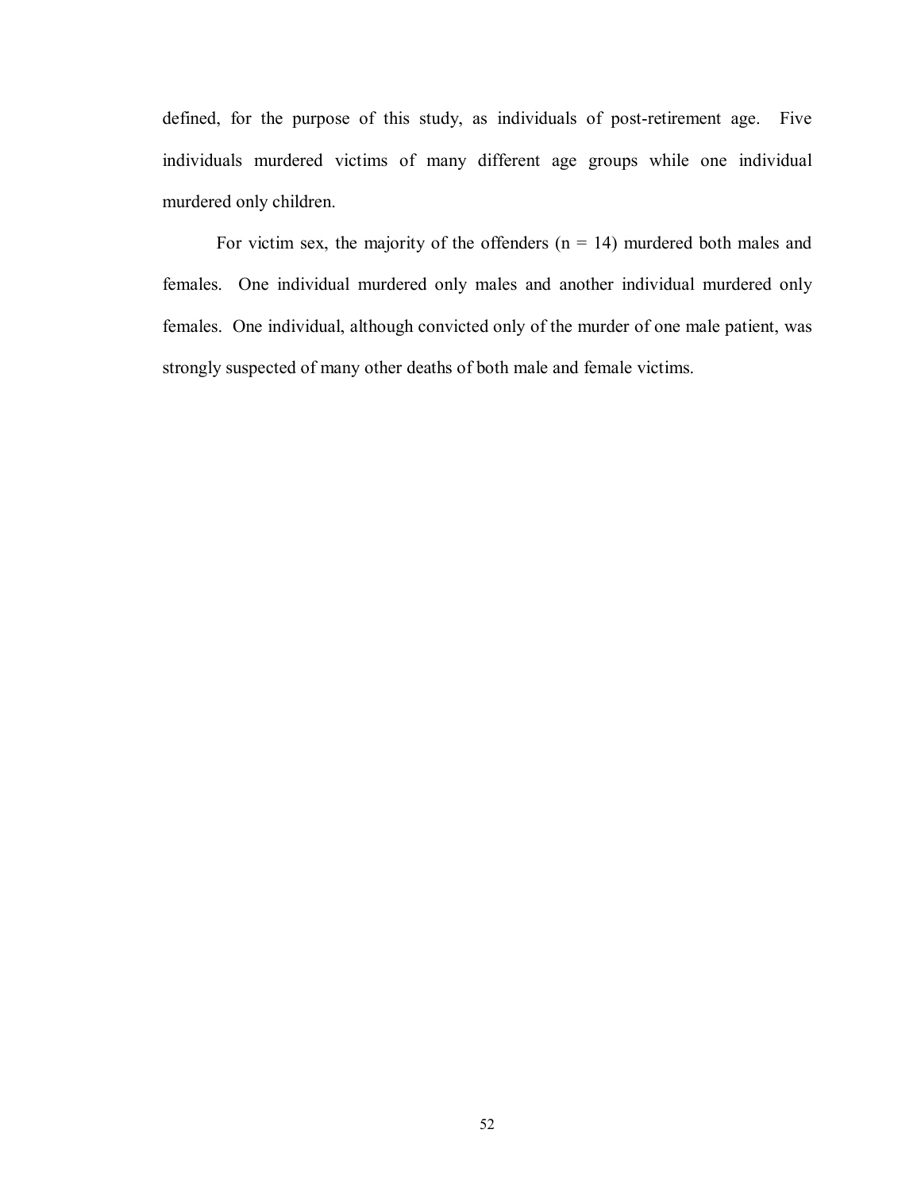defined, for the purpose of this study, as individuals of post-retirement age. Five individuals murdered victims of many different age groups while one individual murdered only children.

For victim sex, the majority of the offenders ($n = 14$) murdered both males and females. One individual murdered only males and another individual murdered only females. One individual, although convicted only of the murder of one male patient, was strongly suspected of many other deaths of both male and female victims.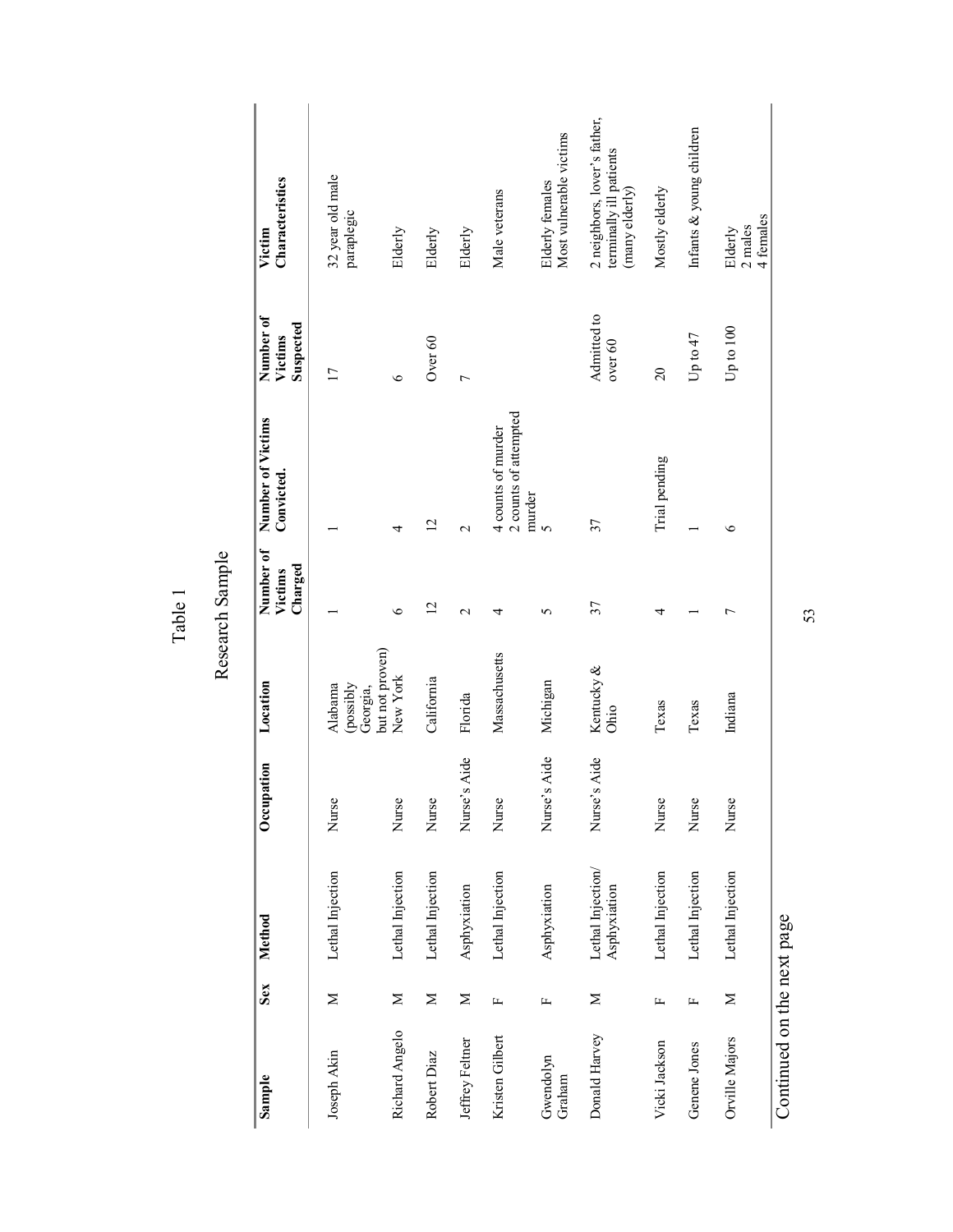Table 1

Research Sample

| Sample | Sex | Method | Occupation | Location | Number of Victims Charged | Number of Victims Convicted. | Number of Victims Suspected | Victim Characteristics |
|---|---|---|---|---|---|---|---|---|
| Joseph Akin | M | Lethal Injection | Nurse | Alabama (possibly Georgia, but not proven) | 1 | 1 | 17 | 32 year old male paraplegic |
| Richard Angelo | M | Lethal Injection | Nurse | New York | 6 | 4 | 6 | Elderly |
| Robert Diaz | M | Lethal Injection | Nurse | California | 12 | 12 | Over 60 | Elderly |
| Jeffrey Feltner | M | Asphyxiation | Nurse's Aide | Florida | 2 | 2 | 7 | Elderly |
| Kristen Gilbert | F | Lethal Injection | Nurse | Massachusetts | 4 | 4 counts of murder 2 counts of attempted murder | | Male veterans |
| Gwendolyn Graham | F | Asphyxiation | Nurse's Aide | Michigan | 5 | 5 | | Elderly females Most vulnerable victims |
| Donald Harvey | M | Lethal Injection/ Asphyxiation | Nurse's Aide | Kentucky & Ohio | 37 | 37 | Admitted to over 60 | 2 neighbors, lover's father, terminally ill patients (many elderly) |
| Vicki Jackson | F | Lethal Injection | Nurse | Texas | 4 | Trial pending | 20 | Mostly elderly |
| Genene Jones | F | Lethal Injection | Nurse | Texas | 1 | 1 | Up to 47 | Infants & young children |
| Orville Majors | M | Lethal Injection | Nurse | Indiana | 7 | 6 | Up to 100 | Elderly 2 males 4 females |

Continued on the next page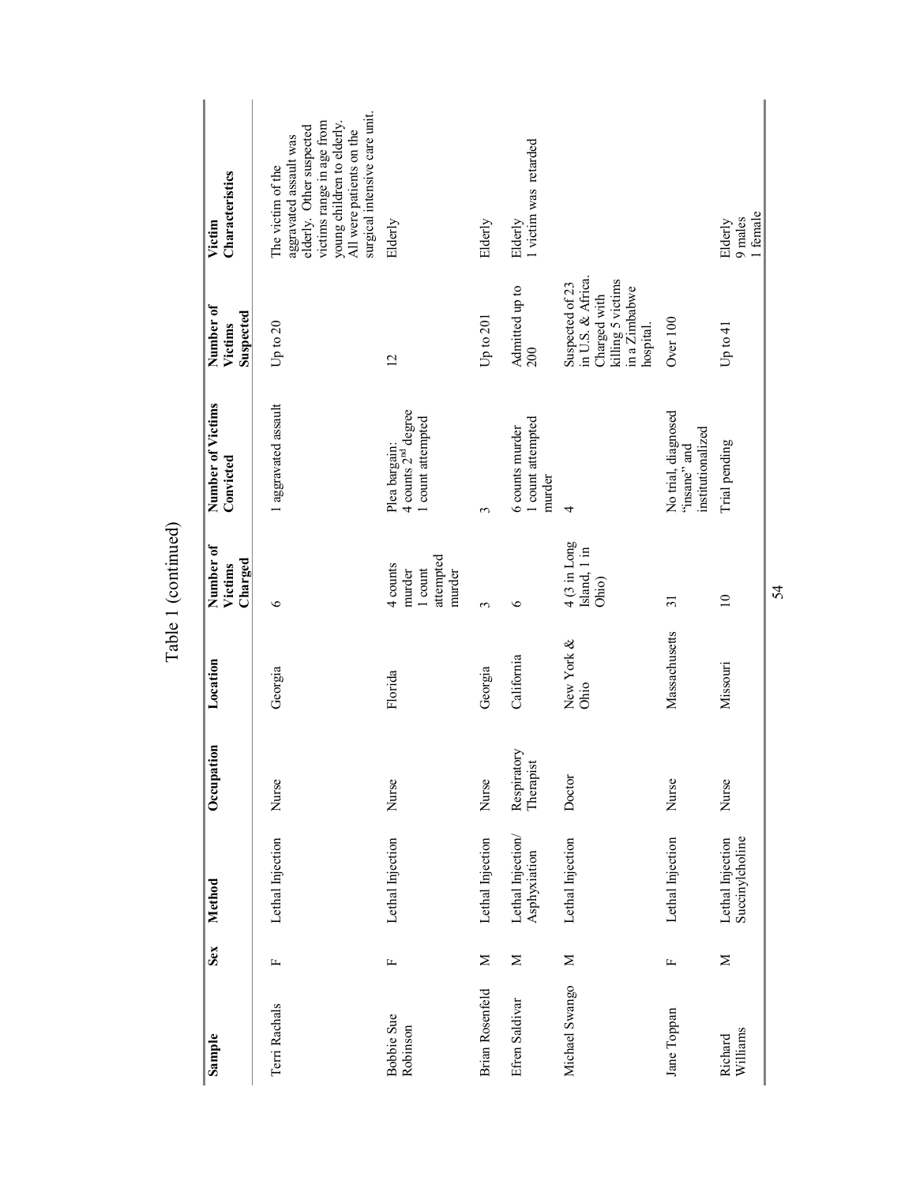Table 1 (continued)

| Sample | Sex | Method | Occupation | Location | Number of Victims Charged | Number of Victims Convicted | Number of Victims Suspected | Victim Characteristics |
|---|---|---|---|---|---|---|---|---|
| Terri Rachals | F | Lethal Injection | Nurse | Georgia | 6 | 1 aggravated assault | Up to 20 | The victim of the aggravated assault was elderly. Other suspected victims range in age from young children to elderly. All were patients on the surgical intensive care unit. |
| Bobbie Sue Robinson | F | Lethal Injection | Nurse | Florida | 4 counts murder 1 count attempted murder | Plea bargain: 4 counts 2[nd] degree 1 count attempted | 12 | Elderly |
| Brian Rosenfeld | M | Lethal Injection | Nurse | Georgia | 3 | 3 | Up to 201 | Elderly |
| Efren Saldivar | M | Lethal Injection/ Asphyxiation | Respiratory Therapist | California | 6 | 6 counts murder 1 count attempted murder | Admitted up to 200 | Elderly 1 victim was retarded |
| Michael Swango | M | Lethal Injection | Doctor | New York & Ohio | 4 (3 in Long Island, 1 in Ohio) | 4 | Suspected of 23 in U.S. & Africa. Charged with killing 5 victims in a Zimbabwe hospital. | |
| Jane Toppan | F | Lethal Injection | Nurse | Massachusetts | 31 | No trial, diagnosed "insane" and institutionalized | Over 100 | |
| Richard Williams | M | Lethal Injection Succinylcholine | Nurse | Missouri | 10 | Trial pending | Up to 41 | Elderly 9 males 1 female |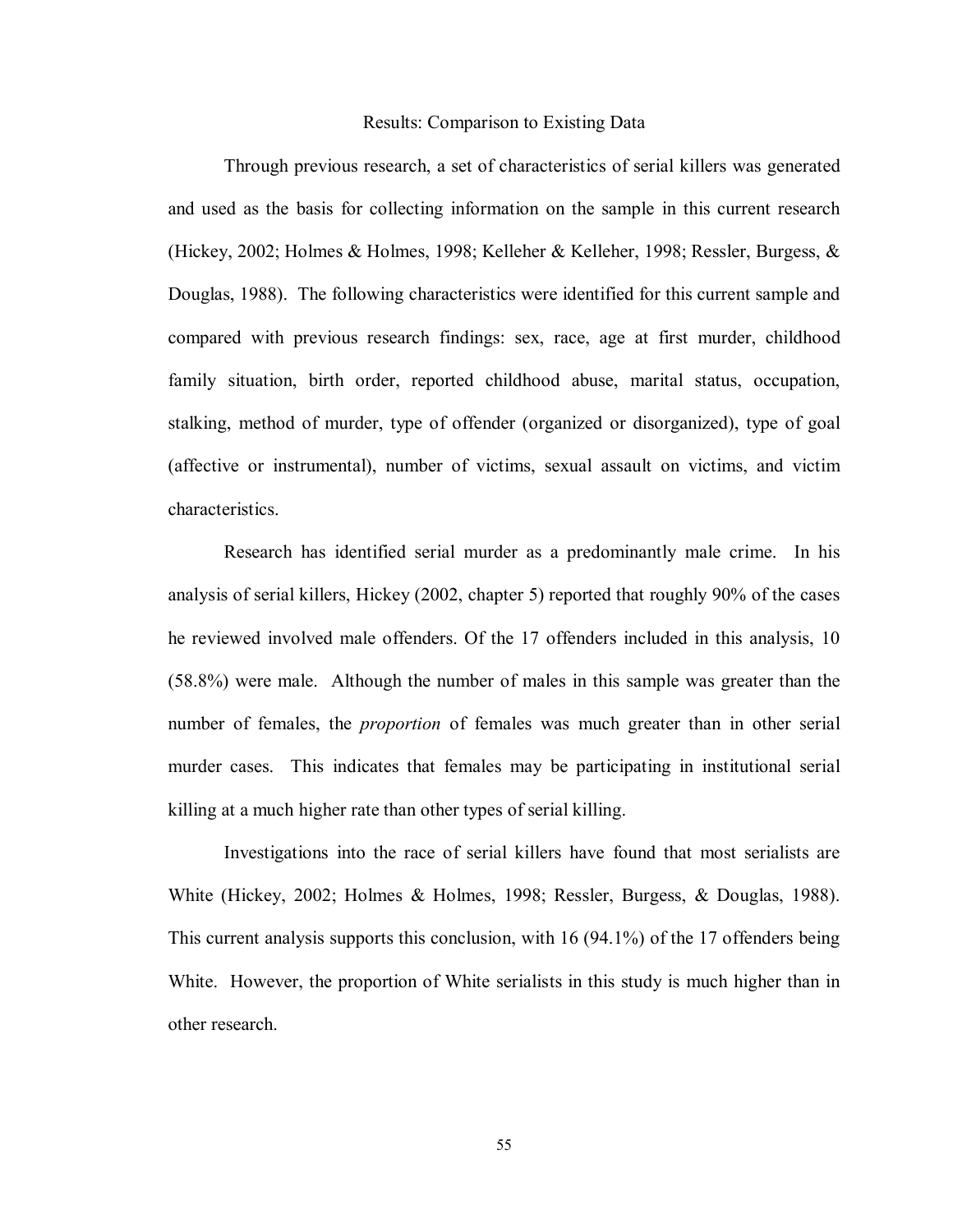## Results: Comparison to Existing Data

Through previous research, a set of characteristics of serial killers was generated and used as the basis for collecting information on the sample in this current research (Hickey, 2002; Holmes & Holmes, 1998; Kelleher & Kelleher, 1998; Ressler, Burgess, & Douglas, 1988). The following characteristics were identified for this current sample and compared with previous research findings: sex, race, age at first murder, childhood family situation, birth order, reported childhood abuse, marital status, occupation, stalking, method of murder, type of offender (organized or disorganized), type of goal (affective or instrumental), number of victims, sexual assault on victims, and victim characteristics.

Research has identified serial murder as a predominantly male crime. In his analysis of serial killers, Hickey (2002, chapter 5) reported that roughly 90% of the cases he reviewed involved male offenders. Of the 17 offenders included in this analysis, 10 (58.8%) were male. Although the number of males in this sample was greater than the number of females, the *proportion* of females was much greater than in other serial murder cases. This indicates that females may be participating in institutional serial killing at a much higher rate than other types of serial killing.

Investigations into the race of serial killers have found that most serialists are White (Hickey, 2002; Holmes & Holmes, 1998; Ressler, Burgess, & Douglas, 1988). This current analysis supports this conclusion, with 16 (94.1%) of the 17 offenders being White. However, the proportion of White serialists in this study is much higher than in other research.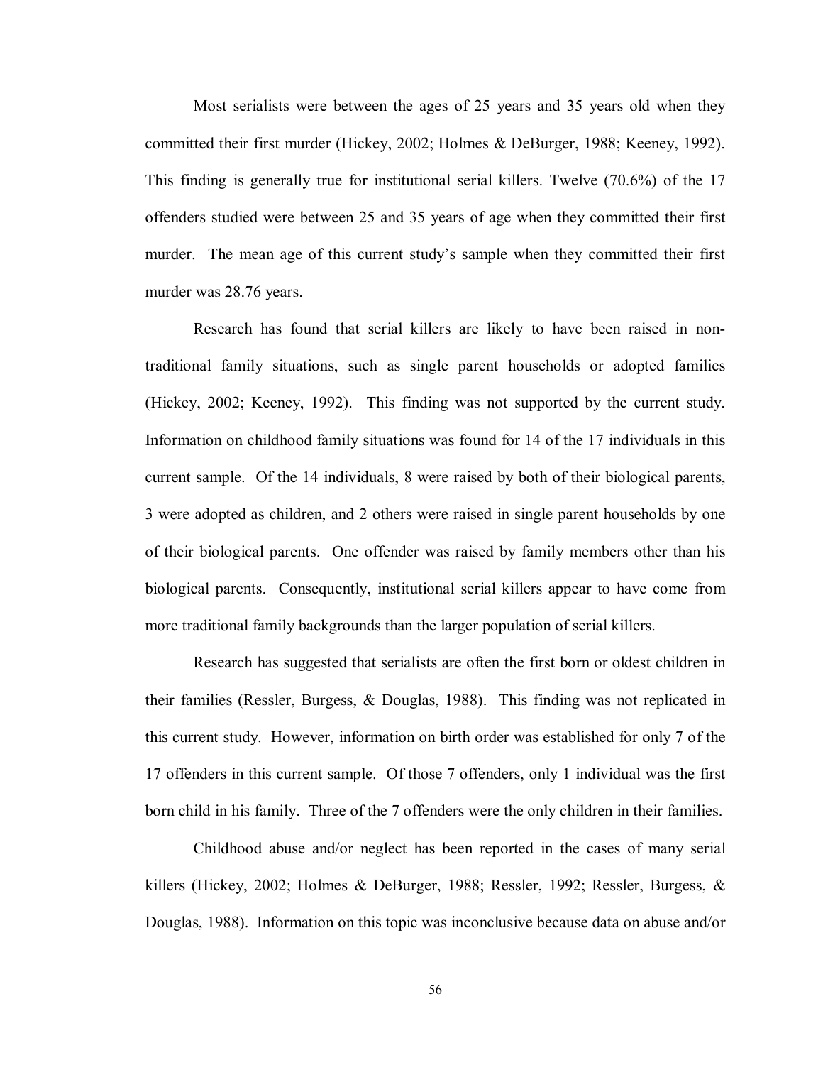Most serialists were between the ages of 25 years and 35 years old when they committed their first murder (Hickey, 2002; Holmes & DeBurger, 1988; Keeney, 1992). This finding is generally true for institutional serial killers. Twelve (70.6%) of the 17 offenders studied were between 25 and 35 years of age when they committed their first murder. The mean age of this current study's sample when they committed their first murder was 28.76 years.

Research has found that serial killers are likely to have been raised in non-traditional family situations, such as single parent households or adopted families (Hickey, 2002; Keeney, 1992). This finding was not supported by the current study. Information on childhood family situations was found for 14 of the 17 individuals in this current sample. Of the 14 individuals, 8 were raised by both of their biological parents, 3 were adopted as children, and 2 others were raised in single parent households by one of their biological parents. One offender was raised by family members other than his biological parents. Consequently, institutional serial killers appear to have come from more traditional family backgrounds than the larger population of serial killers.

Research has suggested that serialists are often the first born or oldest children in their families (Ressler, Burgess, & Douglas, 1988). This finding was not replicated in this current study. However, information on birth order was established for only 7 of the 17 offenders in this current sample. Of those 7 offenders, only 1 individual was the first born child in his family. Three of the 7 offenders were the only children in their families.

Childhood abuse and/or neglect has been reported in the cases of many serial killers (Hickey, 2002; Holmes & DeBurger, 1988; Ressler, 1992; Ressler, Burgess, & Douglas, 1988). Information on this topic was inconclusive because data on abuse and/or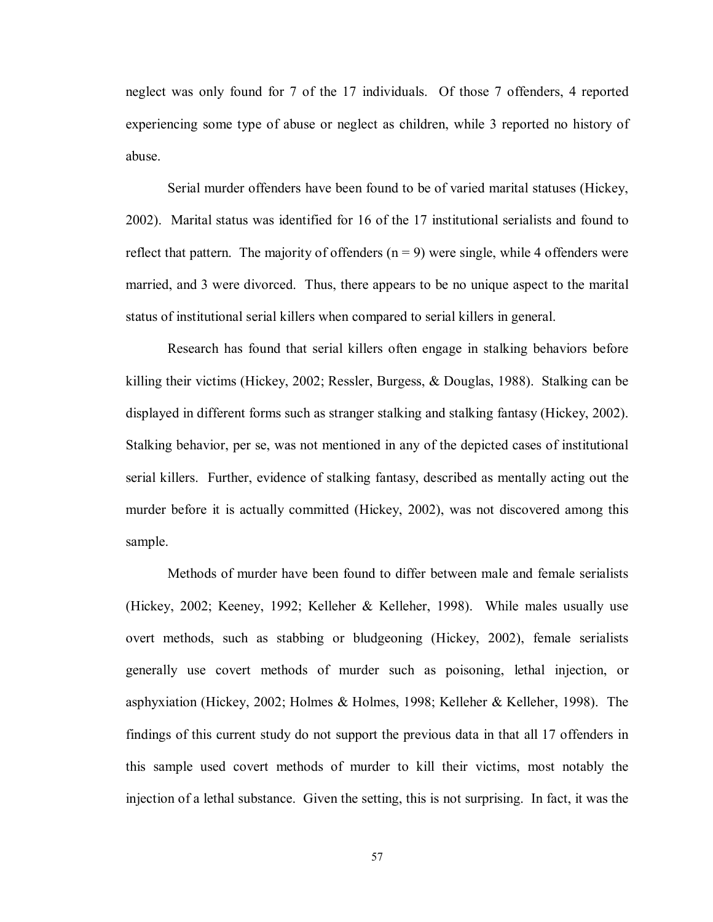neglect was only found for 7 of the 17 individuals. Of those 7 offenders, 4 reported experiencing some type of abuse or neglect as children, while 3 reported no history of abuse.

Serial murder offenders have been found to be of varied marital statuses (Hickey, 2002). Marital status was identified for 16 of the 17 institutional serialists and found to reflect that pattern. The majority of offenders ($n = 9$) were single, while 4 offenders were married, and 3 were divorced. Thus, there appears to be no unique aspect to the marital status of institutional serial killers when compared to serial killers in general.

Research has found that serial killers often engage in stalking behaviors before killing their victims (Hickey, 2002; Ressler, Burgess, & Douglas, 1988). Stalking can be displayed in different forms such as stranger stalking and stalking fantasy (Hickey, 2002). Stalking behavior, per se, was not mentioned in any of the depicted cases of institutional serial killers. Further, evidence of stalking fantasy, described as mentally acting out the murder before it is actually committed (Hickey, 2002), was not discovered among this sample.

Methods of murder have been found to differ between male and female serialists (Hickey, 2002; Keeney, 1992; Kelleher & Kelleher, 1998). While males usually use overt methods, such as stabbing or bludgeoning (Hickey, 2002), female serialists generally use covert methods of murder such as poisoning, lethal injection, or asphyxiation (Hickey, 2002; Holmes & Holmes, 1998; Kelleher & Kelleher, 1998). The findings of this current study do not support the previous data in that all 17 offenders in this sample used covert methods of murder to kill their victims, most notably the injection of a lethal substance. Given the setting, this is not surprising. In fact, it was the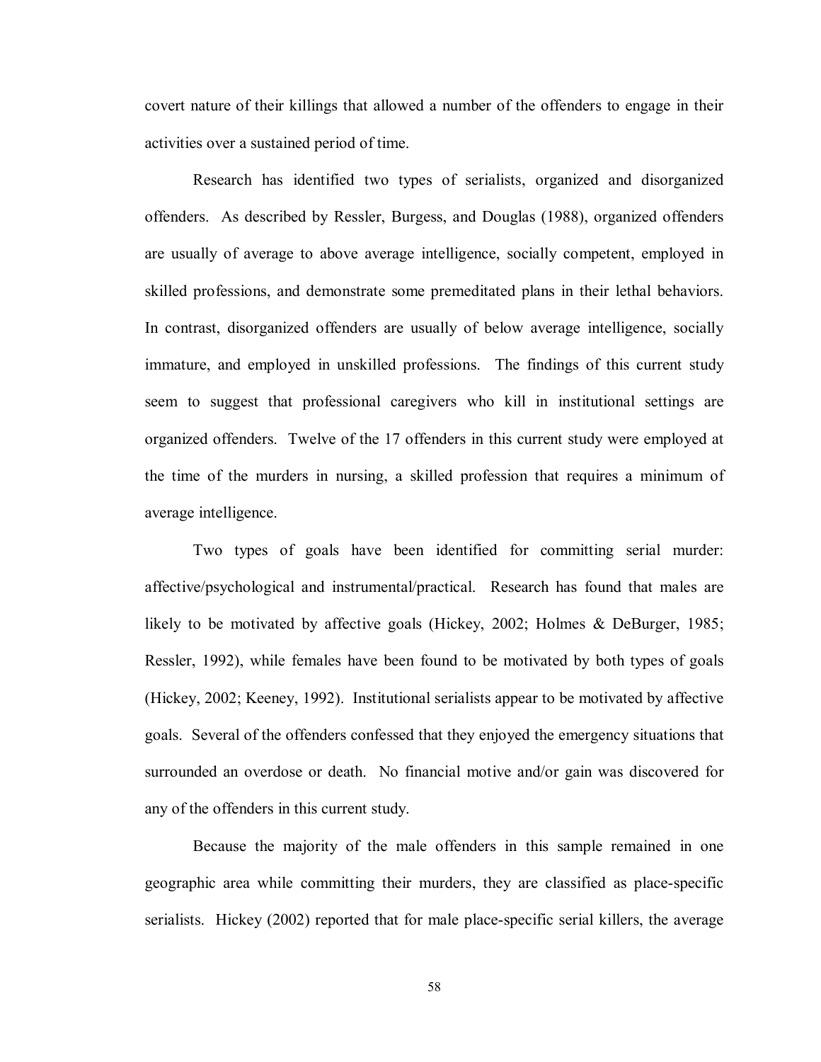covert nature of their killings that allowed a number of the offenders to engage in their activities over a sustained period of time.

Research has identified two types of serialists, organized and disorganized offenders. As described by Ressler, Burgess, and Douglas (1988), organized offenders are usually of average to above average intelligence, socially competent, employed in skilled professions, and demonstrate some premeditated plans in their lethal behaviors. In contrast, disorganized offenders are usually of below average intelligence, socially immature, and employed in unskilled professions. The findings of this current study seem to suggest that professional caregivers who kill in institutional settings are organized offenders. Twelve of the 17 offenders in this current study were employed at the time of the murders in nursing, a skilled profession that requires a minimum of average intelligence.

Two types of goals have been identified for committing serial murder: affective/psychological and instrumental/practical. Research has found that males are likely to be motivated by affective goals (Hickey, 2002; Holmes & DeBurger, 1985; Ressler, 1992), while females have been found to be motivated by both types of goals (Hickey, 2002; Keeney, 1992). Institutional serialists appear to be motivated by affective goals. Several of the offenders confessed that they enjoyed the emergency situations that surrounded an overdose or death. No financial motive and/or gain was discovered for any of the offenders in this current study.

Because the majority of the male offenders in this sample remained in one geographic area while committing their murders, they are classified as place-specific serialists. Hickey (2002) reported that for male place-specific serial killers, the average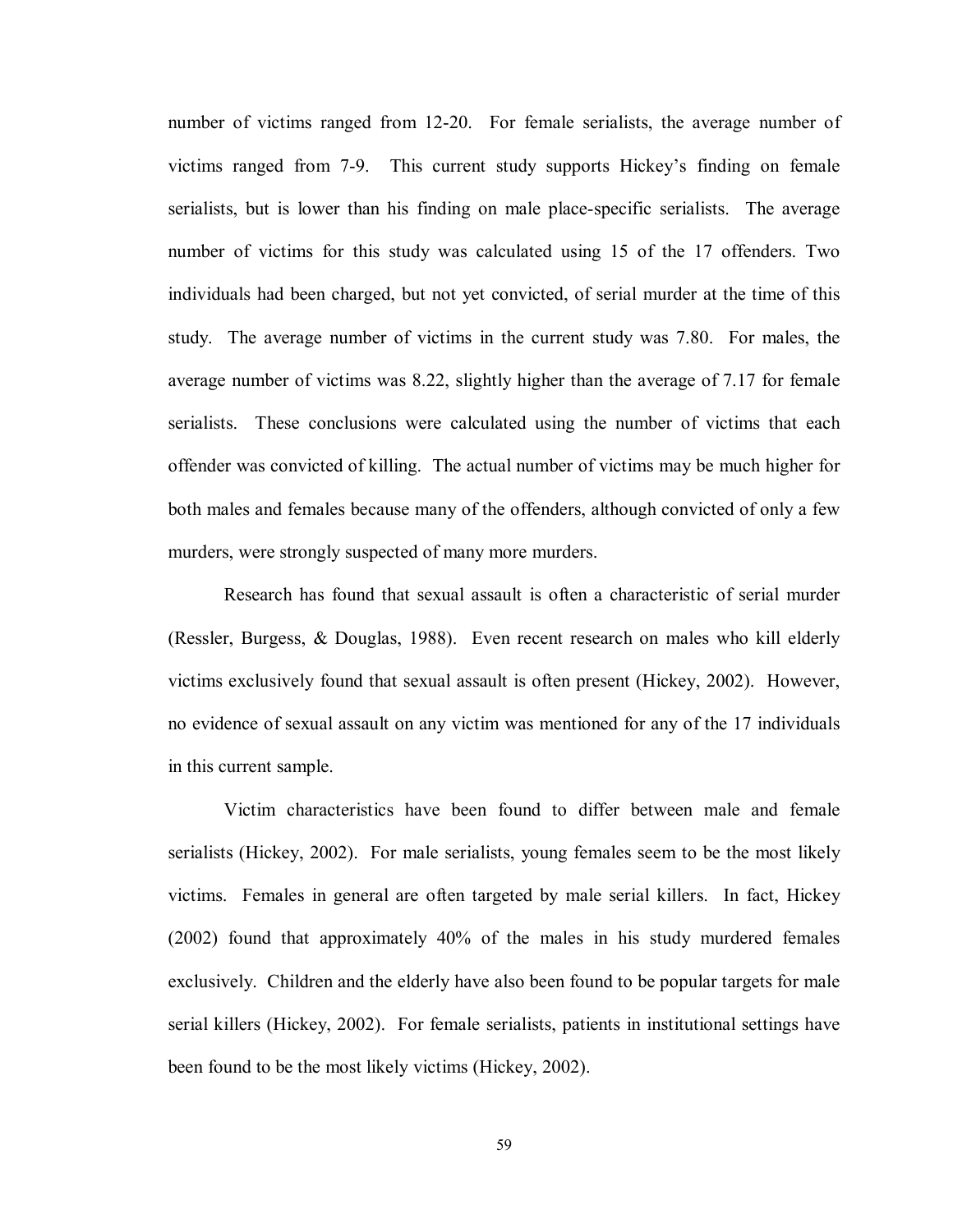number of victims ranged from 12-20. For female serialists, the average number of victims ranged from 7-9. This current study supports Hickey's finding on female serialists, but is lower than his finding on male place-specific serialists. The average number of victims for this study was calculated using 15 of the 17 offenders. Two individuals had been charged, but not yet convicted, of serial murder at the time of this study. The average number of victims in the current study was 7.80. For males, the average number of victims was 8.22, slightly higher than the average of 7.17 for female serialists. These conclusions were calculated using the number of victims that each offender was convicted of killing. The actual number of victims may be much higher for both males and females because many of the offenders, although convicted of only a few murders, were strongly suspected of many more murders.

Research has found that sexual assault is often a characteristic of serial murder (Ressler, Burgess, & Douglas, 1988). Even recent research on males who kill elderly victims exclusively found that sexual assault is often present (Hickey, 2002). However, no evidence of sexual assault on any victim was mentioned for any of the 17 individuals in this current sample.

Victim characteristics have been found to differ between male and female serialists (Hickey, 2002). For male serialists, young females seem to be the most likely victims. Females in general are often targeted by male serial killers. In fact, Hickey (2002) found that approximately 40% of the males in his study murdered females exclusively. Children and the elderly have also been found to be popular targets for male serial killers (Hickey, 2002). For female serialists, patients in institutional settings have been found to be the most likely victims (Hickey, 2002).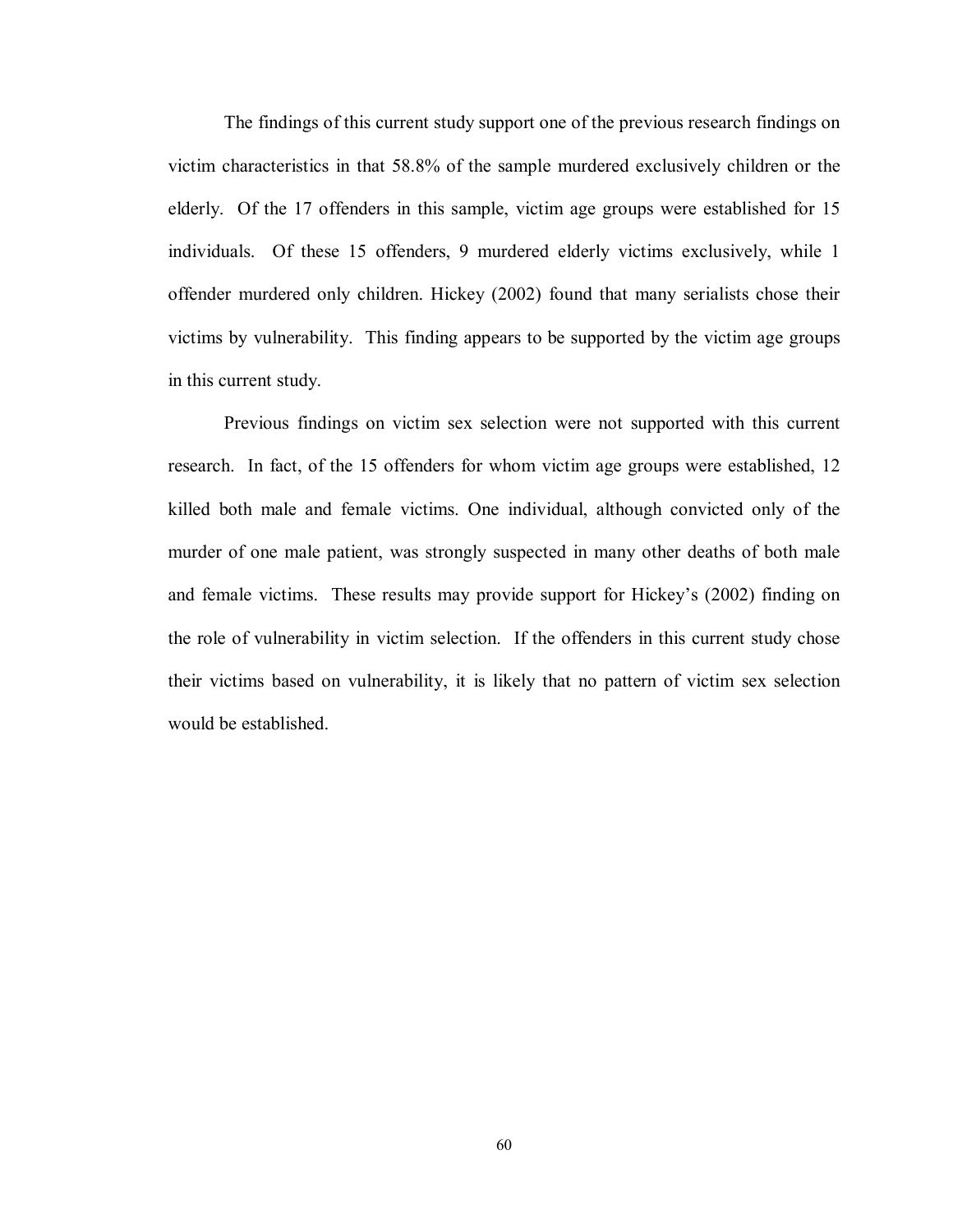The findings of this current study support one of the previous research findings on victim characteristics in that 58.8% of the sample murdered exclusively children or the elderly. Of the 17 offenders in this sample, victim age groups were established for 15 individuals. Of these 15 offenders, 9 murdered elderly victims exclusively, while 1 offender murdered only children. Hickey (2002) found that many serialists chose their victims by vulnerability. This finding appears to be supported by the victim age groups in this current study.

Previous findings on victim sex selection were not supported with this current research. In fact, of the 15 offenders for whom victim age groups were established, 12 killed both male and female victims. One individual, although convicted only of the murder of one male patient, was strongly suspected in many other deaths of both male and female victims. These results may provide support for Hickey's (2002) finding on the role of vulnerability in victim selection. If the offenders in this current study chose their victims based on vulnerability, it is likely that no pattern of victim sex selection would be established.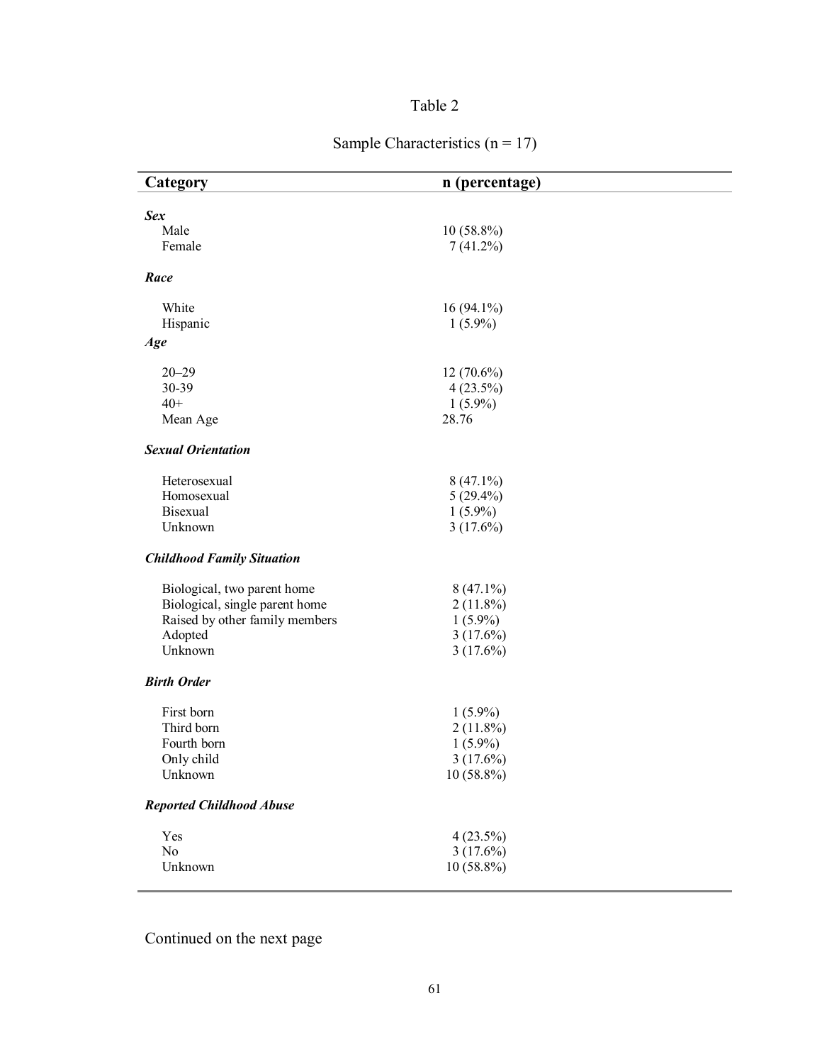Table 2

Sample Characteristics (n = 17)

| Category | n (percentage) |
|---|---|
| ***Sex*** | |
| Male | 10 (58.8%) |
| Female | 7 (41.2%) |
| ***Race*** | |
| White | 16 (94.1%) |
| Hispanic | 1 (5.9%) |
| ***Age*** | |
| 20–29 | 12 (70.6%) |
| 30-39 | 4 (23.5%) |
| 40+ | 1 (5.9%) |
| Mean Age | 28.76 |
| ***Sexual Orientation*** | |
| Heterosexual | 8 (47.1%) |
| Homosexual | 5 (29.4%) |
| Bisexual | 1 (5.9%) |
| Unknown | 3 (17.6%) |
| ***Childhood Family Situation*** | |
| Biological, two parent home | 8 (47.1%) |
| Biological, single parent home | 2 (11.8%) |
| Raised by other family members | 1 (5.9%) |
| Adopted | 3 (17.6%) |
| Unknown | 3 (17.6%) |
| ***Birth Order*** | |
| First born | 1 (5.9%) |
| Third born | 2 (11.8%) |
| Fourth born | 1 (5.9%) |
| Only child | 3 (17.6%) |
| Unknown | 10 (58.8%) |
| ***Reported Childhood Abuse*** | |
| Yes | 4 (23.5%) |
| No | 3 (17.6%) |
| Unknown | 10 (58.8%) |

Continued on the next page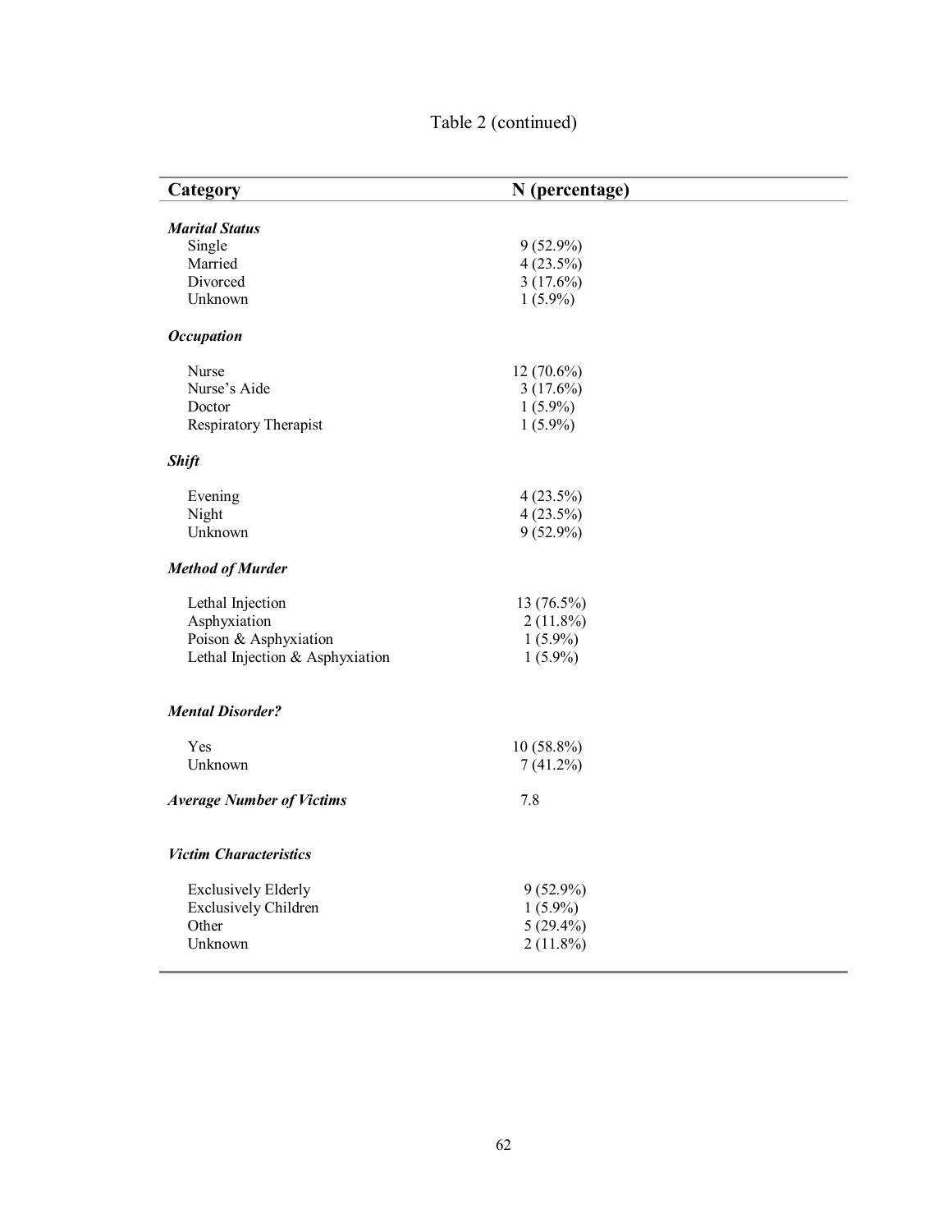Table 2 (continued)

| **Category** | **N (percentage)** |
|---|---|
| ***Marital Status*** | |
| Single | 9 (52.9%) |
| Married | 4 (23.5%) |
| Divorced | 3 (17.6%) |
| Unknown | 1 (5.9%) |
| ***Occupation*** | |
| Nurse | 12 (70.6%) |
| Nurse's Aide | 3 (17.6%) |
| Doctor | 1 (5.9%) |
| Respiratory Therapist | 1 (5.9%) |
| ***Shift*** | |
| Evening | 4 (23.5%) |
| Night | 4 (23.5%) |
| Unknown | 9 (52.9%) |
| ***Method of Murder*** | |
| Lethal Injection | 13 (76.5%) |
| Asphyxiation | 2 (11.8%) |
| Poison & Asphyxiation | 1 (5.9%) |
| Lethal Injection & Asphyxiation | 1 (5.9%) |
| ***Mental Disorder?*** | |
| Yes | 10 (58.8%) |
| Unknown | 7 (41.2%) |
| ***Average Number of Victims*** | 7.8 |
| ***Victim Characteristics*** | |
| Exclusively Elderly | 9 (52.9%) |
| Exclusively Children | 1 (5.9%) |
| Other | 5 (29.4%) |
| Unknown | 2 (11.8%) |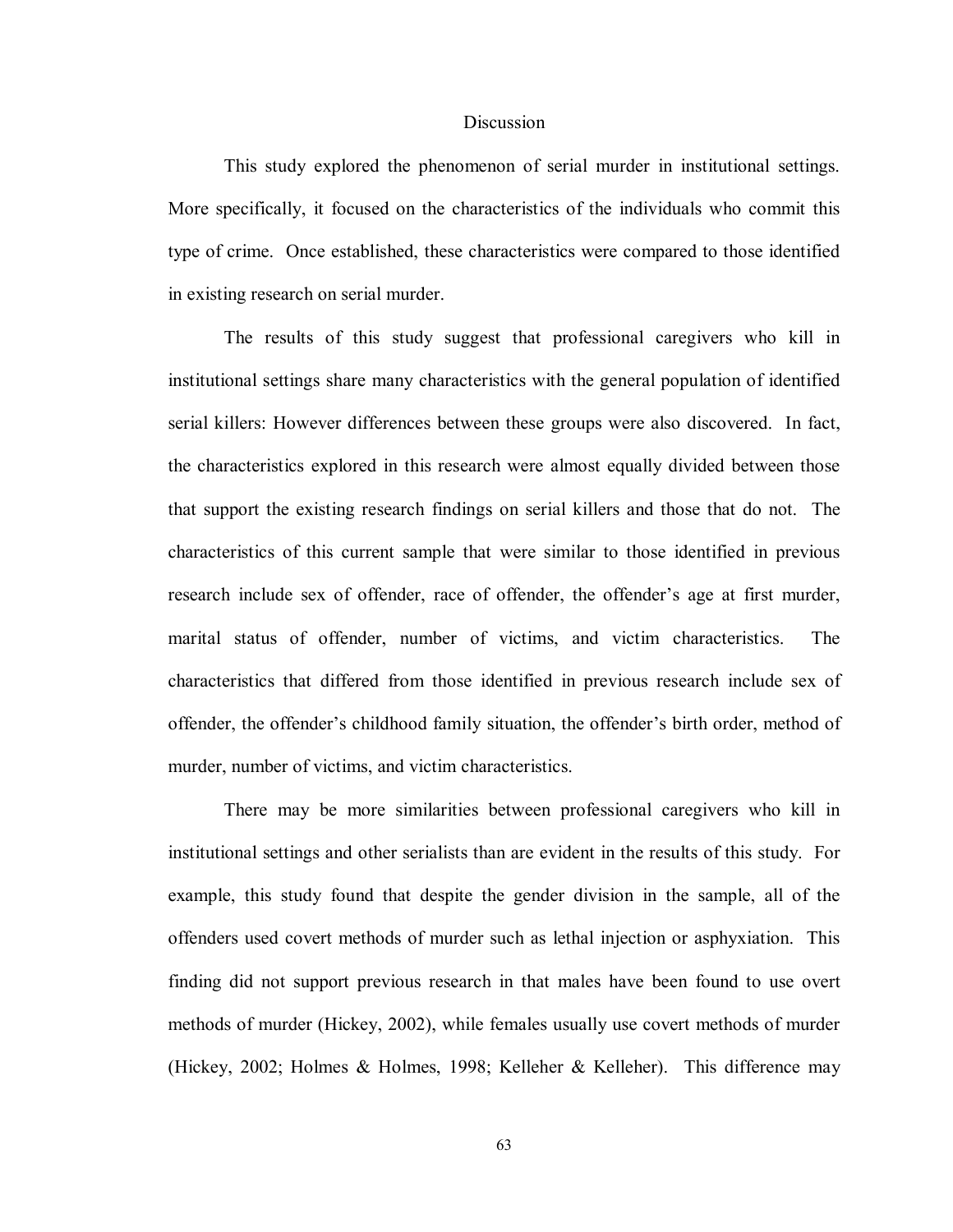# Discussion

This study explored the phenomenon of serial murder in institutional settings. More specifically, it focused on the characteristics of the individuals who commit this type of crime. Once established, these characteristics were compared to those identified in existing research on serial murder.

The results of this study suggest that professional caregivers who kill in institutional settings share many characteristics with the general population of identified serial killers: However differences between these groups were also discovered. In fact, the characteristics explored in this research were almost equally divided between those that support the existing research findings on serial killers and those that do not. The characteristics of this current sample that were similar to those identified in previous research include sex of offender, race of offender, the offender's age at first murder, marital status of offender, number of victims, and victim characteristics. The characteristics that differed from those identified in previous research include sex of offender, the offender's childhood family situation, the offender's birth order, method of murder, number of victims, and victim characteristics.

There may be more similarities between professional caregivers who kill in institutional settings and other serialists than are evident in the results of this study. For example, this study found that despite the gender division in the sample, all of the offenders used covert methods of murder such as lethal injection or asphyxiation. This finding did not support previous research in that males have been found to use overt methods of murder (Hickey, 2002), while females usually use covert methods of murder (Hickey, 2002; Holmes & Holmes, 1998; Kelleher & Kelleher). This difference may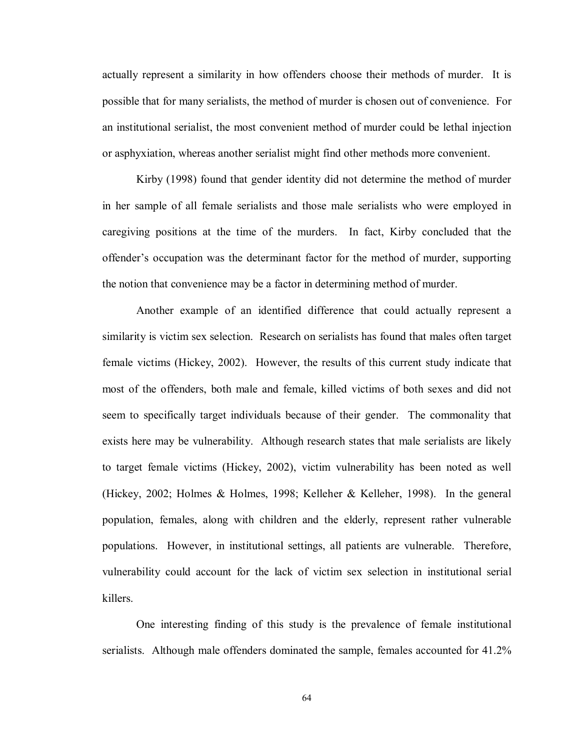actually represent a similarity in how offenders choose their methods of murder. It is possible that for many serialists, the method of murder is chosen out of convenience. For an institutional serialist, the most convenient method of murder could be lethal injection or asphyxiation, whereas another serialist might find other methods more convenient.

Kirby (1998) found that gender identity did not determine the method of murder in her sample of all female serialists and those male serialists who were employed in caregiving positions at the time of the murders. In fact, Kirby concluded that the offender's occupation was the determinant factor for the method of murder, supporting the notion that convenience may be a factor in determining method of murder.

Another example of an identified difference that could actually represent a similarity is victim sex selection. Research on serialists has found that males often target female victims (Hickey, 2002). However, the results of this current study indicate that most of the offenders, both male and female, killed victims of both sexes and did not seem to specifically target individuals because of their gender. The commonality that exists here may be vulnerability. Although research states that male serialists are likely to target female victims (Hickey, 2002), victim vulnerability has been noted as well (Hickey, 2002; Holmes & Holmes, 1998; Kelleher & Kelleher, 1998). In the general population, females, along with children and the elderly, represent rather vulnerable populations. However, in institutional settings, all patients are vulnerable. Therefore, vulnerability could account for the lack of victim sex selection in institutional serial killers.

One interesting finding of this study is the prevalence of female institutional serialists. Although male offenders dominated the sample, females accounted for 41.2%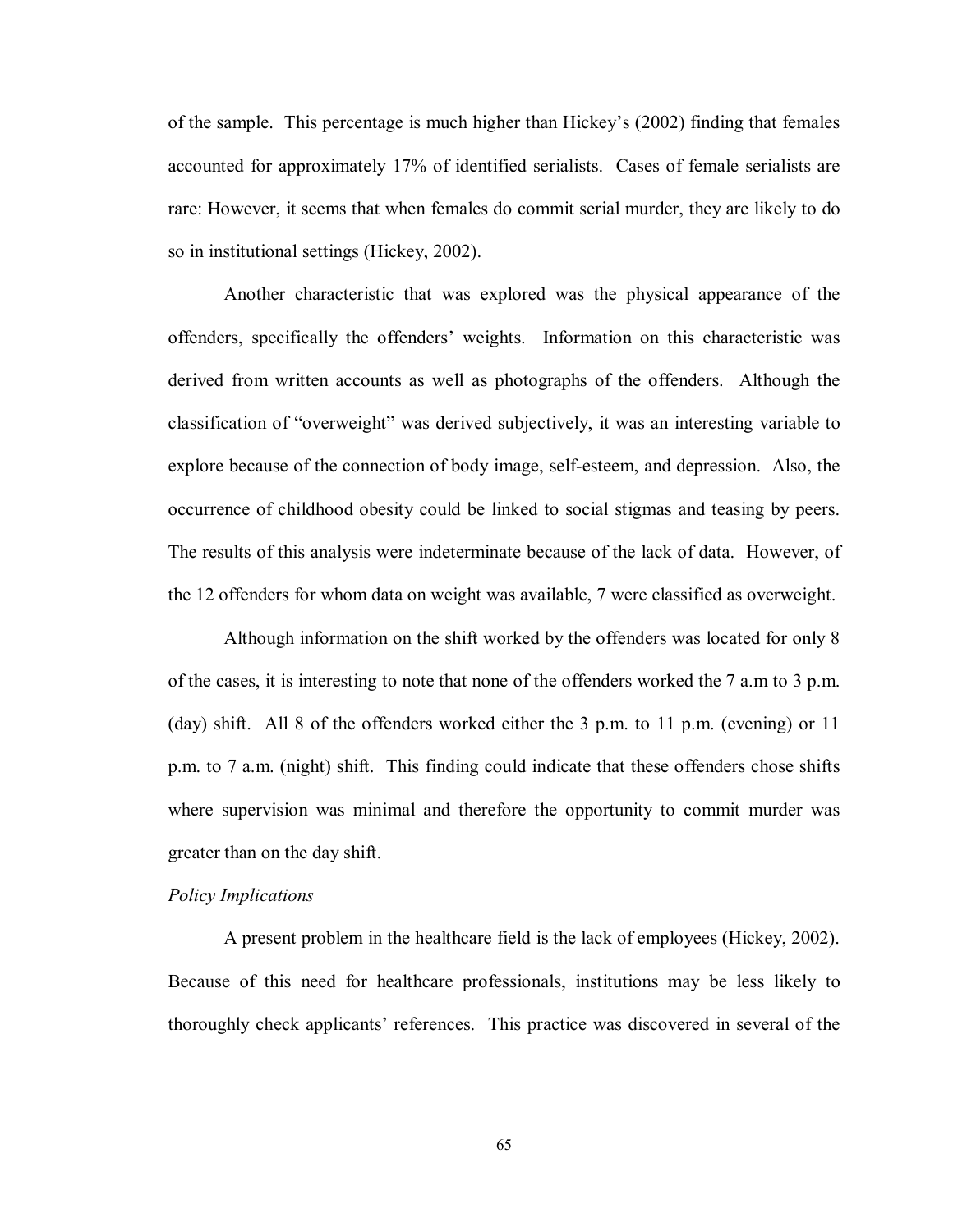of the sample. This percentage is much higher than Hickey's (2002) finding that females accounted for approximately 17% of identified serialists. Cases of female serialists are rare: However, it seems that when females do commit serial murder, they are likely to do so in institutional settings (Hickey, 2002).

Another characteristic that was explored was the physical appearance of the offenders, specifically the offenders' weights. Information on this characteristic was derived from written accounts as well as photographs of the offenders. Although the classification of "overweight" was derived subjectively, it was an interesting variable to explore because of the connection of body image, self-esteem, and depression. Also, the occurrence of childhood obesity could be linked to social stigmas and teasing by peers. The results of this analysis were indeterminate because of the lack of data. However, of the 12 offenders for whom data on weight was available, 7 were classified as overweight.

Although information on the shift worked by the offenders was located for only 8 of the cases, it is interesting to note that none of the offenders worked the 7 a.m to 3 p.m. (day) shift. All 8 of the offenders worked either the 3 p.m. to 11 p.m. (evening) or 11 p.m. to 7 a.m. (night) shift. This finding could indicate that these offenders chose shifts where supervision was minimal and therefore the opportunity to commit murder was greater than on the day shift.

*Policy Implications*

A present problem in the healthcare field is the lack of employees (Hickey, 2002). Because of this need for healthcare professionals, institutions may be less likely to thoroughly check applicants' references. This practice was discovered in several of the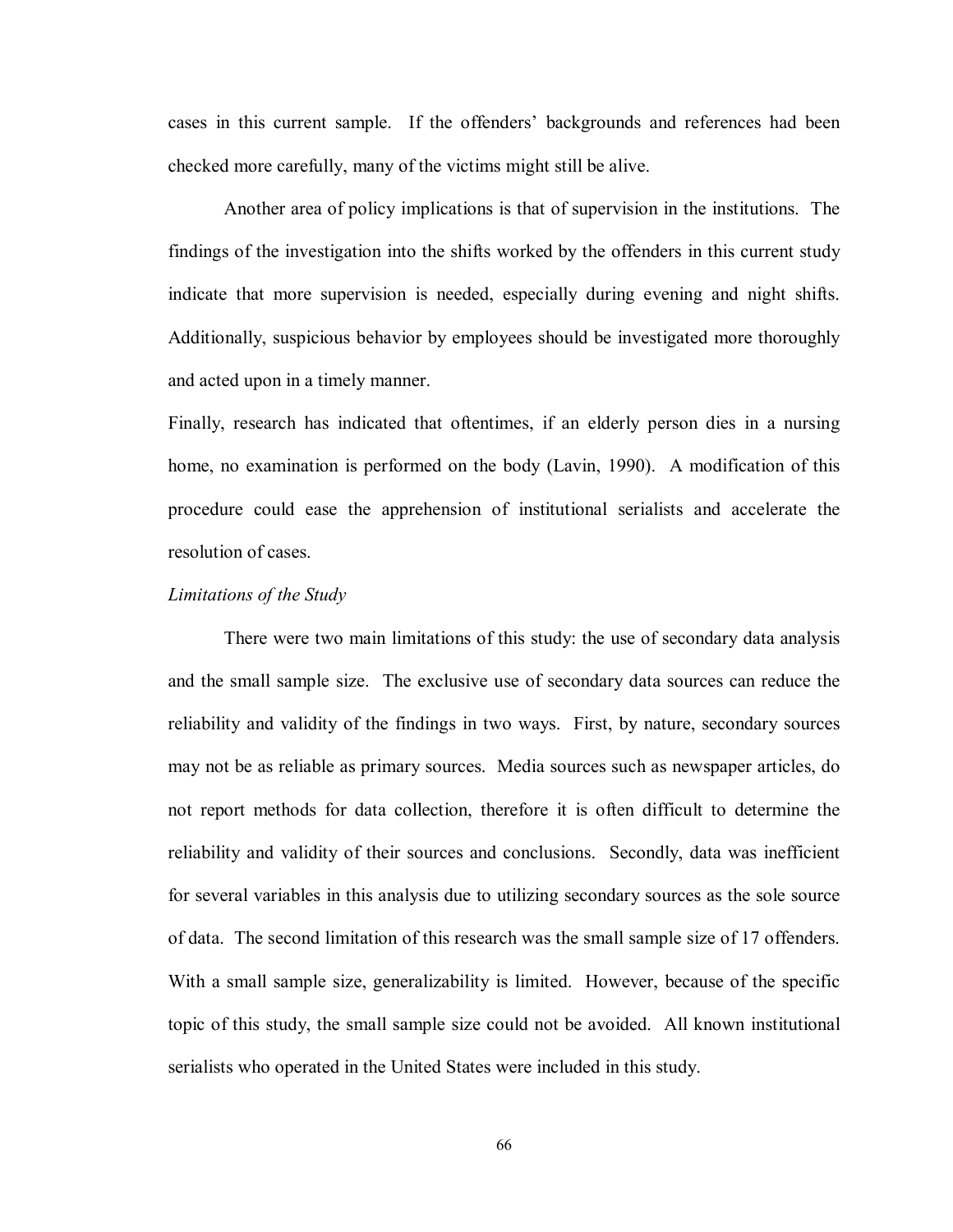cases in this current sample. If the offenders' backgrounds and references had been checked more carefully, many of the victims might still be alive.

Another area of policy implications is that of supervision in the institutions. The findings of the investigation into the shifts worked by the offenders in this current study indicate that more supervision is needed, especially during evening and night shifts. Additionally, suspicious behavior by employees should be investigated more thoroughly and acted upon in a timely manner.

Finally, research has indicated that oftentimes, if an elderly person dies in a nursing home, no examination is performed on the body (Lavin, 1990). A modification of this procedure could ease the apprehension of institutional serialists and accelerate the resolution of cases.

*Limitations of the Study*

There were two main limitations of this study: the use of secondary data analysis and the small sample size. The exclusive use of secondary data sources can reduce the reliability and validity of the findings in two ways. First, by nature, secondary sources may not be as reliable as primary sources. Media sources such as newspaper articles, do not report methods for data collection, therefore it is often difficult to determine the reliability and validity of their sources and conclusions. Secondly, data was inefficient for several variables in this analysis due to utilizing secondary sources as the sole source of data. The second limitation of this research was the small sample size of 17 offenders. With a small sample size, generalizability is limited. However, because of the specific topic of this study, the small sample size could not be avoided. All known institutional serialists who operated in the United States were included in this study.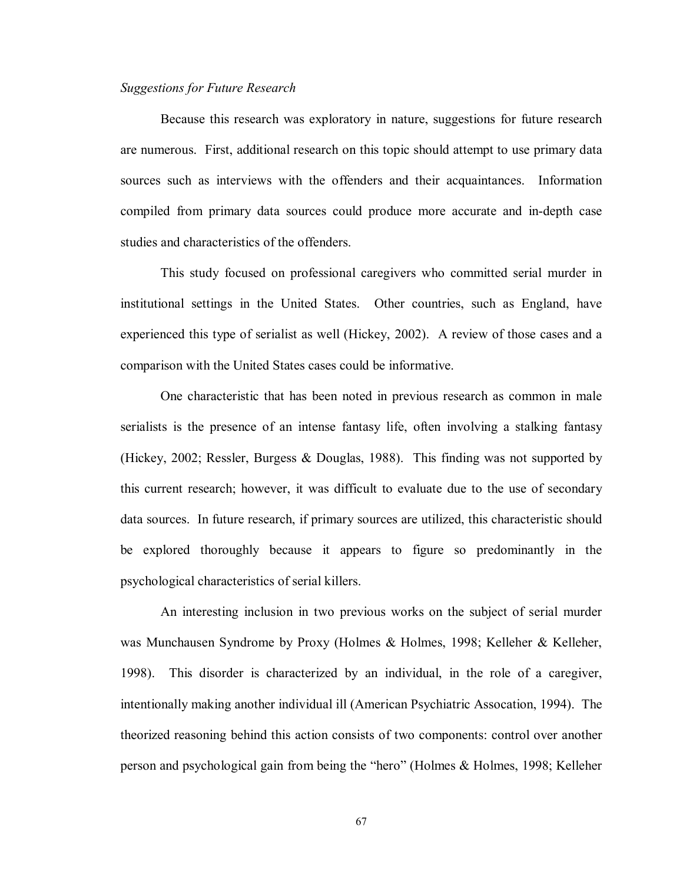*Suggestions for Future Research*

Because this research was exploratory in nature, suggestions for future research are numerous. First, additional research on this topic should attempt to use primary data sources such as interviews with the offenders and their acquaintances. Information compiled from primary data sources could produce more accurate and in-depth case studies and characteristics of the offenders.

This study focused on professional caregivers who committed serial murder in institutional settings in the United States. Other countries, such as England, have experienced this type of serialist as well (Hickey, 2002). A review of those cases and a comparison with the United States cases could be informative.

One characteristic that has been noted in previous research as common in male serialists is the presence of an intense fantasy life, often involving a stalking fantasy (Hickey, 2002; Ressler, Burgess & Douglas, 1988). This finding was not supported by this current research; however, it was difficult to evaluate due to the use of secondary data sources. In future research, if primary sources are utilized, this characteristic should be explored thoroughly because it appears to figure so predominantly in the psychological characteristics of serial killers.

An interesting inclusion in two previous works on the subject of serial murder was Munchausen Syndrome by Proxy (Holmes & Holmes, 1998; Kelleher & Kelleher, 1998). This disorder is characterized by an individual, in the role of a caregiver, intentionally making another individual ill (American Psychiatric Assocation, 1994). The theorized reasoning behind this action consists of two components: control over another person and psychological gain from being the "hero" (Holmes & Holmes, 1998; Kelleher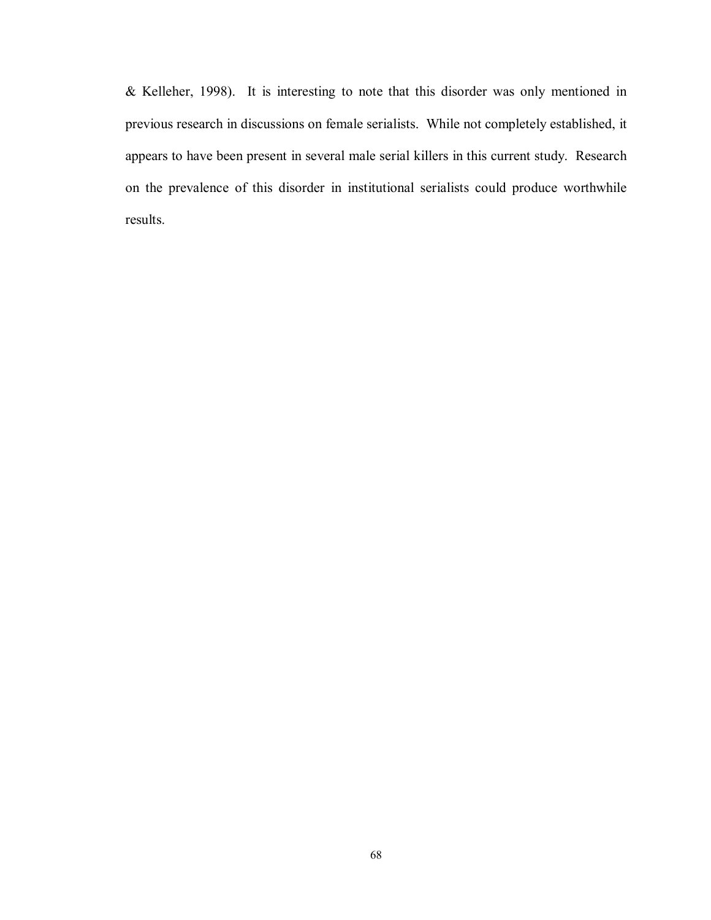& Kelleher, 1998). It is interesting to note that this disorder was only mentioned in previous research in discussions on female serialists. While not completely established, it appears to have been present in several male serial killers in this current study. Research on the prevalence of this disorder in institutional serialists could produce worthwhile results.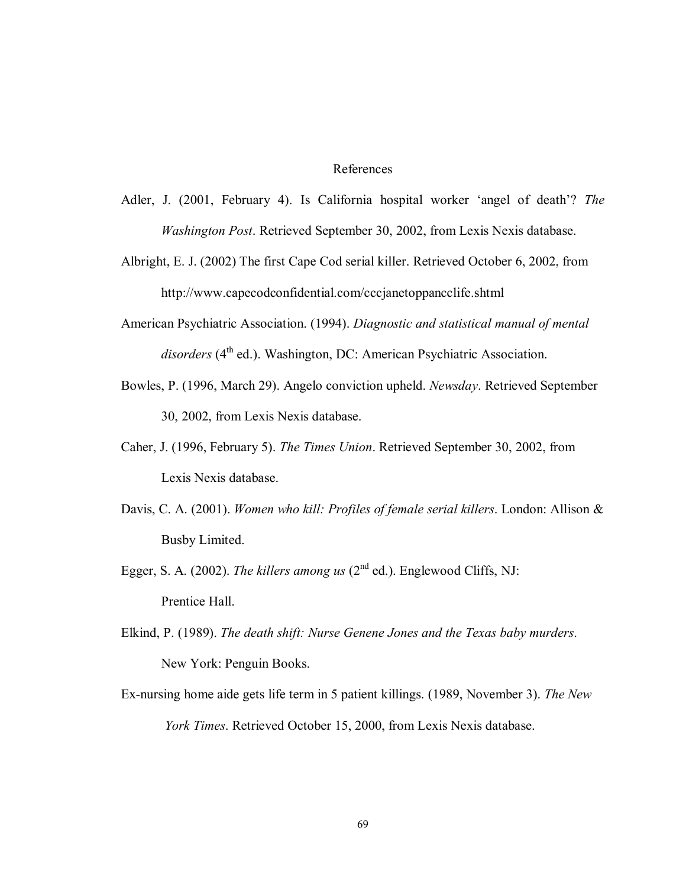# References

Adler, J. (2001, February 4). Is California hospital worker ‘angel of death’? *The Washington Post*. Retrieved September 30, 2002, from Lexis Nexis database.

Albright, E. J. (2002) The first Cape Cod serial killer. Retrieved October 6, 2002, from http://www.capecodconfidential.com/cccjanetoppancclife.shtml

American Psychiatric Association. (1994). *Diagnostic and statistical manual of mental disorders* (4th ed.). Washington, DC: American Psychiatric Association.

Bowles, P. (1996, March 29). Angelo conviction upheld. *Newsday*. Retrieved September 30, 2002, from Lexis Nexis database.

Caher, J. (1996, February 5). *The Times Union*. Retrieved September 30, 2002, from Lexis Nexis database.

Davis, C. A. (2001). *Women who kill: Profiles of female serial killers*. London: Allison & Busby Limited.

Egger, S. A. (2002). *The killers among us* (2nd ed.). Englewood Cliffs, NJ: Prentice Hall.

Elkind, P. (1989). *The death shift: Nurse Genene Jones and the Texas baby murders*. New York: Penguin Books.

Ex-nursing home aide gets life term in 5 patient killings. (1989, November 3). *The New York Times*. Retrieved October 15, 2000, from Lexis Nexis database.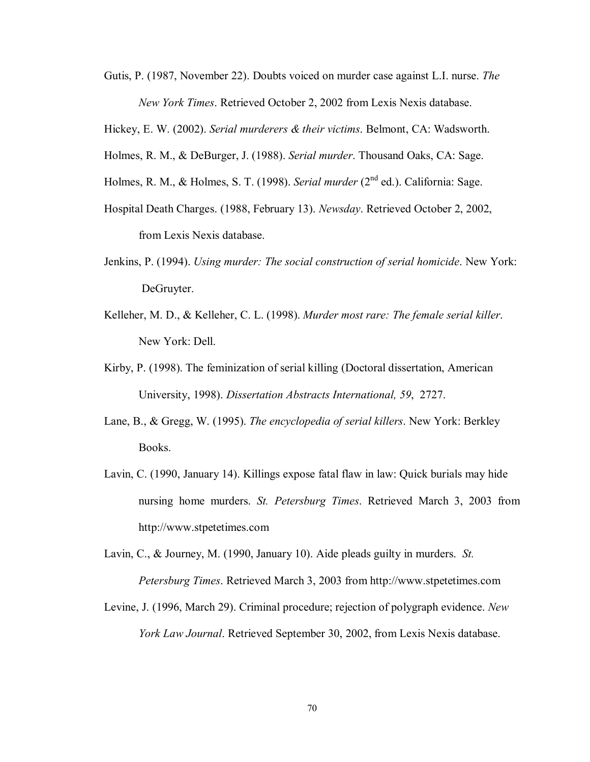Gutis, P. (1987, November 22). Doubts voiced on murder case against L.I. nurse. *The New York Times*. Retrieved October 2, 2002 from Lexis Nexis database.

Hickey, E. W. (2002). *Serial murderers & their victims*. Belmont, CA: Wadsworth.

Holmes, R. M., & DeBurger, J. (1988). *Serial murder*. Thousand Oaks, CA: Sage.

Holmes, R. M., & Holmes, S. T. (1998). *Serial murder* (2nd ed.). California: Sage.

Hospital Death Charges. (1988, February 13). *Newsday*. Retrieved October 2, 2002, from Lexis Nexis database.

Jenkins, P. (1994). *Using murder: The social construction of serial homicide*. New York: DeGruyter.

Kelleher, M. D., & Kelleher, C. L. (1998). *Murder most rare: The female serial killer*. New York: Dell.

Kirby, P. (1998). The feminization of serial killing (Doctoral dissertation, American University, 1998). *Dissertation Abstracts International, 59*, 2727.

Lane, B., & Gregg, W. (1995). *The encyclopedia of serial killers*. New York: Berkley Books.

Lavin, C. (1990, January 14). Killings expose fatal flaw in law: Quick burials may hide nursing home murders. *St. Petersburg Times*. Retrieved March 3, 2003 from http://www.stpetetimes.com

Lavin, C., & Journey, M. (1990, January 10). Aide pleads guilty in murders. *St. Petersburg Times*. Retrieved March 3, 2003 from http://www.stpetetimes.com

Levine, J. (1996, March 29). Criminal procedure; rejection of polygraph evidence. *New York Law Journal*. Retrieved September 30, 2002, from Lexis Nexis database.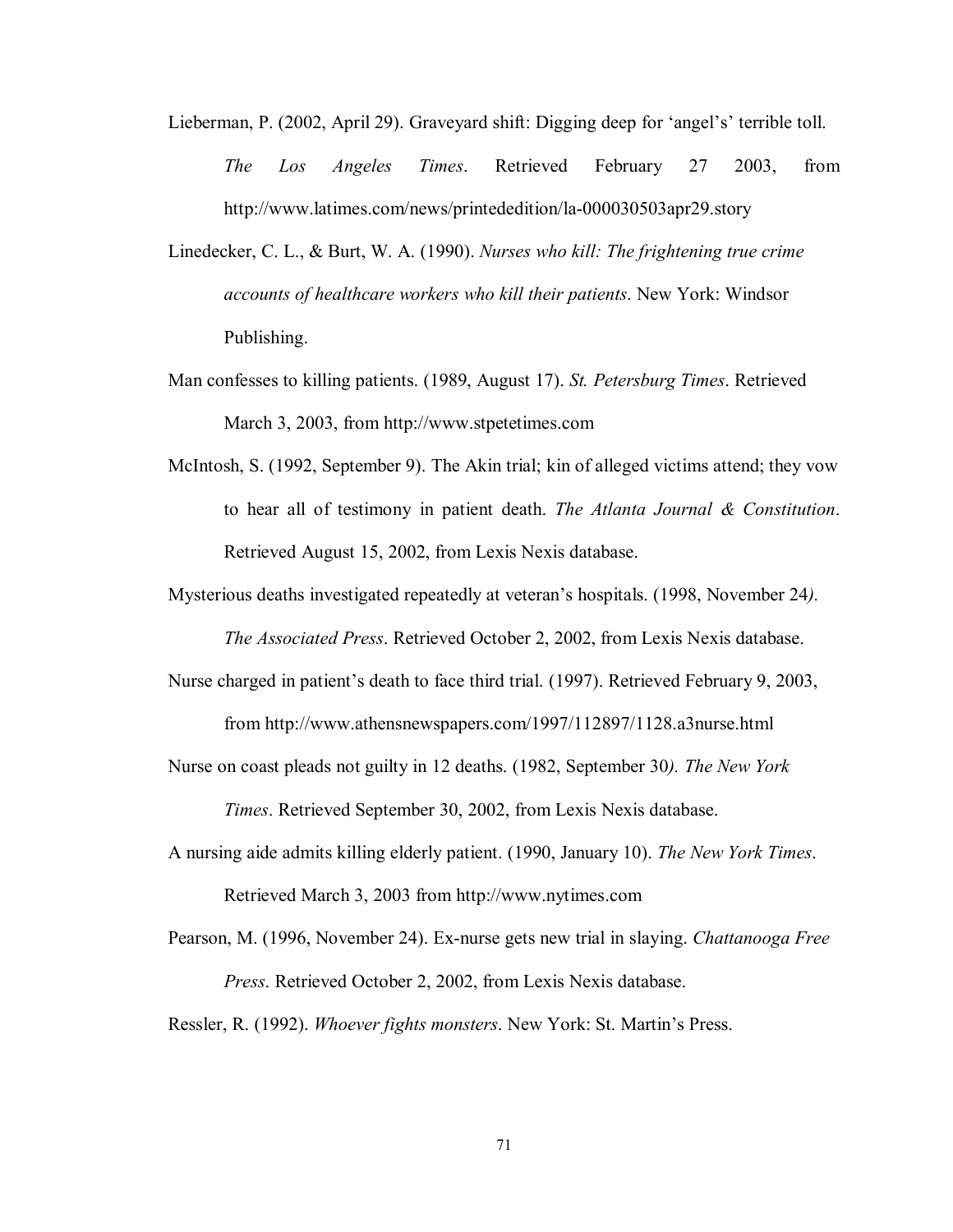Lieberman, P. (2002, April 29). Graveyard shift: Digging deep for 'angel's' terrible toll. *The Los Angeles Times*. Retrieved February 27 2003, from http://www.latimes.com/news/printededition/la-000030503apr29.story

Linedecker, C. L., & Burt, W. A. (1990). *Nurses who kill: The frightening true crime accounts of healthcare workers who kill their patients*. New York: Windsor Publishing.

Man confesses to killing patients. (1989, August 17). *St. Petersburg Times*. Retrieved March 3, 2003, from http://www.stpetetimes.com

McIntosh, S. (1992, September 9). The Akin trial; kin of alleged victims attend; they vow to hear all of testimony in patient death. *The Atlanta Journal & Constitution*. Retrieved August 15, 2002, from Lexis Nexis database.

Mysterious deaths investigated repeatedly at veteran's hospitals. (1998, November 24*)*. *The Associated Press*. Retrieved October 2, 2002, from Lexis Nexis database.

Nurse charged in patient's death to face third trial. (1997). Retrieved February 9, 2003, from http://www.athensnewspapers.com/1997/112897/1128.a3nurse.html

Nurse on coast pleads not guilty in 12 deaths. (1982, September 30*). The New York Times*. Retrieved September 30, 2002, from Lexis Nexis database.

A nursing aide admits killing elderly patient. (1990, January 10). *The New York Times*. Retrieved March 3, 2003 from http://www.nytimes.com

Pearson, M. (1996, November 24). Ex-nurse gets new trial in slaying. *Chattanooga Free Press*. Retrieved October 2, 2002, from Lexis Nexis database.

Ressler, R. (1992). *Whoever fights monsters*. New York: St. Martin's Press.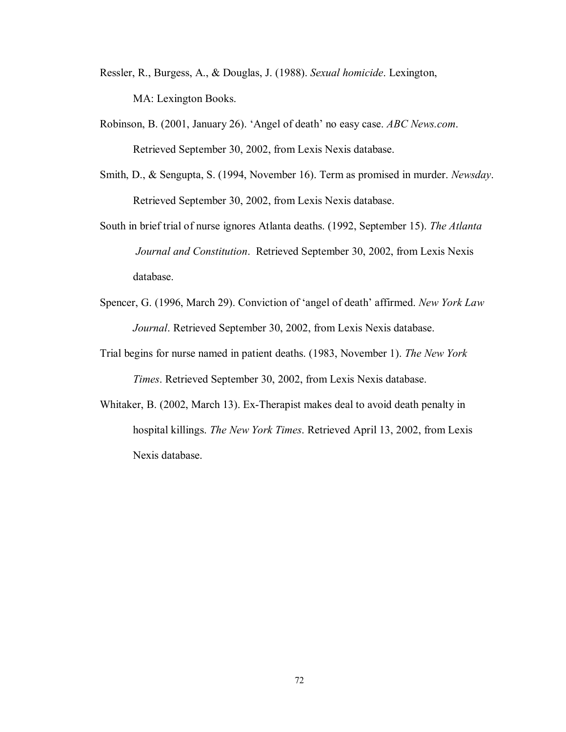Ressler, R., Burgess, A., & Douglas, J. (1988). *Sexual homicide*. Lexington, MA: Lexington Books.

Robinson, B. (2001, January 26). 'Angel of death' no easy case. *ABC News.com*. Retrieved September 30, 2002, from Lexis Nexis database.

Smith, D., & Sengupta, S. (1994, November 16). Term as promised in murder. *Newsday*. Retrieved September 30, 2002, from Lexis Nexis database.

South in brief trial of nurse ignores Atlanta deaths. (1992, September 15). *The Atlanta Journal and Constitution*. Retrieved September 30, 2002, from Lexis Nexis database.

Spencer, G. (1996, March 29). Conviction of 'angel of death' affirmed. *New York Law Journal*. Retrieved September 30, 2002, from Lexis Nexis database.

Trial begins for nurse named in patient deaths. (1983, November 1). *The New York Times*. Retrieved September 30, 2002, from Lexis Nexis database.

Whitaker, B. (2002, March 13). Ex-Therapist makes deal to avoid death penalty in hospital killings. *The New York Times*. Retrieved April 13, 2002, from Lexis Nexis database.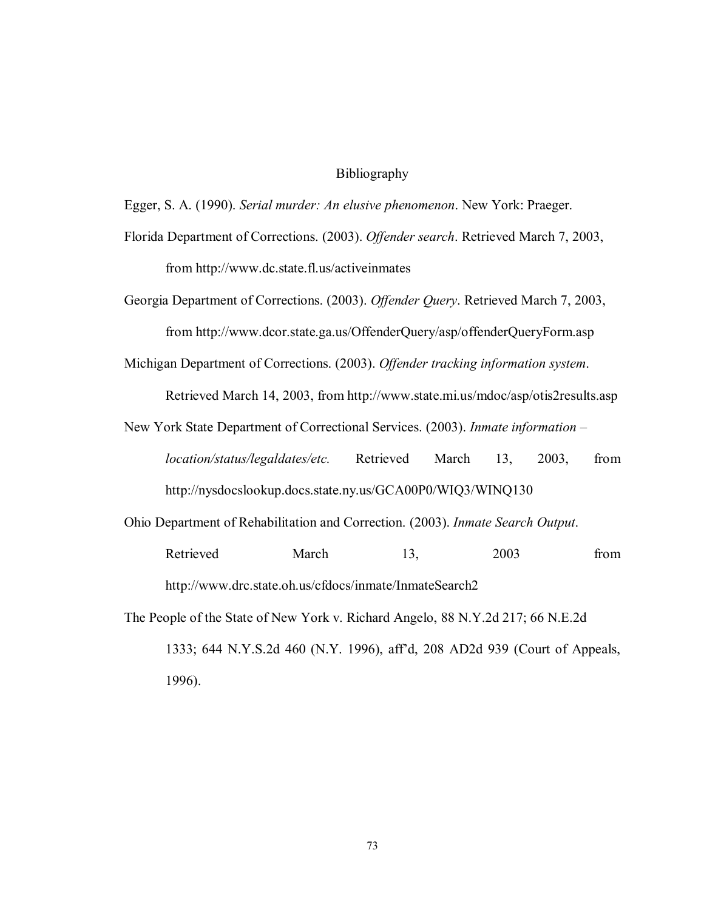# Bibliography

Egger, S. A. (1990). *Serial murder: An elusive phenomenon*. New York: Praeger.

Florida Department of Corrections. (2003). *Offender search*. Retrieved March 7, 2003, from http://www.dc.state.fl.us/activeinmates

Georgia Department of Corrections. (2003). *Offender Query*. Retrieved March 7, 2003, from http://www.dcor.state.ga.us/OffenderQuery/asp/offenderQueryForm.asp

Michigan Department of Corrections. (2003). *Offender tracking information system*. Retrieved March 14, 2003, from http://www.state.mi.us/mdoc/asp/otis2results.asp

New York State Department of Correctional Services. (2003). *Inmate information – location/status/legaldates/etc.* Retrieved March 13, 2003, from http://nysdocslookup.docs.state.ny.us/GCA00P0/WIQ3/WINQ130

Ohio Department of Rehabilitation and Correction. (2003). *Inmate Search Output*. Retrieved March 13, 2003 from http://www.drc.state.oh.us/cfdocs/inmate/InmateSearch2

The People of the State of New York v. Richard Angelo, 88 N.Y.2d 217; 66 N.E.2d 1333; 644 N.Y.S.2d 460 (N.Y. 1996), aff'd, 208 AD2d 939 (Court of Appeals, 1996).